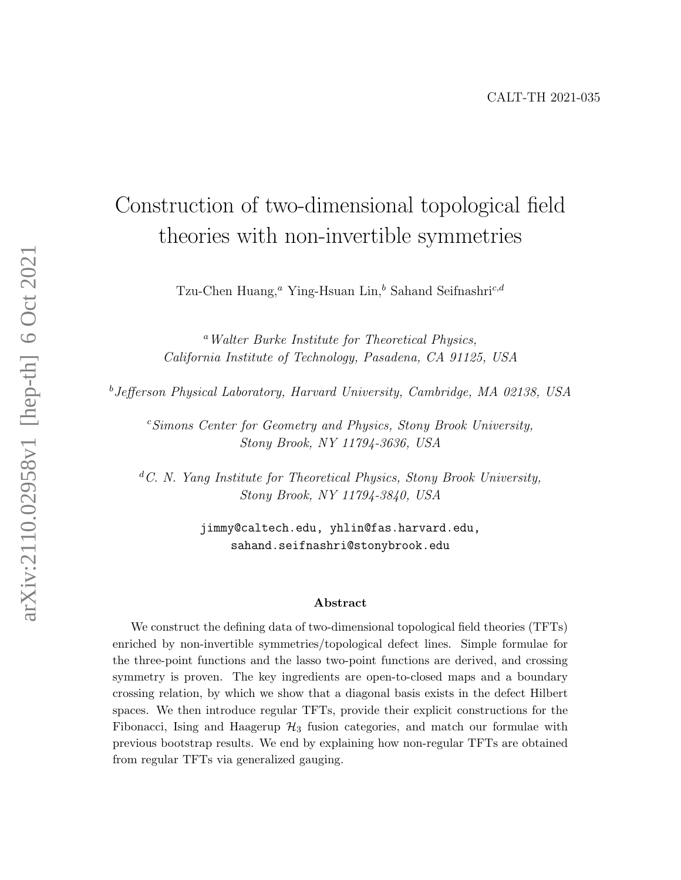CALT-TH 2021-035

# Construction of two-dimensional topological field theories with non-invertible symmetries

Tzu-Chen Huang,[a] Ying-Hsuan Lin,[b] Sahand Seifnashri[c,d]

[a] *Walter Burke Institute for Theoretical Physics, California Institute of Technology, Pasadena, CA 91125, USA*

[b] *Jefferson Physical Laboratory, Harvard University, Cambridge, MA 02138, USA*

[c] *Simons Center for Geometry and Physics, Stony Brook University, Stony Brook, NY 11794-3636, USA*

[d] *C. N. Yang Institute for Theoretical Physics, Stony Brook University, Stony Brook, NY 11794-3840, USA*

jimmy@caltech.edu, yhlin@fas.harvard.edu, sahand.seifnashri@stonybrook.edu

## Abstract

We construct the defining data of two-dimensional topological field theories (TFTs) enriched by non-invertible symmetries/topological defect lines. Simple formulae for the three-point functions and the lasso two-point functions are derived, and crossing symmetry is proven. The key ingredients are open-to-closed maps and a boundary crossing relation, by which we show that a diagonal basis exists in the defect Hilbert spaces. We then introduce regular TFTs, provide their explicit constructions for the Fibonacci, Ising and Haagerup $\mathcal{H}_3$ fusion categories, and match our formulae with previous bootstrap results. We end by explaining how non-regular TFTs are obtained from regular TFTs via generalized gauging.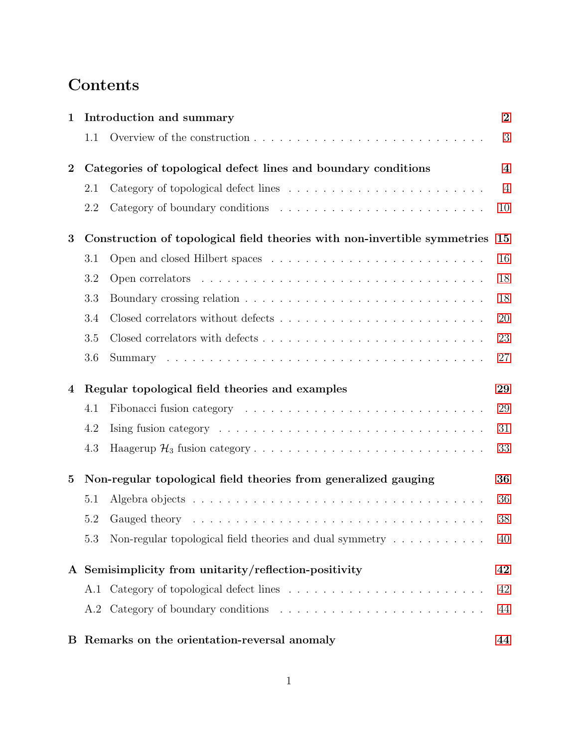# Contents

**1 Introduction and summary** — 2
- 1.1 Overview of the construction — 3

**2 Categories of topological defect lines and boundary conditions** — 4
- 2.1 Category of topological defect lines — 4
- 2.2 Category of boundary conditions — 10

**3 Construction of topological field theories with non-invertible symmetries** — 15
- 3.1 Open and closed Hilbert spaces — 16
- 3.2 Open correlators — 18
- 3.3 Boundary crossing relation — 18
- 3.4 Closed correlators without defects — 20
- 3.5 Closed correlators with defects — 23
- 3.6 Summary — 27

**4 Regular topological field theories and examples** — 29
- 4.1 Fibonacci fusion category — 29
- 4.2 Ising fusion category — 31
- 4.3 Haagerup $\mathcal{H}_3$ fusion category — 33

**5 Non-regular topological field theories from generalized gauging** — 36
- 5.1 Algebra objects — 36
- 5.2 Gauged theory — 38
- 5.3 Non-regular topological field theories and dual symmetry — 40

**A Semisimplicity from unitarity/reflection-positivity** — 42
- A.1 Category of topological defect lines — 42
- A.2 Category of boundary conditions — 44

**B Remarks on the orientation-reversal anomaly** — 44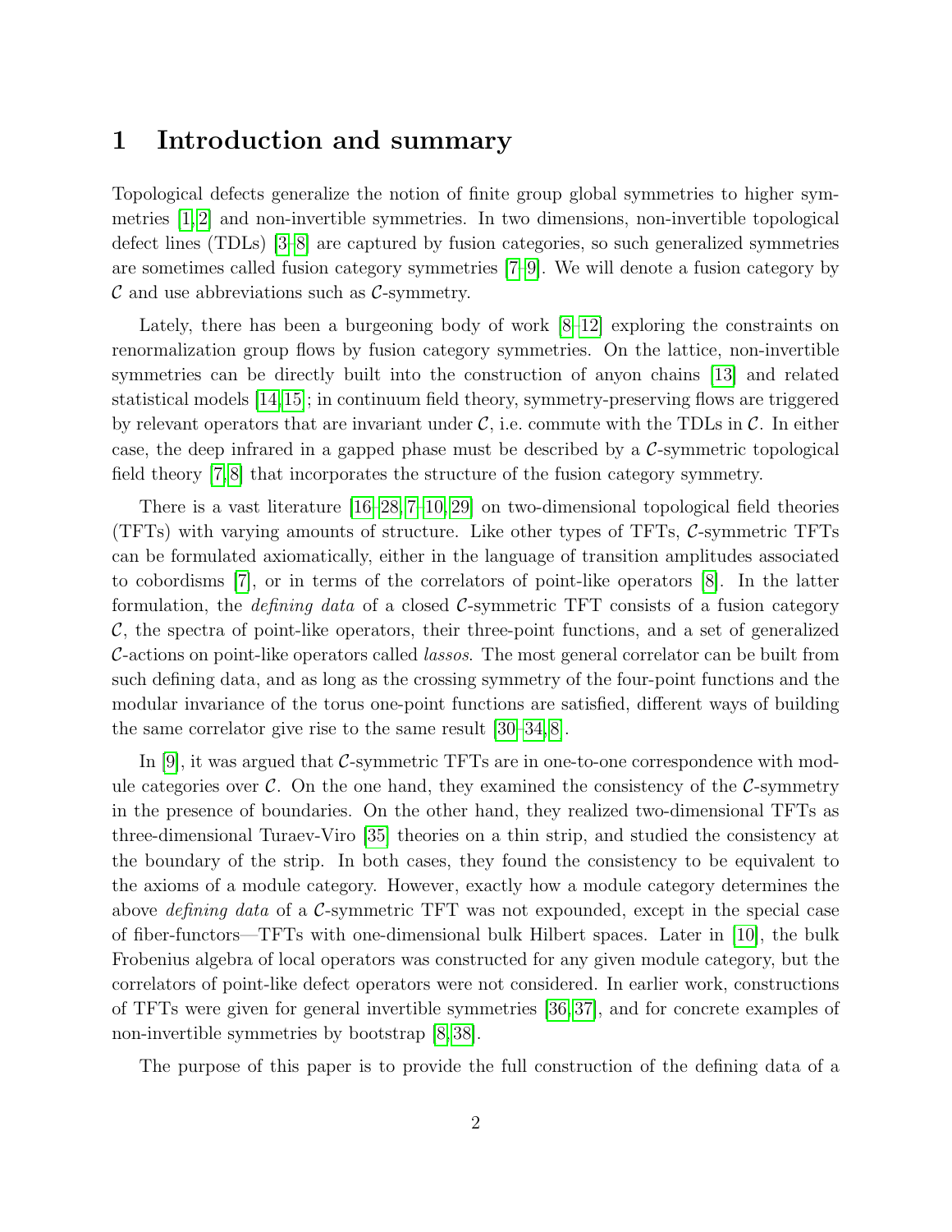# 1 Introduction and summary

Topological defects generalize the notion of finite group global symmetries to higher symmetries [1,2] and non-invertible symmetries. In two dimensions, non-invertible topological defect lines (TDLs) [3–8] are captured by fusion categories, so such generalized symmetries are sometimes called fusion category symmetries [7–9]. We will denote a fusion category by $\mathcal{C}$ and use abbreviations such as $\mathcal{C}$-symmetry.

Lately, there has been a burgeoning body of work [8–12] exploring the constraints on renormalization group flows by fusion category symmetries. On the lattice, non-invertible symmetries can be directly built into the construction of anyon chains [13] and related statistical models [14,15]; in continuum field theory, symmetry-preserving flows are triggered by relevant operators that are invariant under $\mathcal{C}$, i.e. commute with the TDLs in $\mathcal{C}$. In either case, the deep infrared in a gapped phase must be described by a $\mathcal{C}$-symmetric topological field theory [7,8] that incorporates the structure of the fusion category symmetry.

There is a vast literature [16–28,7–10,29] on two-dimensional topological field theories (TFTs) with varying amounts of structure. Like other types of TFTs, $\mathcal{C}$-symmetric TFTs can be formulated axiomatically, either in the language of transition amplitudes associated to cobordisms [7], or in terms of the correlators of point-like operators [8]. In the latter formulation, the *defining data* of a closed $\mathcal{C}$-symmetric TFT consists of a fusion category $\mathcal{C}$, the spectra of point-like operators, their three-point functions, and a set of generalized $\mathcal{C}$-actions on point-like operators called *lassos*. The most general correlator can be built from such defining data, and as long as the crossing symmetry of the four-point functions and the modular invariance of the torus one-point functions are satisfied, different ways of building the same correlator give rise to the same result [30–34,8].

In [9], it was argued that $\mathcal{C}$-symmetric TFTs are in one-to-one correspondence with module categories over $\mathcal{C}$. On the one hand, they examined the consistency of the $\mathcal{C}$-symmetry in the presence of boundaries. On the other hand, they realized two-dimensional TFTs as three-dimensional Turaev-Viro [35] theories on a thin strip, and studied the consistency at the boundary of the strip. In both cases, they found the consistency to be equivalent to the axioms of a module category. However, exactly how a module category determines the above *defining data* of a $\mathcal{C}$-symmetric TFT was not expounded, except in the special case of fiber-functors—TFTs with one-dimensional bulk Hilbert spaces. Later in [10], the bulk Frobenius algebra of local operators was constructed for any given module category, but the correlators of point-like defect operators were not considered. In earlier work, constructions of TFTs were given for general invertible symmetries [36,37], and for concrete examples of non-invertible symmetries by bootstrap [8,38].

The purpose of this paper is to provide the full construction of the defining data of a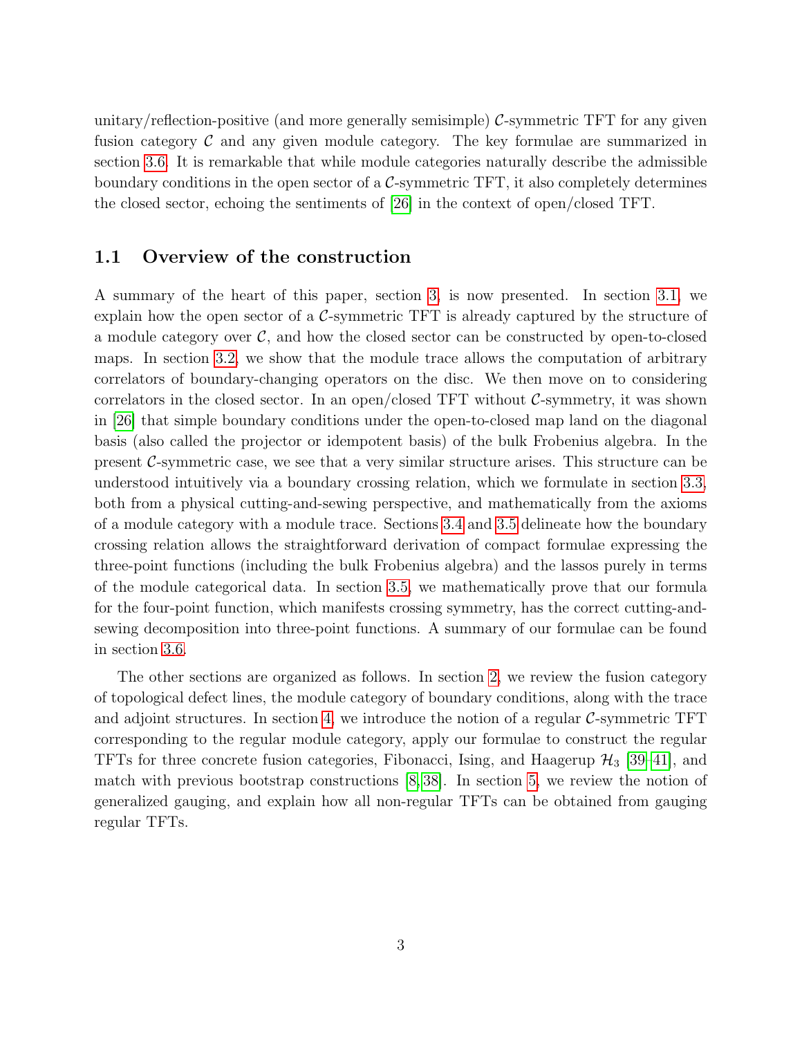unitary/reflection-positive (and more generally semisimple) $\mathcal{C}$-symmetric TFT for any given fusion category $\mathcal{C}$ and any given module category. The key formulae are summarized in section 3.6. It is remarkable that while module categories naturally describe the admissible boundary conditions in the open sector of a $\mathcal{C}$-symmetric TFT, it also completely determines the closed sector, echoing the sentiments of [26] in the context of open/closed TFT.

## 1.1 Overview of the construction

A summary of the heart of this paper, section 3, is now presented. In section 3.1, we explain how the open sector of a $\mathcal{C}$-symmetric TFT is already captured by the structure of a module category over $\mathcal{C}$, and how the closed sector can be constructed by open-to-closed maps. In section 3.2, we show that the module trace allows the computation of arbitrary correlators of boundary-changing operators on the disc. We then move on to considering correlators in the closed sector. In an open/closed TFT without $\mathcal{C}$-symmetry, it was shown in [26] that simple boundary conditions under the open-to-closed map land on the diagonal basis (also called the projector or idempotent basis) of the bulk Frobenius algebra. In the present $\mathcal{C}$-symmetric case, we see that a very similar structure arises. This structure can be understood intuitively via a boundary crossing relation, which we formulate in section 3.3, both from a physical cutting-and-sewing perspective, and mathematically from the axioms of a module category with a module trace. Sections 3.4 and 3.5 delineate how the boundary crossing relation allows the straightforward derivation of compact formulae expressing the three-point functions (including the bulk Frobenius algebra) and the lassos purely in terms of the module categorical data. In section 3.5, we mathematically prove that our formula for the four-point function, which manifests crossing symmetry, has the correct cutting-and-sewing decomposition into three-point functions. A summary of our formulae can be found in section 3.6.

The other sections are organized as follows. In section 2, we review the fusion category of topological defect lines, the module category of boundary conditions, along with the trace and adjoint structures. In section 4, we introduce the notion of a regular $\mathcal{C}$-symmetric TFT corresponding to the regular module category, apply our formulae to construct the regular TFTs for three concrete fusion categories, Fibonacci, Ising, and Haagerup $\mathcal{H}_3$ [39–41], and match with previous bootstrap constructions [8, 38]. In section 5, we review the notion of generalized gauging, and explain how all non-regular TFTs can be obtained from gauging regular TFTs.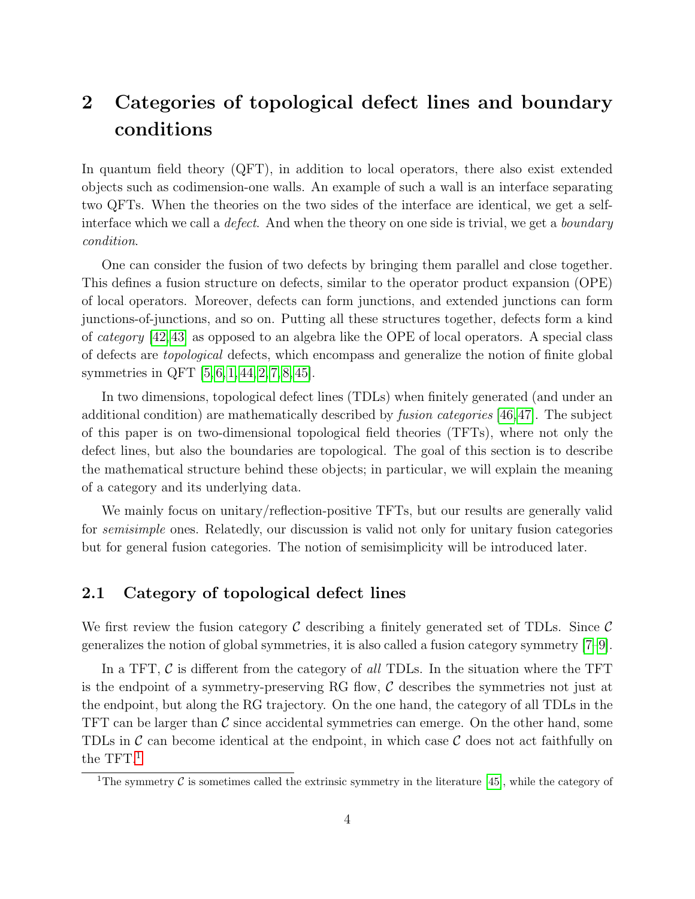## 2 Categories of topological defect lines and boundary conditions

In quantum field theory (QFT), in addition to local operators, there also exist extended objects such as codimension-one walls. An example of such a wall is an interface separating two QFTs. When the theories on the two sides of the interface are identical, we get a self-interface which we call a *defect*. And when the theory on one side is trivial, we get a *boundary condition*.

One can consider the fusion of two defects by bringing them parallel and close together. This defines a fusion structure on defects, similar to the operator product expansion (OPE) of local operators. Moreover, defects can form junctions, and extended junctions can form junctions-of-junctions, and so on. Putting all these structures together, defects form a kind of *category* [42,43] as opposed to an algebra like the OPE of local operators. A special class of defects are *topological* defects, which encompass and generalize the notion of finite global symmetries in QFT [5,6,1,44,2,7,8,45].

In two dimensions, topological defect lines (TDLs) when finitely generated (and under an additional condition) are mathematically described by *fusion categories* [46,47]. The subject of this paper is on two-dimensional topological field theories (TFTs), where not only the defect lines, but also the boundaries are topological. The goal of this section is to describe the mathematical structure behind these objects; in particular, we will explain the meaning of a category and its underlying data.

We mainly focus on unitary/reflection-positive TFTs, but our results are generally valid for *semisimple* ones. Relatedly, our discussion is valid not only for unitary fusion categories but for general fusion categories. The notion of semisimplicity will be introduced later.

### 2.1 Category of topological defect lines

We first review the fusion category $\mathcal{C}$ describing a finitely generated set of TDLs. Since $\mathcal{C}$ generalizes the notion of global symmetries, it is also called a fusion category symmetry [7–9].

In a TFT, $\mathcal{C}$ is different from the category of *all* TDLs. In the situation where the TFT is the endpoint of a symmetry-preserving RG flow, $\mathcal{C}$ describes the symmetries not just at the endpoint, but along the RG trajectory. On the one hand, the category of all TDLs in the TFT can be larger than $\mathcal{C}$ since accidental symmetries can emerge. On the other hand, some TDLs in $\mathcal{C}$ can become identical at the endpoint, in which case $\mathcal{C}$ does not act faithfully on the TFT.[1]

[1] The symmetry $\mathcal{C}$ is sometimes called the extrinsic symmetry in the literature [45], while the category of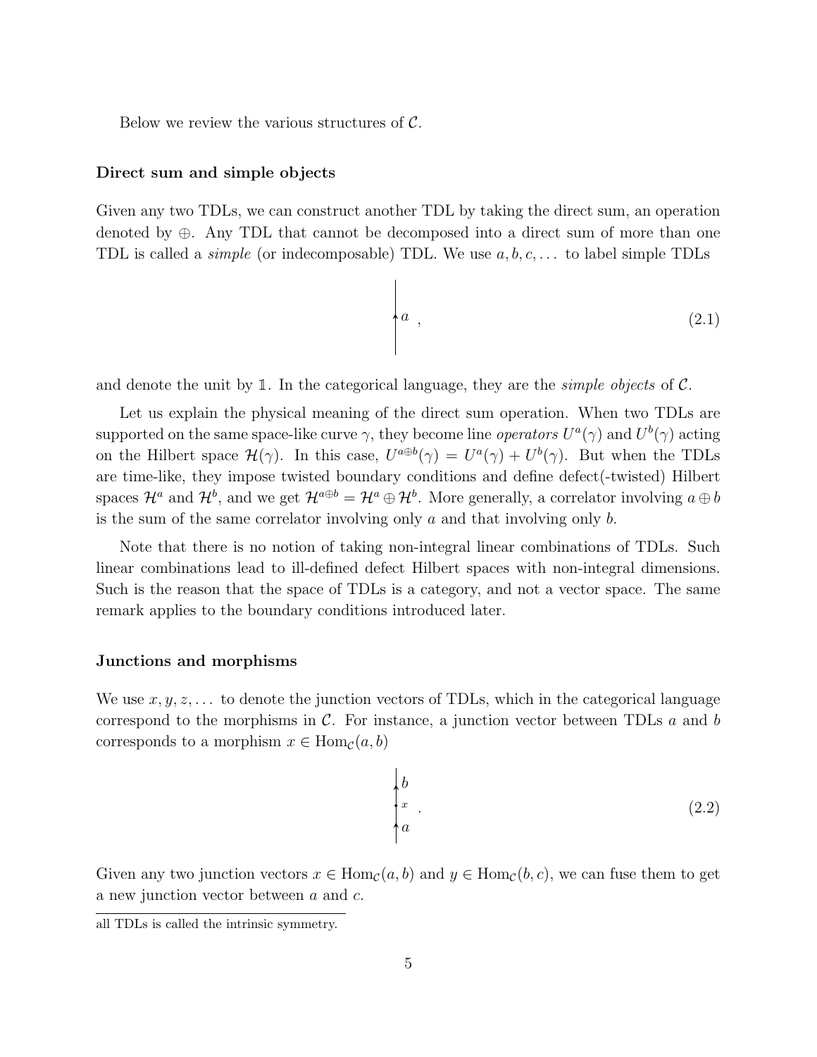Below we review the various structures of $\mathcal{C}$.

**Direct sum and simple objects**

Given any two TDLs, we can construct another TDL by taking the direct sum, an operation denoted by $\oplus$. Any TDL that cannot be decomposed into a direct sum of more than one TDL is called a *simple* (or indecomposable) TDL. We use $a, b, c, \ldots$ to label simple TDLs

$$\Big\uparrow a \ , \tag{2.1}$$

and denote the unit by $\mathbb{1}$. In the categorical language, they are the *simple objects* of $\mathcal{C}$.

Let us explain the physical meaning of the direct sum operation. When two TDLs are supported on the same space-like curve $\gamma$, they become line *operators* $U^a(\gamma)$ and $U^b(\gamma)$ acting on the Hilbert space $\mathcal{H}(\gamma)$. In this case, $U^{a\oplus b}(\gamma) = U^a(\gamma) + U^b(\gamma)$. But when the TDLs are time-like, they impose twisted boundary conditions and define defect(-twisted) Hilbert spaces $\mathcal{H}^a$ and $\mathcal{H}^b$, and we get $\mathcal{H}^{a\oplus b} = \mathcal{H}^a \oplus \mathcal{H}^b$. More generally, a correlator involving $a \oplus b$ is the sum of the same correlator involving only $a$ and that involving only $b$.

Note that there is no notion of taking non-integral linear combinations of TDLs. Such linear combinations lead to ill-defined defect Hilbert spaces with non-integral dimensions. Such is the reason that the space of TDLs is a category, and not a vector space. The same remark applies to the boundary conditions introduced later.

**Junctions and morphisms**

We use $x, y, z, \ldots$ to denote the junction vectors of TDLs, which in the categorical language correspond to the morphisms in $\mathcal{C}$. For instance, a junction vector between TDLs $a$ and $b$ corresponds to a morphism $x \in \mathrm{Hom}_{\mathcal{C}}(a, b)$

$$\begin{array}{l} \uparrow b \\ \bullet\, x \\ \uparrow a \end{array} \ . \tag{2.2}$$

Given any two junction vectors $x \in \mathrm{Hom}_{\mathcal{C}}(a, b)$ and $y \in \mathrm{Hom}_{\mathcal{C}}(b, c)$, we can fuse them to get a new junction vector between $a$ and $c$.

all TDLs is called the intrinsic symmetry.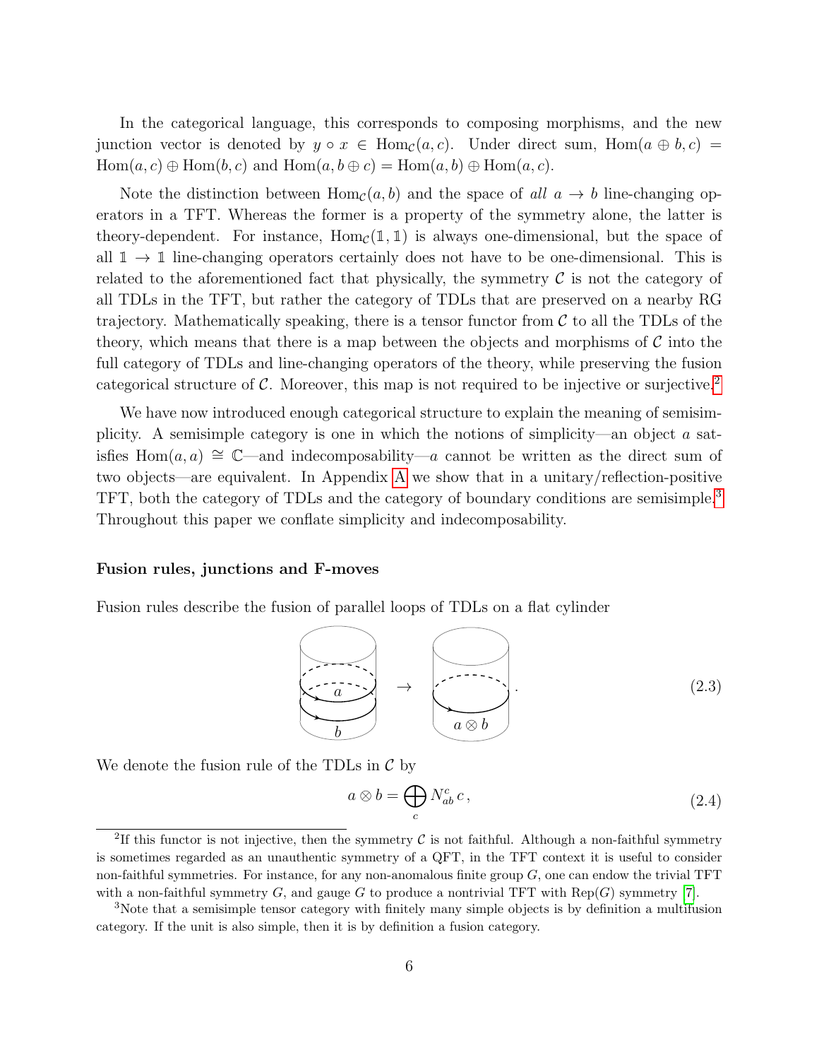In the categorical language, this corresponds to composing morphisms, and the new junction vector is denoted by $y \circ x \in \mathrm{Hom}_{\mathcal{C}}(a, c)$. Under direct sum, $\mathrm{Hom}(a \oplus b, c) = \mathrm{Hom}(a, c) \oplus \mathrm{Hom}(b, c)$ and $\mathrm{Hom}(a, b \oplus c) = \mathrm{Hom}(a, b) \oplus \mathrm{Hom}(a, c)$.

Note the distinction between $\mathrm{Hom}_{\mathcal{C}}(a, b)$ and the space of *all* $a \to b$ line-changing operators in a TFT. Whereas the former is a property of the symmetry alone, the latter is theory-dependent. For instance, $\mathrm{Hom}_{\mathcal{C}}(\mathbb{1}, \mathbb{1})$ is always one-dimensional, but the space of all $\mathbb{1} \to \mathbb{1}$ line-changing operators certainly does not have to be one-dimensional. This is related to the aforementioned fact that physically, the symmetry $\mathcal{C}$ is not the category of all TDLs in the TFT, but rather the category of TDLs that are preserved on a nearby RG trajectory. Mathematically speaking, there is a tensor functor from $\mathcal{C}$ to all the TDLs of the theory, which means that there is a map between the objects and morphisms of $\mathcal{C}$ into the full category of TDLs and line-changing operators of the theory, while preserving the fusion categorical structure of $\mathcal{C}$. Moreover, this map is not required to be injective or surjective.[2]

We have now introduced enough categorical structure to explain the meaning of semisimplicity. A semisimple category is one in which the notions of simplicity—an object $a$ satisfies $\mathrm{Hom}(a, a) \cong \mathbb{C}$—and indecomposability—$a$ cannot be written as the direct sum of two objects—are equivalent. In Appendix A we show that in a unitary/reflection-positive TFT, both the category of TDLs and the category of boundary conditions are semisimple.[3] Throughout this paper we conflate simplicity and indecomposability.

**Fusion rules, junctions and F-moves**

Fusion rules describe the fusion of parallel loops of TDLs on a flat cylinder

$$\text{[cylinder with loops } a \text{ and } b\text{]} \to \text{[cylinder with loop } a \otimes b\text{]} . \tag{2.3}$$

We denote the fusion rule of the TDLs in $\mathcal{C}$ by

$$a \otimes b = \bigoplus_c N_{ab}^c \, c\,, \tag{2.4}$$

[2] If this functor is not injective, then the symmetry $\mathcal{C}$ is not faithful. Although a non-faithful symmetry is sometimes regarded as an unauthentic symmetry of a QFT, in the TFT context it is useful to consider non-faithful symmetries. For instance, for any non-anomalous finite group $G$, one can endow the trivial TFT with a non-faithful symmetry $G$, and gauge $G$ to produce a nontrivial TFT with $\mathrm{Rep}(G)$ symmetry [7].

[3] Note that a semisimple tensor category with finitely many simple objects is by definition a multifusion category. If the unit is also simple, then it is by definition a fusion category.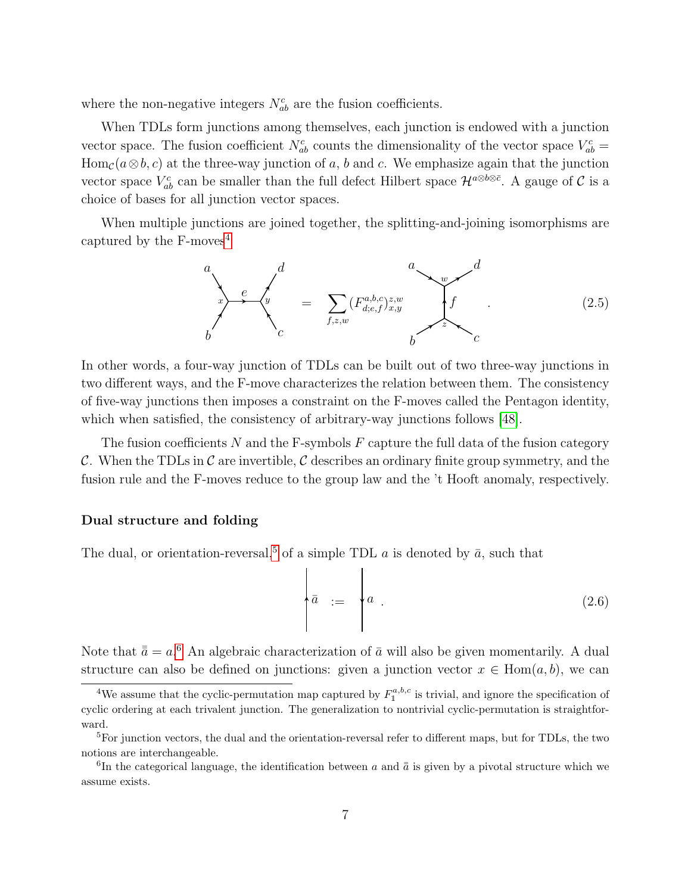where the non-negative integers $N_{ab}^c$ are the fusion coefficients.

When TDLs form junctions among themselves, each junction is endowed with a junction vector space. The fusion coefficient $N_{ab}^c$ counts the dimensionality of the vector space $V_{ab}^c = \mathrm{Hom}_{\mathcal{C}}(a \otimes b, c)$ at the three-way junction of $a$, $b$ and $c$. We emphasize again that the junction vector space $V_{ab}^c$ can be smaller than the full defect Hilbert space $\mathcal{H}^{a\otimes b\otimes \bar{c}}$. A gauge of $\mathcal{C}$ is a choice of bases for all junction vector spaces.

When multiple junctions are joined together, the splitting-and-joining isomorphisms are captured by the F-moves[4]

$$\text{(diagram: } a, b \text{ meet at junction } x \text{, line } e \text{ to junction } y \text{ with } c, d\text{)} \quad = \quad \sum_{f,z,w} (F^{a,b,c}_{d;e,f})^{z,w}_{x,y} \quad \text{(diagram: } b, c \text{ meet at junction } z \text{, line } f \text{ to junction } w \text{ with } a, d\text{)} \quad . \tag{2.5}$$

In other words, a four-way junction of TDLs can be built out of two three-way junctions in two different ways, and the F-move characterizes the relation between them. The consistency of five-way junctions then imposes a constraint on the F-moves called the Pentagon identity, which when satisfied, the consistency of arbitrary-way junctions follows [48].

The fusion coefficients $N$ and the F-symbols $F$ capture the full data of the fusion category $\mathcal{C}$. When the TDLs in $\mathcal{C}$ are invertible, $\mathcal{C}$ describes an ordinary finite group symmetry, and the fusion rule and the F-moves reduce to the group law and the 't Hooft anomaly, respectively.

**Dual structure and folding**

The dual, or orientation-reversal,[5] of a simple TDL $a$ is denoted by $\bar{a}$, such that

$$\uparrow \bar{a} \quad := \quad \downarrow a \ . \tag{2.6}$$

Note that $\bar{\bar{a}} = a$.[6] An algebraic characterization of $\bar{a}$ will also be given momentarily. A dual structure can also be defined on junctions: given a junction vector $x \in \mathrm{Hom}(a, b)$, we can

[4] We assume that the cyclic-permutation map captured by $F_1^{a,b,c}$ is trivial, and ignore the specification of cyclic ordering at each trivalent junction. The generalization to nontrivial cyclic-permutation is straightforward.

[5] For junction vectors, the dual and the orientation-reversal refer to different maps, but for TDLs, the two notions are interchangeable.

[6] In the categorical language, the identification between $a$ and $\bar{\bar{a}}$ is given by a pivotal structure which we assume exists.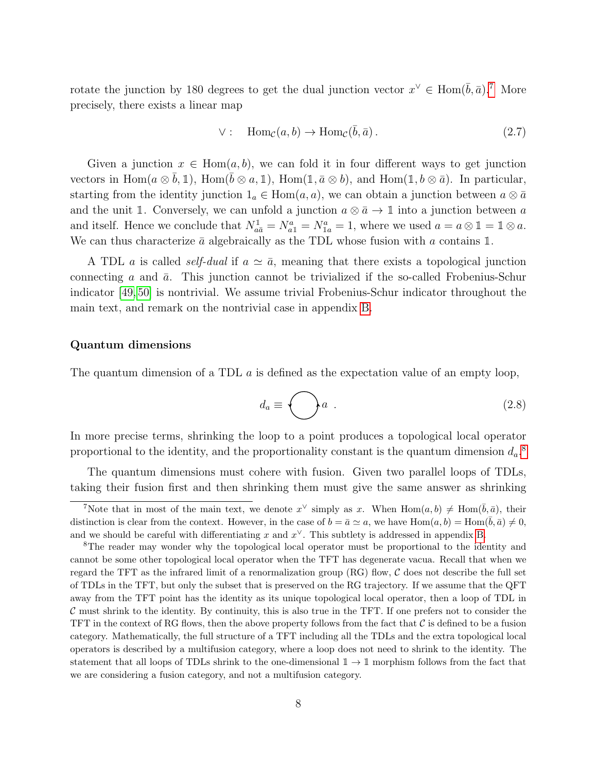rotate the junction by 180 degrees to get the dual junction vector $x^\vee \in \mathrm{Hom}(\bar{b}, \bar{a})$.[7] More precisely, there exists a linear map

$$\vee : \quad \mathrm{Hom}_{\mathcal{C}}(a, b) \to \mathrm{Hom}_{\mathcal{C}}(\bar{b}, \bar{a})\,. \tag{2.7}$$

Given a junction $x \in \mathrm{Hom}(a, b)$, we can fold it in four different ways to get junction vectors in $\mathrm{Hom}(a \otimes \bar{b}, \mathbb{1})$, $\mathrm{Hom}(\bar{b} \otimes a, \mathbb{1})$, $\mathrm{Hom}(\mathbb{1}, \bar{a} \otimes b)$, and $\mathrm{Hom}(\mathbb{1}, b \otimes \bar{a})$. In particular, starting from the identity junction $1_a \in \mathrm{Hom}(a, a)$, we can obtain a junction between $a \otimes \bar{a}$ and the unit $\mathbb{1}$. Conversely, we can unfold a junction $a \otimes \bar{a} \to \mathbb{1}$ into a junction between $a$ and itself. Hence we conclude that $N^{\mathbb{1}}_{a\bar{a}} = N^{a}_{a\mathbb{1}} = N^{a}_{\mathbb{1}a} = 1$, where we used $a = a \otimes \mathbb{1} = \mathbb{1} \otimes a$. We can thus characterize $\bar{a}$ algebraically as the TDL whose fusion with $a$ contains $\mathbb{1}$.

A TDL $a$ is called *self-dual* if $a \simeq \bar{a}$, meaning that there exists a topological junction connecting $a$ and $\bar{a}$. This junction cannot be trivialized if the so-called Frobenius-Schur indicator [49, 50] is nontrivial. We assume trivial Frobenius-Schur indicator throughout the main text, and remark on the nontrivial case in appendix B.

#### Quantum dimensions

The quantum dimension of a TDL $a$ is defined as the expectation value of an empty loop,

$$d_a \equiv \bigcirc\, a \;. \tag{2.8}$$

In more precise terms, shrinking the loop to a point produces a topological local operator proportional to the identity, and the proportionality constant is the quantum dimension $d_a$.[8]

The quantum dimensions must cohere with fusion. Given two parallel loops of TDLs, taking their fusion first and then shrinking them must give the same answer as shrinking

---

[7] Note that in most of the main text, we denote $x^\vee$ simply as $x$. When $\mathrm{Hom}(a, b) \neq \mathrm{Hom}(\bar{b}, \bar{a})$, their distinction is clear from the context. However, in the case of $b = \bar{a} \simeq a$, we have $\mathrm{Hom}(a, b) = \mathrm{Hom}(\bar{b}, \bar{a}) \neq 0$, and we should be careful with differentiating $x$ and $x^\vee$. This subtlety is addressed in appendix B.

[8] The reader may wonder why the topological local operator must be proportional to the identity and cannot be some other topological local operator when the TFT has degenerate vacua. Recall that when we regard the TFT as the infrared limit of a renormalization group (RG) flow, $\mathcal{C}$ does not describe the full set of TDLs in the TFT, but only the subset that is preserved on the RG trajectory. If we assume that the QFT away from the TFT point has the identity as its unique topological local operator, then a loop of TDL in $\mathcal{C}$ must shrink to the identity. By continuity, this is also true in the TFT. If one prefers not to consider the TFT in the context of RG flows, then the above property follows from the fact that $\mathcal{C}$ is defined to be a fusion category. Mathematically, the full structure of a TFT including all the TDLs and the extra topological local operators is described by a multifusion category, where a loop does not need to shrink to the identity. The statement that all loops of TDLs shrink to the one-dimensional $\mathbb{1} \to \mathbb{1}$ morphism follows from the fact that we are considering a fusion category, and not a multifusion category.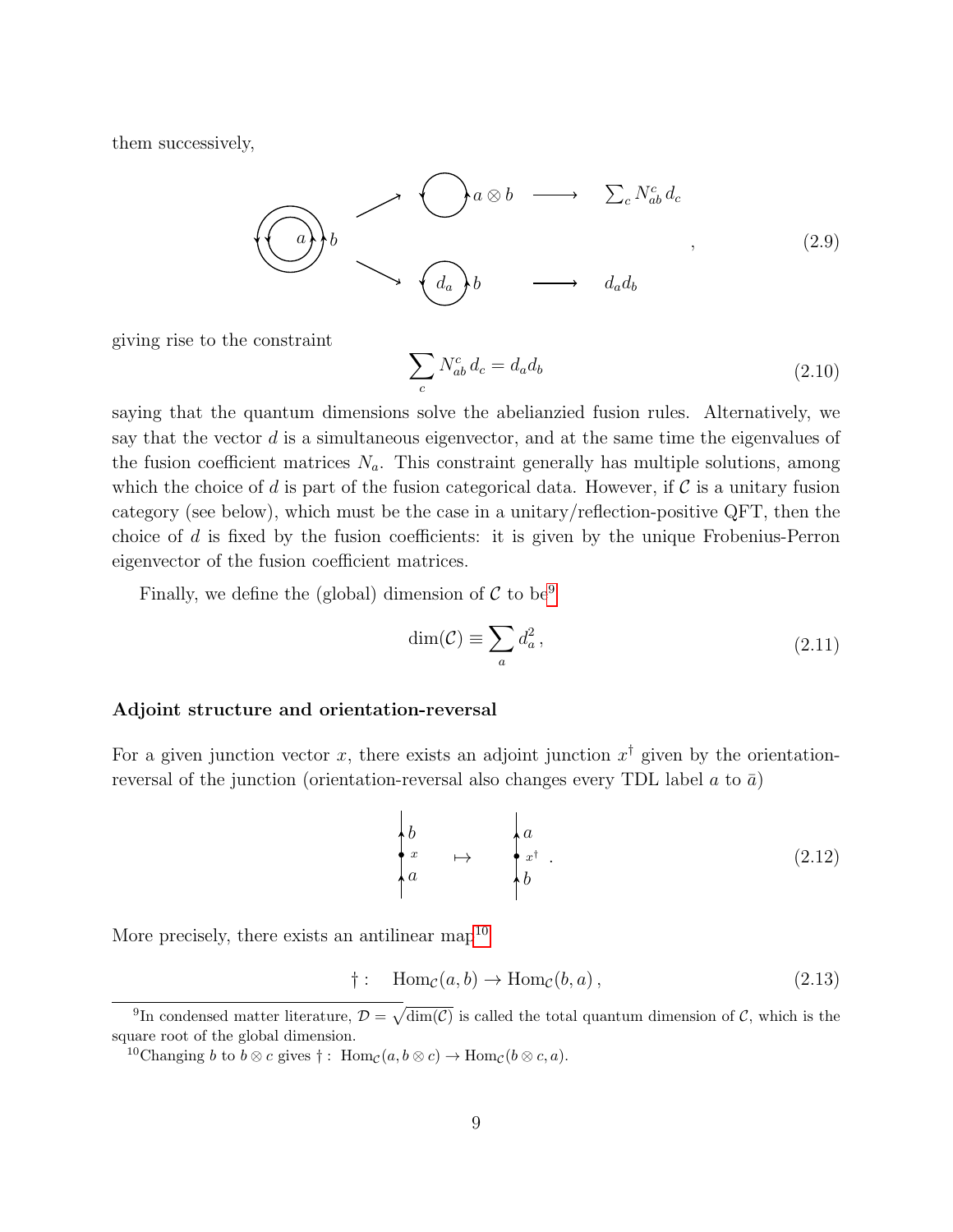them successively,

$$\text{(nested loops } a, b) \begin{array}{l} \nearrow \ \bigcirc\, a \otimes b \longrightarrow \sum_c N_{ab}^c \, d_c \\ \searrow \ \bigcirc_{d_a}\, b \longrightarrow d_a d_b \end{array} \,, \tag{2.9}$$

giving rise to the constraint

$$\sum_c N_{ab}^c \, d_c = d_a d_b \tag{2.10}$$

saying that the quantum dimensions solve the abelianzied fusion rules. Alternatively, we say that the vector $d$ is a simultaneous eigenvector, and at the same time the eigenvalues of the fusion coefficient matrices $N_a$. This constraint generally has multiple solutions, among which the choice of $d$ is part of the fusion categorical data. However, if $\mathcal{C}$ is a unitary fusion category (see below), which must be the case in a unitary/reflection-positive QFT, then the choice of $d$ is fixed by the fusion coefficients: it is given by the unique Frobenius-Perron eigenvector of the fusion coefficient matrices.

Finally, we define the (global) dimension of $\mathcal{C}$ to be[9]

$$\dim(\mathcal{C}) \equiv \sum_a d_a^2 \,, \tag{2.11}$$

**Adjoint structure and orientation-reversal**

For a given junction vector $x$, there exists an adjoint junction $x^\dagger$ given by the orientation-reversal of the junction (orientation-reversal also changes every TDL label $a$ to $\bar{a}$)

$$\text{(line } a \to x \to b) \quad \mapsto \quad \text{(line } b \to x^\dagger \to a) \,. \tag{2.12}$$

More precisely, there exists an antilinear map[10]

$$\dagger : \quad \mathrm{Hom}_{\mathcal{C}}(a, b) \to \mathrm{Hom}_{\mathcal{C}}(b, a) \,, \tag{2.13}$$

---

[9] In condensed matter literature, $\mathcal{D} = \sqrt{\dim(\mathcal{C})}$ is called the total quantum dimension of $\mathcal{C}$, which is the square root of the global dimension.

[10] Changing $b$ to $b \otimes c$ gives $\dagger : \ \mathrm{Hom}_{\mathcal{C}}(a, b \otimes c) \to \mathrm{Hom}_{\mathcal{C}}(b \otimes c, a)$.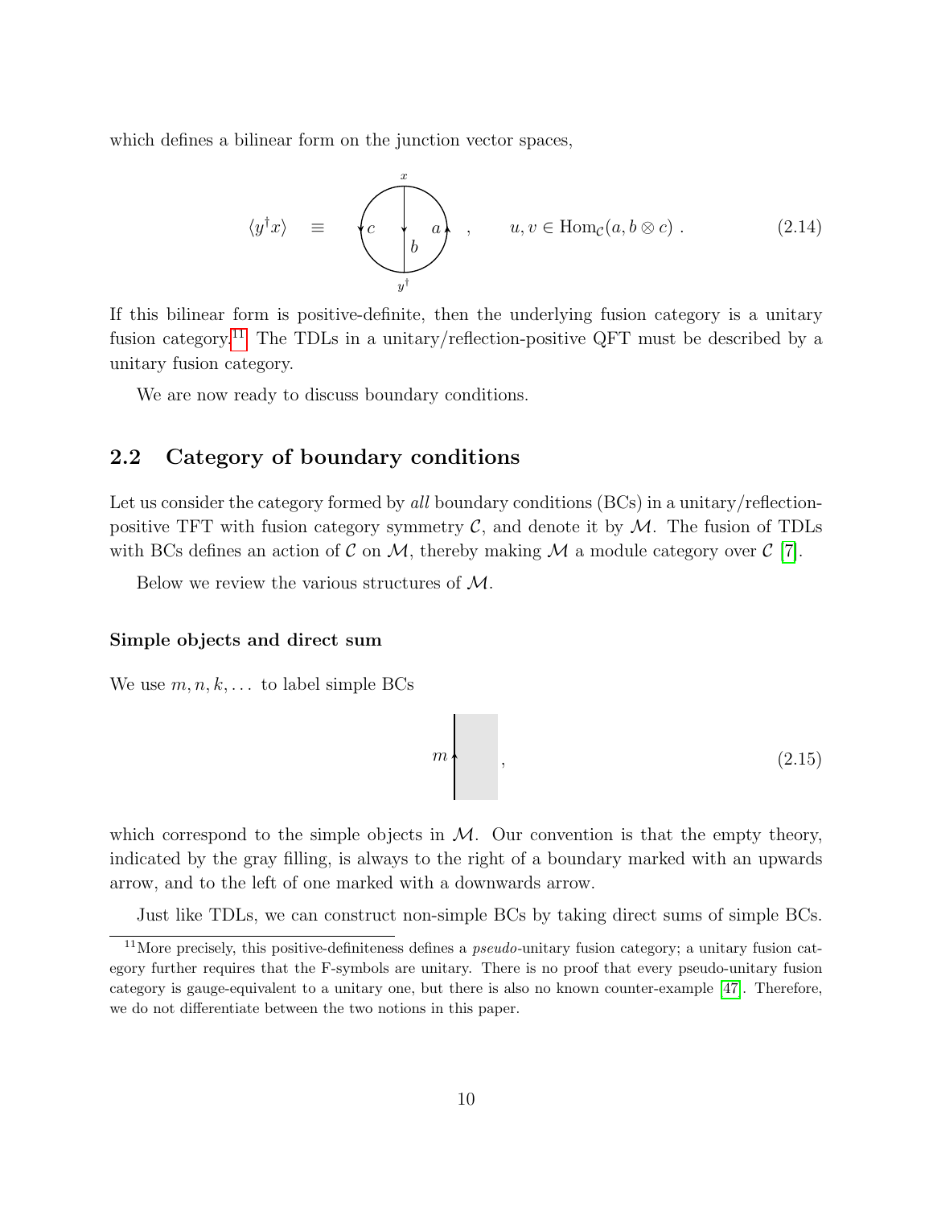which defines a bilinear form on the junction vector spaces,

$$\langle y^\dagger x \rangle \quad \equiv \quad \text{(circle diagram with } x \text{ at top, } y^\dagger \text{ at bottom, lines } c, b, a\text{)} \quad , \qquad u, v \in \mathrm{Hom}_{\mathcal{C}}(a, b \otimes c) \ . \tag{2.14}$$

If this bilinear form is positive-definite, then the underlying fusion category is a unitary fusion category.[11] The TDLs in a unitary/reflection-positive QFT must be described by a unitary fusion category.

We are now ready to discuss boundary conditions.

## 2.2 Category of boundary conditions

Let us consider the category formed by *all* boundary conditions (BCs) in a unitary/reflection-positive TFT with fusion category symmetry $\mathcal{C}$, and denote it by $\mathcal{M}$. The fusion of TDLs with BCs defines an action of $\mathcal{C}$ on $\mathcal{M}$, thereby making $\mathcal{M}$ a module category over $\mathcal{C}$ [7].

Below we review the various structures of $\mathcal{M}$.

### Simple objects and direct sum

We use $m, n, k, \ldots$ to label simple BCs

$$m \quad , \tag{2.15}$$

which correspond to the simple objects in $\mathcal{M}$. Our convention is that the empty theory, indicated by the gray filling, is always to the right of a boundary marked with an upwards arrow, and to the left of one marked with a downwards arrow.

Just like TDLs, we can construct non-simple BCs by taking direct sums of simple BCs.

[11] More precisely, this positive-definiteness defines a *pseudo*-unitary fusion category; a unitary fusion category further requires that the F-symbols are unitary. There is no proof that every pseudo-unitary fusion category is gauge-equivalent to a unitary one, but there is also no known counter-example [47]. Therefore, we do not differentiate between the two notions in this paper.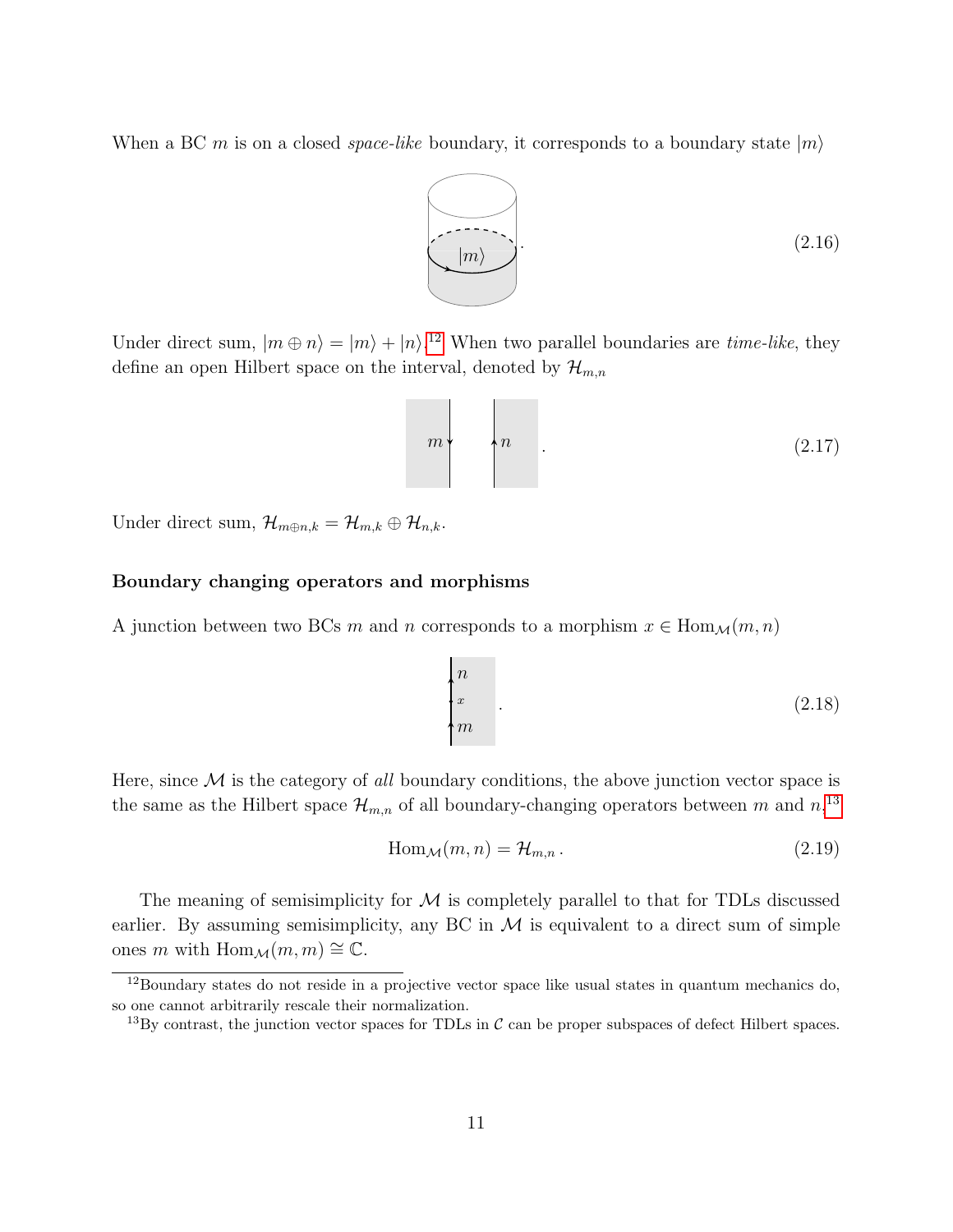When a BC $m$ is on a closed *space-like* boundary, it corresponds to a boundary state $|m\rangle$

$$. \tag{2.16}$$

Under direct sum, $|m \oplus n\rangle = |m\rangle + |n\rangle$.[12] When two parallel boundaries are *time-like*, they define an open Hilbert space on the interval, denoted by $\mathcal{H}_{m,n}$

$$. \tag{2.17}$$

Under direct sum, $\mathcal{H}_{m\oplus n,k} = \mathcal{H}_{m,k} \oplus \mathcal{H}_{n,k}$.

**Boundary changing operators and morphisms**

A junction between two BCs $m$ and $n$ corresponds to a morphism $x \in \mathrm{Hom}_{\mathcal{M}}(m, n)$

$$. \tag{2.18}$$

Here, since $\mathcal{M}$ is the category of *all* boundary conditions, the above junction vector space is the same as the Hilbert space $\mathcal{H}_{m,n}$ of all boundary-changing operators between $m$ and $n$.[13]

$$\mathrm{Hom}_{\mathcal{M}}(m, n) = \mathcal{H}_{m,n}\,. \tag{2.19}$$

The meaning of semisimplicity for $\mathcal{M}$ is completely parallel to that for TDLs discussed earlier. By assuming semisimplicity, any BC in $\mathcal{M}$ is equivalent to a direct sum of simple ones $m$ with $\mathrm{Hom}_{\mathcal{M}}(m, m) \cong \mathbb{C}$.

---

[12] Boundary states do not reside in a projective vector space like usual states in quantum mechanics do, so one cannot arbitrarily rescale their normalization.

[13] By contrast, the junction vector spaces for TDLs in $\mathcal{C}$ can be proper subspaces of defect Hilbert spaces.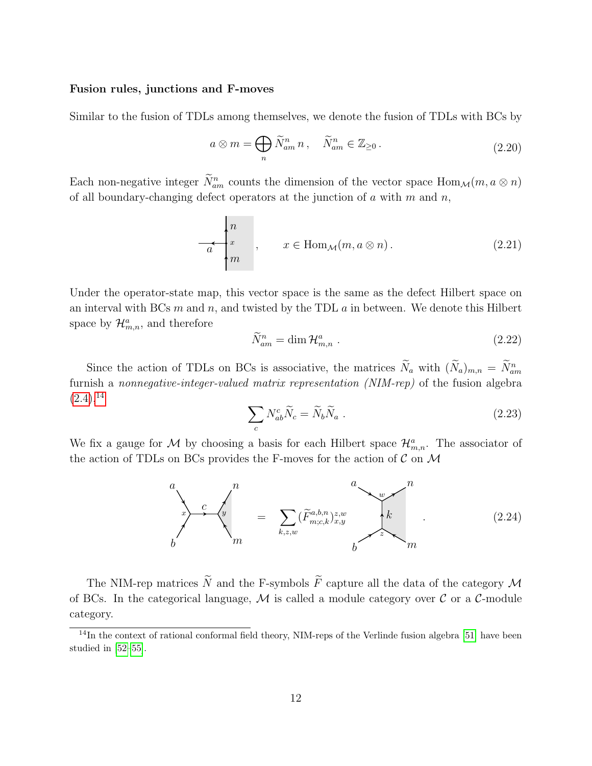**Fusion rules, junctions and F-moves**

Similar to the fusion of TDLs among themselves, we denote the fusion of TDLs with BCs by

$$a \otimes m = \bigoplus_n \widetilde{N}_{am}^n \, n \,, \quad \widetilde{N}_{am}^n \in \mathbb{Z}_{\geq 0} \,. \tag{2.20}$$

Each non-negative integer $\widetilde{N}_{am}^n$ counts the dimension of the vector space $\mathrm{Hom}_{\mathcal{M}}(m, a \otimes n)$ of all boundary-changing defect operators at the junction of $a$ with $m$ and $n$,

$$\text{[junction diagram]} \,, \qquad x \in \mathrm{Hom}_{\mathcal{M}}(m, a \otimes n) \,. \tag{2.21}$$

Under the operator-state map, this vector space is the same as the defect Hilbert space on an interval with BCs $m$ and $n$, and twisted by the TDL $a$ in between. We denote this Hilbert space by $\mathcal{H}^a_{m,n}$, and therefore

$$\widetilde{N}_{am}^n = \dim \mathcal{H}^a_{m,n} \,. \tag{2.22}$$

Since the action of TDLs on BCs is associative, the matrices $\widetilde{N}_a$ with $(\widetilde{N}_a)_{m,n} = \widetilde{N}_{am}^n$ furnish a *nonnegative-integer-valued matrix representation (NIM-rep)* of the fusion algebra (2.4),[14]

$$\sum_c N_{ab}^c \widetilde{N}_c = \widetilde{N}_b \widetilde{N}_a \,. \tag{2.23}$$

We fix a gauge for $\mathcal{M}$ by choosing a basis for each Hilbert space $\mathcal{H}^a_{m,n}$. The associator of the action of TDLs on BCs provides the F-moves for the action of $\mathcal{C}$ on $\mathcal{M}$

$$\text{[diagram]} = \sum_{k,z,w} (\widetilde{F}^{a,b,n}_{m;c,k})^{z,w}_{x,y} \; \text{[diagram]} \,. \tag{2.24}$$

The NIM-rep matrices $\widetilde{N}$ and the F-symbols $\widetilde{F}$ capture all the data of the category $\mathcal{M}$ of BCs. In the categorical language, $\mathcal{M}$ is called a module category over $\mathcal{C}$ or a $\mathcal{C}$-module category.

[14] In the context of rational conformal field theory, NIM-reps of the Verlinde fusion algebra [51] have been studied in [52–55].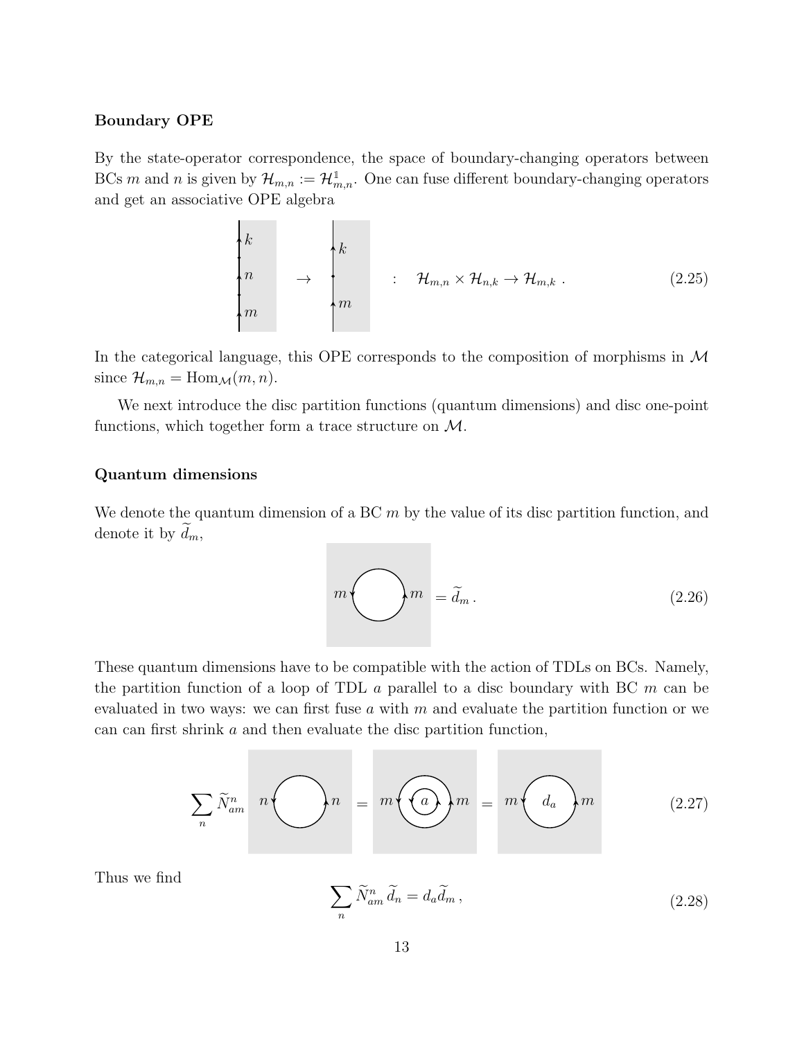**Boundary OPE**

By the state-operator correspondence, the space of boundary-changing operators between BCs $m$ and $n$ is given by $\mathcal{H}_{m,n} := \mathcal{H}^{\mathbb{1}}_{m,n}$. One can fuse different boundary-changing operators and get an associative OPE algebra

$$\mathcal{H}_{m,n} \times \mathcal{H}_{n,k} \to \mathcal{H}_{m,k} \,. \tag{2.25}$$

In the categorical language, this OPE corresponds to the composition of morphisms in $\mathcal{M}$ since $\mathcal{H}_{m,n} = \mathrm{Hom}_{\mathcal{M}}(m,n)$.

We next introduce the disc partition functions (quantum dimensions) and disc one-point functions, which together form a trace structure on $\mathcal{M}$.

**Quantum dimensions**

We denote the quantum dimension of a BC $m$ by the value of its disc partition function, and denote it by $\widetilde{d}_m$,

$$= \widetilde{d}_m \,. \tag{2.26}$$

These quantum dimensions have to be compatible with the action of TDLs on BCs. Namely, the partition function of a loop of TDL $a$ parallel to a disc boundary with BC $m$ can be evaluated in two ways: we can first fuse $a$ with $m$ and evaluate the partition function or we can can first shrink $a$ and then evaluate the disc partition function,

$$\sum_n \widetilde{N}^n_{am} \quad = \quad = \tag{2.27}$$

Thus we find

$$\sum_n \widetilde{N}^n_{am}\, \widetilde{d}_n = d_a \widetilde{d}_m \,, \tag{2.28}$$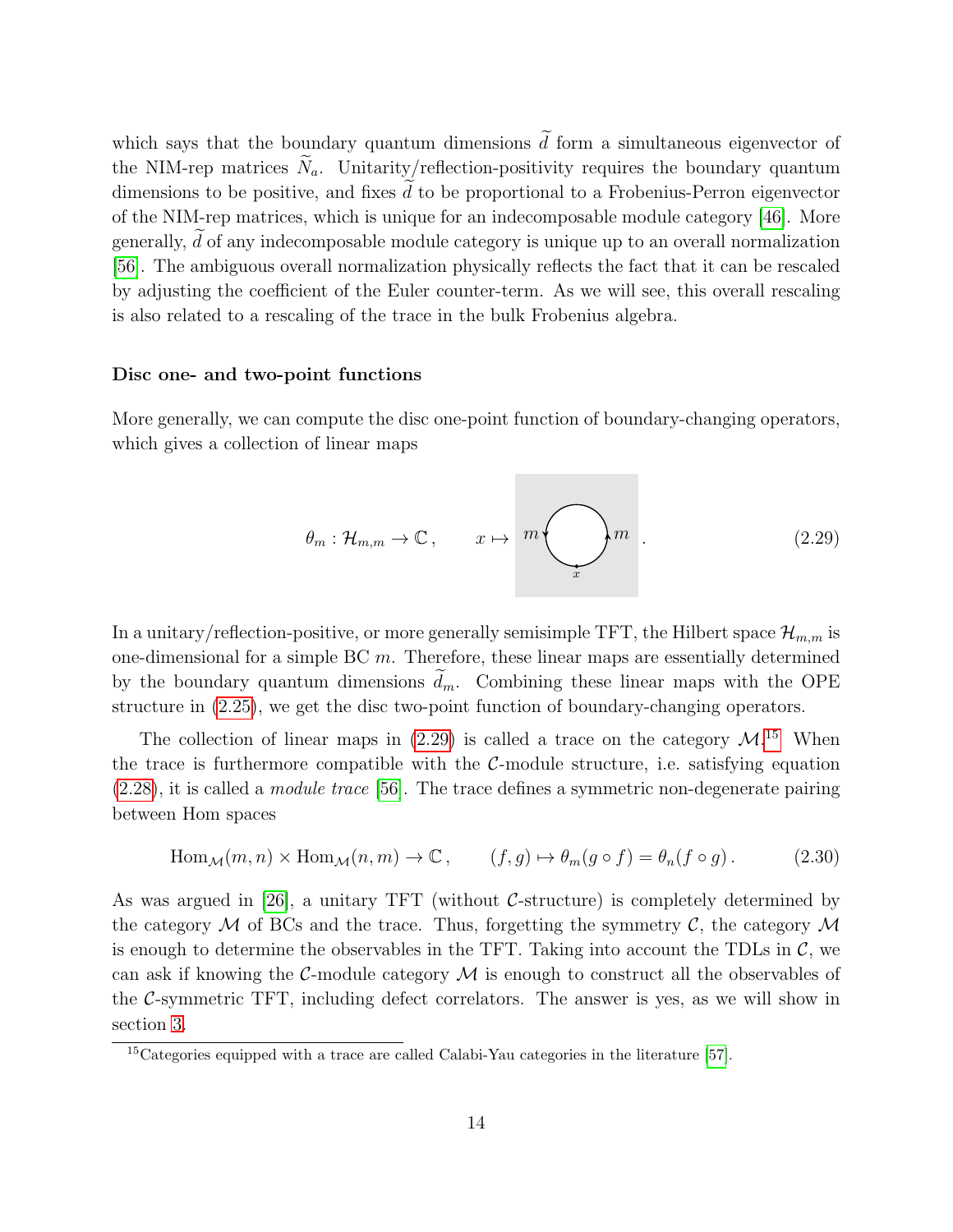which says that the boundary quantum dimensions $\widetilde{d}$ form a simultaneous eigenvector of the NIM-rep matrices $\widetilde{N}_a$. Unitarity/reflection-positivity requires the boundary quantum dimensions to be positive, and fixes $\widetilde{d}$ to be proportional to a Frobenius-Perron eigenvector of the NIM-rep matrices, which is unique for an indecomposable module category [46]. More generally, $\widetilde{d}$ of any indecomposable module category is unique up to an overall normalization [56]. The ambiguous overall normalization physically reflects the fact that it can be rescaled by adjusting the coefficient of the Euler counter-term. As we will see, this overall rescaling is also related to a rescaling of the trace in the bulk Frobenius algebra.

**Disc one- and two-point functions**

More generally, we can compute the disc one-point function of boundary-changing operators, which gives a collection of linear maps

$$\theta_m : \mathcal{H}_{m,m} \to \mathbb{C}\,, \qquad x \mapsto \quad m \bigcirc m \,. \tag{2.29}$$

In a unitary/reflection-positive, or more generally semisimple TFT, the Hilbert space $\mathcal{H}_{m,m}$ is one-dimensional for a simple BC $m$. Therefore, these linear maps are essentially determined by the boundary quantum dimensions $\widetilde{d}_m$. Combining these linear maps with the OPE structure in (2.25), we get the disc two-point function of boundary-changing operators.

The collection of linear maps in (2.29) is called a trace on the category $\mathcal{M}$.[15] When the trace is furthermore compatible with the $\mathcal{C}$-module structure, i.e. satisfying equation (2.28), it is called a *module trace* [56]. The trace defines a symmetric non-degenerate pairing between Hom spaces

$$\mathrm{Hom}_{\mathcal{M}}(m,n) \times \mathrm{Hom}_{\mathcal{M}}(n,m) \to \mathbb{C}\,, \qquad (f,g) \mapsto \theta_m(g \circ f) = \theta_n(f \circ g)\,. \tag{2.30}$$

As was argued in [26], a unitary TFT (without $\mathcal{C}$-structure) is completely determined by the category $\mathcal{M}$ of BCs and the trace. Thus, forgetting the symmetry $\mathcal{C}$, the category $\mathcal{M}$ is enough to determine the observables in the TFT. Taking into account the TDLs in $\mathcal{C}$, we can ask if knowing the $\mathcal{C}$-module category $\mathcal{M}$ is enough to construct all the observables of the $\mathcal{C}$-symmetric TFT, including defect correlators. The answer is yes, as we will show in section 3.

[15] Categories equipped with a trace are called Calabi-Yau categories in the literature [57].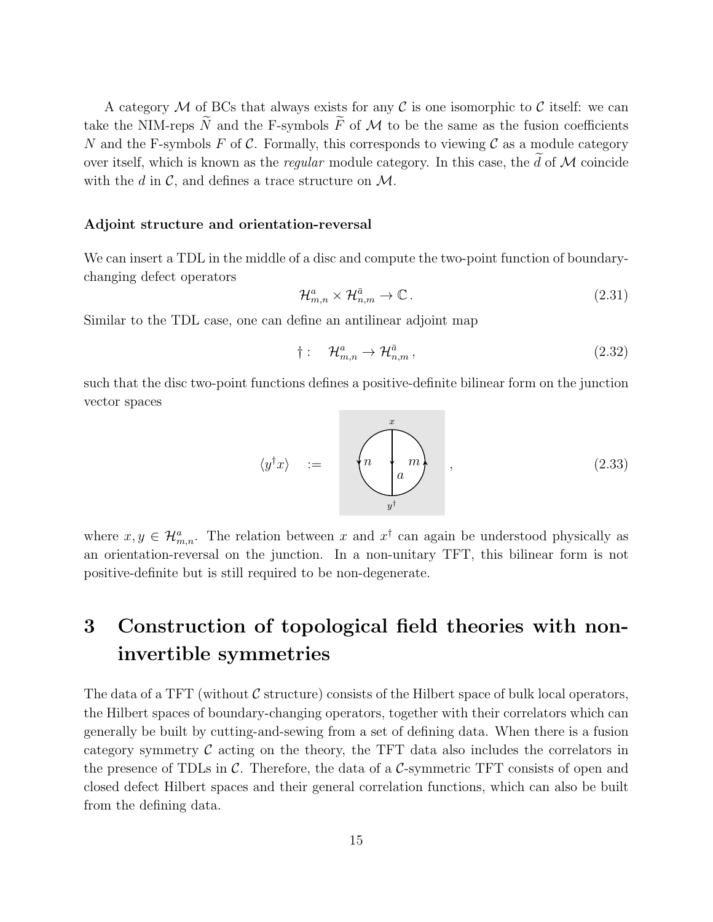A category $\mathcal{M}$ of BCs that always exists for any $\mathcal{C}$ is one isomorphic to $\mathcal{C}$ itself: we can take the NIM-reps $\widetilde{N}$ and the F-symbols $\widetilde{F}$ of $\mathcal{M}$ to be the same as the fusion coefficients $N$ and the F-symbols $F$ of $\mathcal{C}$. Formally, this corresponds to viewing $\mathcal{C}$ as a module category over itself, which is known as the *regular* module category. In this case, the $\widetilde{d}$ of $\mathcal{M}$ coincide with the $d$ in $\mathcal{C}$, and defines a trace structure on $\mathcal{M}$.

#### Adjoint structure and orientation-reversal

We can insert a TDL in the middle of a disc and compute the two-point function of boundary-changing defect operators

$$\mathcal{H}^{a}_{m,n} \times \mathcal{H}^{\bar{a}}_{n,m} \to \mathbb{C}\,. \tag{2.31}$$

Similar to the TDL case, one can define an antilinear adjoint map

$$\dagger: \quad \mathcal{H}^{a}_{m,n} \to \mathcal{H}^{\bar{a}}_{n,m}\,, \tag{2.32}$$

such that the disc two-point functions defines a positive-definite bilinear form on the junction vector spaces

$$\langle y^\dagger x\rangle \quad := \quad [\text{disc diagram with } x \text{ at top}, y^\dagger \text{ at bottom}, \text{ boundaries } n, m, \text{ line } a]\,, \tag{2.33}$$

where $x, y \in \mathcal{H}^{a}_{m,n}$. The relation between $x$ and $x^\dagger$ can again be understood physically as an orientation-reversal on the junction. In a non-unitary TFT, this bilinear form is not positive-definite but is still required to be non-degenerate.

# 3 Construction of topological field theories with non-invertible symmetries

The data of a TFT (without $\mathcal{C}$ structure) consists of the Hilbert space of bulk local operators, the Hilbert spaces of boundary-changing operators, together with their correlators which can generally be built by cutting-and-sewing from a set of defining data. When there is a fusion category symmetry $\mathcal{C}$ acting on the theory, the TFT data also includes the correlators in the presence of TDLs in $\mathcal{C}$. Therefore, the data of a $\mathcal{C}$-symmetric TFT consists of open and closed defect Hilbert spaces and their general correlation functions, which can also be built from the defining data.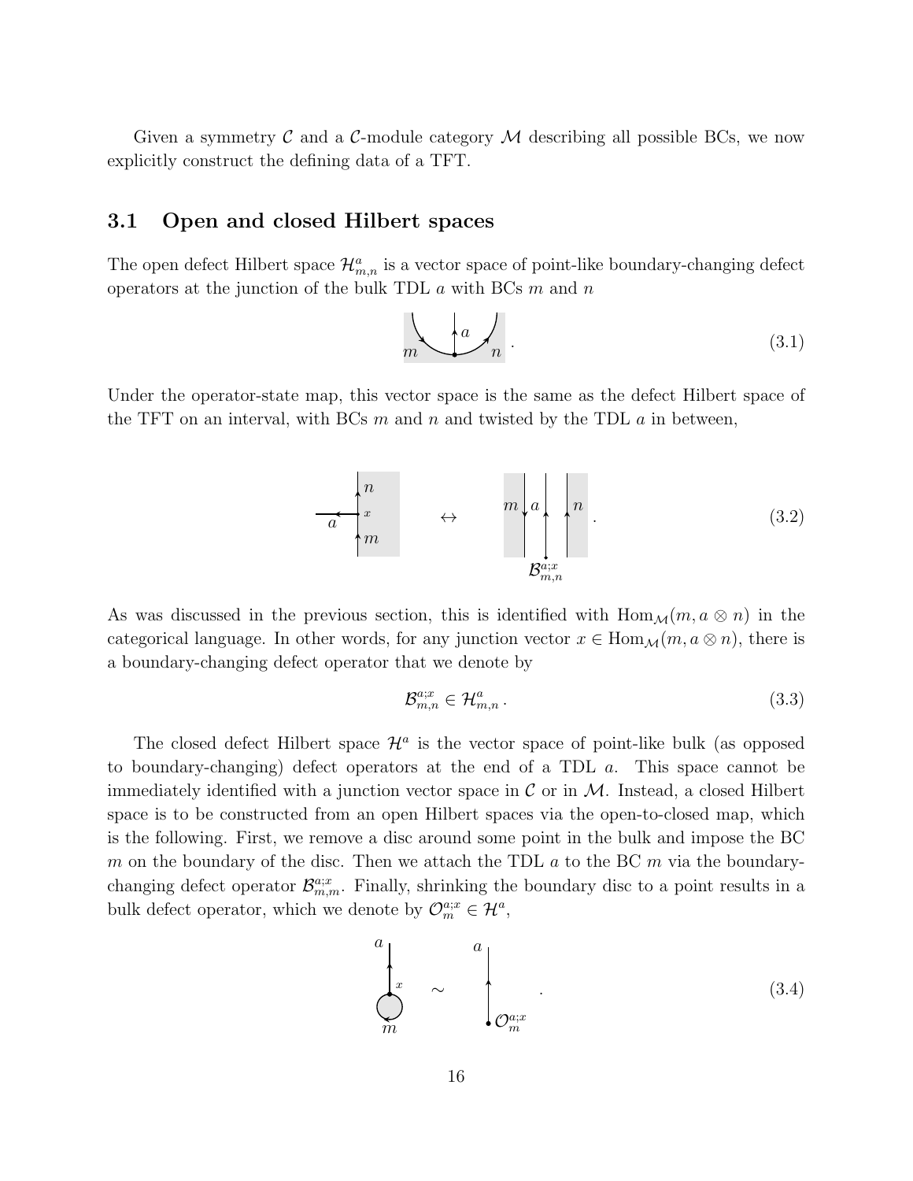Given a symmetry $\mathcal{C}$ and a $\mathcal{C}$-module category $\mathcal{M}$ describing all possible BCs, we now explicitly construct the defining data of a TFT.

### 3.1 Open and closed Hilbert spaces

The open defect Hilbert space $\mathcal{H}^a_{m,n}$ is a vector space of point-like boundary-changing defect operators at the junction of the bulk TDL $a$ with BCs $m$ and $n$

$$m \quad a \quad n \, . \tag{3.1}$$

Under the operator-state map, this vector space is the same as the defect Hilbert space of the TFT on an interval, with BCs $m$ and $n$ and twisted by the TDL $a$ in between,

$$\leftrightarrow \qquad \mathcal{B}^{a;x}_{m,n} \, . \tag{3.2}$$

As was discussed in the previous section, this is identified with $\mathrm{Hom}_{\mathcal{M}}(m, a \otimes n)$ in the categorical language. In other words, for any junction vector $x \in \mathrm{Hom}_{\mathcal{M}}(m, a \otimes n)$, there is a boundary-changing defect operator that we denote by

$$\mathcal{B}^{a;x}_{m,n} \in \mathcal{H}^a_{m,n} \, . \tag{3.3}$$

The closed defect Hilbert space $\mathcal{H}^a$ is the vector space of point-like bulk (as opposed to boundary-changing) defect operators at the end of a TDL $a$. This space cannot be immediately identified with a junction vector space in $\mathcal{C}$ or in $\mathcal{M}$. Instead, a closed Hilbert space is to be constructed from an open Hilbert spaces via the open-to-closed map, which is the following. First, we remove a disc around some point in the bulk and impose the BC $m$ on the boundary of the disc. Then we attach the TDL $a$ to the BC $m$ via the boundary-changing defect operator $\mathcal{B}^{a;x}_{m,m}$. Finally, shrinking the boundary disc to a point results in a bulk defect operator, which we denote by $\mathcal{O}^{a;x}_m \in \mathcal{H}^a$,

$$\sim \qquad \mathcal{O}^{a;x}_m \, . \tag{3.4}$$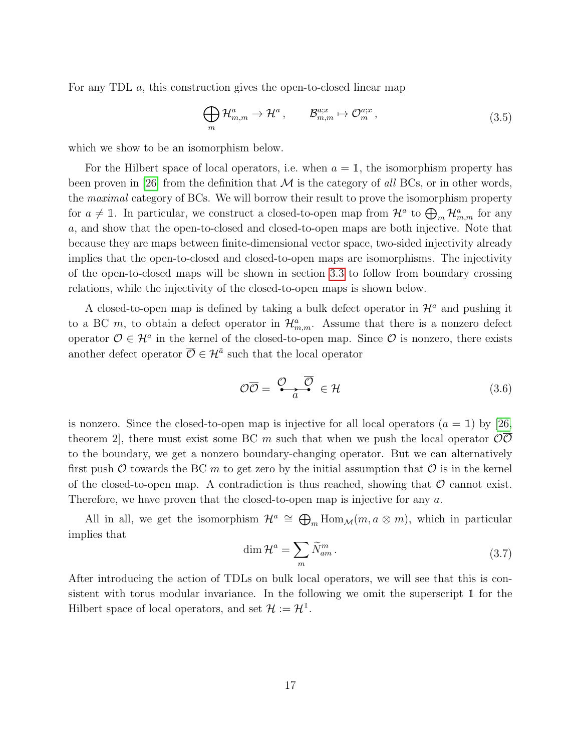For any TDL $a$, this construction gives the open-to-closed linear map

$$\bigoplus_m \mathcal{H}^a_{m,m} \to \mathcal{H}^a \,, \qquad \mathcal{B}^{a;x}_{m,m} \mapsto \mathcal{O}^{a;x}_m \,, \tag{3.5}$$

which we show to be an isomorphism below.

For the Hilbert space of local operators, i.e. when $a = \mathbb{1}$, the isomorphism property has been proven in [26] from the definition that $\mathcal{M}$ is the category of *all* BCs, or in other words, the *maximal* category of BCs. We will borrow their result to prove the isomorphism property for $a \neq \mathbb{1}$. In particular, we construct a closed-to-open map from $\mathcal{H}^a$ to $\bigoplus_m \mathcal{H}^a_{m,m}$ for any $a$, and show that the open-to-closed and closed-to-open maps are both injective. Note that because they are maps between finite-dimensional vector space, two-sided injectivity already implies that the open-to-closed and closed-to-open maps are isomorphisms. The injectivity of the open-to-closed maps will be shown in section 3.3 to follow from boundary crossing relations, while the injectivity of the closed-to-open maps is shown below.

A closed-to-open map is defined by taking a bulk defect operator in $\mathcal{H}^a$ and pushing it to a BC $m$, to obtain a defect operator in $\mathcal{H}^a_{m,m}$. Assume that there is a nonzero defect operator $\mathcal{O} \in \mathcal{H}^a$ in the kernel of the closed-to-open map. Since $\mathcal{O}$ is nonzero, there exists another defect operator $\overline{\mathcal{O}} \in \mathcal{H}^{\bar{a}}$ such that the local operator

$$\mathcal{O}\overline{\mathcal{O}} = \overset{\mathcal{O}}{\bullet}\!\!\underset{a}{\longrightarrow}\!\!\overset{\overline{\mathcal{O}}}{\bullet} \in \mathcal{H} \tag{3.6}$$

is nonzero. Since the closed-to-open map is injective for all local operators ($a = \mathbb{1}$) by [26, theorem 2], there must exist some BC $m$ such that when we push the local operator $\mathcal{O}\overline{\mathcal{O}}$ to the boundary, we get a nonzero boundary-changing operator. But we can alternatively first push $\mathcal{O}$ towards the BC $m$ to get zero by the initial assumption that $\mathcal{O}$ is in the kernel of the closed-to-open map. A contradiction is thus reached, showing that $\mathcal{O}$ cannot exist. Therefore, we have proven that the closed-to-open map is injective for any $a$.

All in all, we get the isomorphism $\mathcal{H}^a \cong \bigoplus_m \mathrm{Hom}_{\mathcal{M}}(m, a \otimes m)$, which in particular implies that

$$\dim \mathcal{H}^a = \sum_m \widetilde{N}^m_{am} \,. \tag{3.7}$$

After introducing the action of TDLs on bulk local operators, we will see that this is consistent with torus modular invariance. In the following we omit the superscript $\mathbb{1}$ for the Hilbert space of local operators, and set $\mathcal{H} := \mathcal{H}^{\mathbb{1}}$.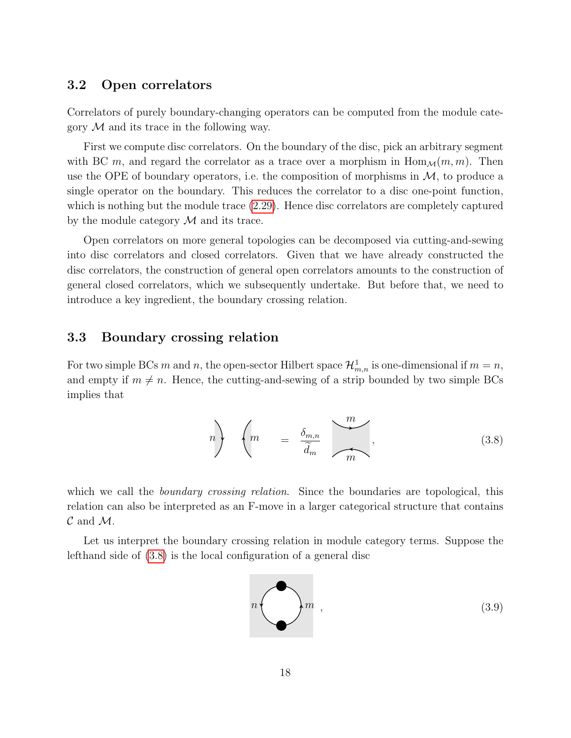### 3.2 Open correlators

Correlators of purely boundary-changing operators can be computed from the module category $\mathcal{M}$ and its trace in the following way.

First we compute disc correlators. On the boundary of the disc, pick an arbitrary segment with BC $m$, and regard the correlator as a trace over a morphism in $\mathrm{Hom}_{\mathcal{M}}(m,m)$. Then use the OPE of boundary operators, i.e. the composition of morphisms in $\mathcal{M}$, to produce a single operator on the boundary. This reduces the correlator to a disc one-point function, which is nothing but the module trace (2.29). Hence disc correlators are completely captured by the module category $\mathcal{M}$ and its trace.

Open correlators on more general topologies can be decomposed via cutting-and-sewing into disc correlators and closed correlators. Given that we have already constructed the disc correlators, the construction of general open correlators amounts to the construction of general closed correlators, which we subsequently undertake. But before that, we need to introduce a key ingredient, the boundary crossing relation.

### 3.3 Boundary crossing relation

For two simple BCs $m$ and $n$, the open-sector Hilbert space $\mathcal{H}^{\mathbb{1}}_{m,n}$ is one-dimensional if $m = n$, and empty if $m \neq n$. Hence, the cutting-and-sewing of a strip bounded by two simple BCs implies that

$$n \Big) \quad \Big( m \quad = \quad \frac{\delta_{m,n}}{\widetilde{d}_m} \; \left[ \begin{smallmatrix} m \\ \smile \\ \frown \\ m \end{smallmatrix} \right], \tag{3.8}$$

which we call the *boundary crossing relation*. Since the boundaries are topological, this relation can also be interpreted as an F-move in a larger categorical structure that contains $\mathcal{C}$ and $\mathcal{M}$.

Let us interpret the boundary crossing relation in module category terms. Suppose the lefthand side of (3.8) is the local configuration of a general disc

$$n \bigcirc m \;, \tag{3.9}$$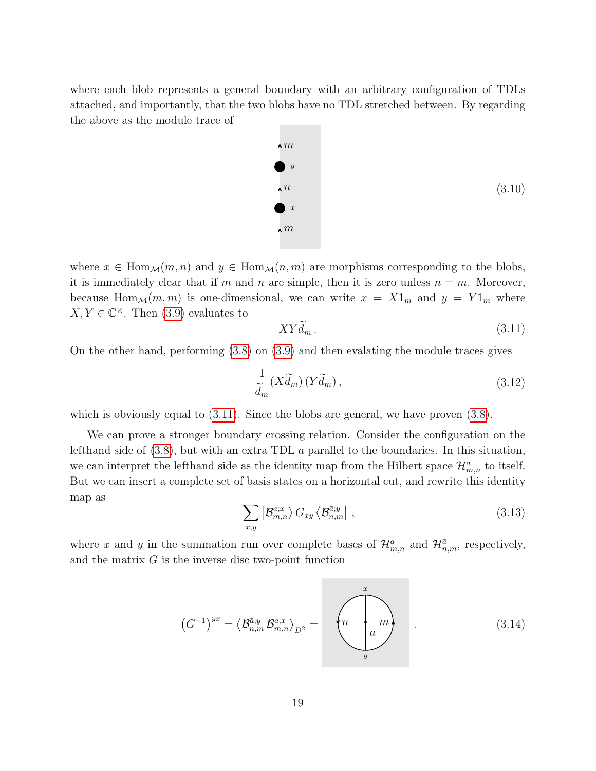where each blob represents a general boundary with an arbitrary configuration of TDLs attached, and importantly, that the two blobs have no TDL stretched between. By regarding the above as the module trace of

$$\tag{3.10}$$

where $x \in \mathrm{Hom}_{\mathcal{M}}(m,n)$ and $y \in \mathrm{Hom}_{\mathcal{M}}(n,m)$ are morphisms corresponding to the blobs, it is immediately clear that if $m$ and $n$ are simple, then it is zero unless $n = m$. Moreover, because $\mathrm{Hom}_{\mathcal{M}}(m,m)$ is one-dimensional, we can write $x = X 1_m$ and $y = Y 1_m$ where $X, Y \in \mathbb{C}^\times$. Then (3.9) evaluates to

$$XY\widetilde{d}_m\,. \tag{3.11}$$

On the other hand, performing (3.8) on (3.9) and then evalating the module traces gives

$$\frac{1}{\widetilde{d}_m}(X\widetilde{d}_m)\,(Y\widetilde{d}_m)\,, \tag{3.12}$$

which is obviously equal to (3.11). Since the blobs are general, we have proven (3.8).

We can prove a stronger boundary crossing relation. Consider the configuration on the lefthand side of (3.8), but with an extra TDL $a$ parallel to the boundaries. In this situation, we can interpret the lefthand side as the identity map from the Hilbert space $\mathcal{H}^a_{m,n}$ to itself. But we can insert a complete set of basis states on a horizontal cut, and rewrite this identity map as

$$\sum_{x,y} \left|\mathcal{B}^{a;x}_{m,n}\right\rangle G_{xy} \left\langle \mathcal{B}^{\bar{a};y}_{n,m}\right| \,, \tag{3.13}$$

where $x$ and $y$ in the summation run over complete bases of $\mathcal{H}^a_{m,n}$ and $\mathcal{H}^{\bar{a}}_{n,m}$, respectively, and the matrix $G$ is the inverse disc two-point function

$$\left(G^{-1}\right)^{yx} = \left\langle \mathcal{B}^{\bar{a};y}_{n,m}\,\mathcal{B}^{a;x}_{m,n}\right\rangle_{D^2} = \quad . \tag{3.14}$$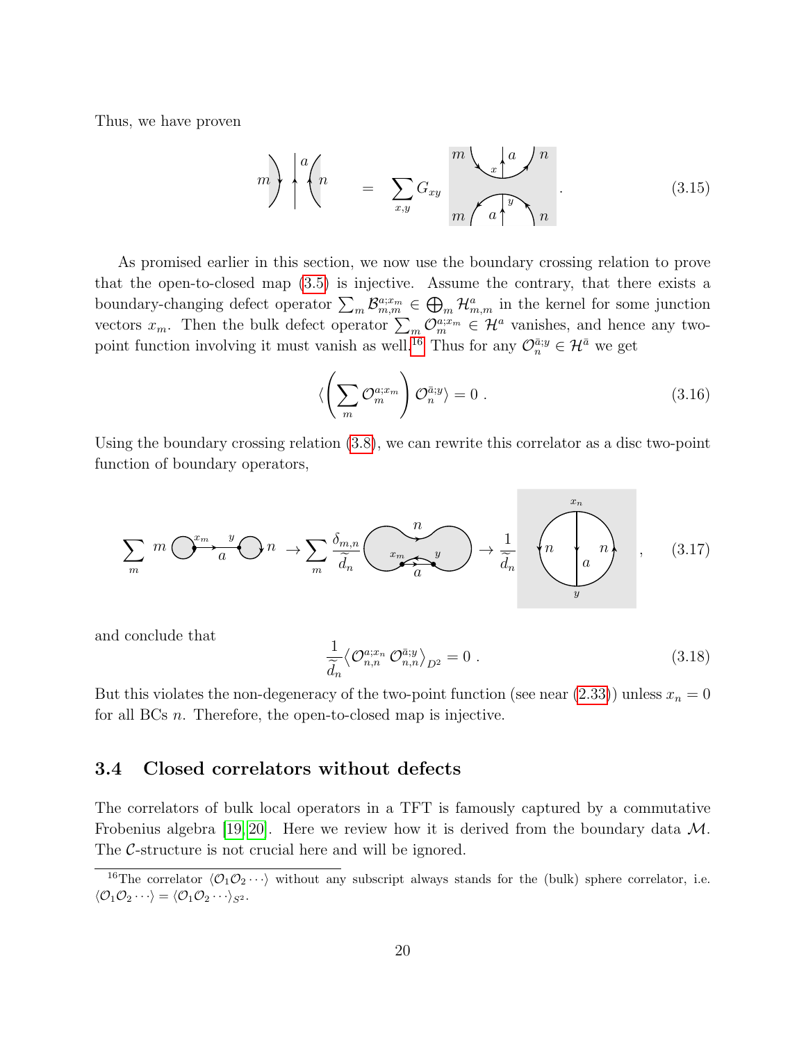Thus, we have proven

$$
m \Big) \; \Big| a \; \Big( n \quad = \quad \sum_{x,y} G_{xy} \; [\text{diagram}] \; . \tag{3.15}
$$

As promised earlier in this section, we now use the boundary crossing relation to prove that the open-to-closed map (3.5) is injective. Assume the contrary, that there exists a boundary-changing defect operator $\sum_m \mathcal{B}^{a;x_m}_{m,m} \in \bigoplus_m \mathcal{H}^a_{m,m}$ in the kernel for some junction vectors $x_m$. Then the bulk defect operator $\sum_m \mathcal{O}^{a;x_m}_m \in \mathcal{H}^a$ vanishes, and hence any two-point function involving it must vanish as well.[16] Thus for any $\mathcal{O}^{\bar{a};y}_n \in \mathcal{H}^{\bar{a}}$ we get

$$
\langle \left( \sum_m \mathcal{O}^{a;x_m}_m \right) \mathcal{O}^{\bar{a};y}_n \rangle = 0 \; . \tag{3.16}
$$

Using the boundary crossing relation (3.8), we can rewrite this correlator as a disc two-point function of boundary operators,

$$
\sum_m \; [\text{diagram}] \; \to \sum_m \frac{\delta_{m,n}}{\widetilde{d}_n} \; [\text{diagram}] \; \to \frac{1}{\widetilde{d}_n} \; [\text{diagram}] \; , \tag{3.17}
$$

and conclude that

$$
\frac{1}{\widetilde{d}_n} \langle \mathcal{O}^{a;x_n}_{n,n} \, \mathcal{O}^{\bar{a};y}_{n,n} \rangle_{D^2} = 0 \; . \tag{3.18}
$$

But this violates the non-degeneracy of the two-point function (see near (2.33)) unless $x_n = 0$ for all BCs $n$. Therefore, the open-to-closed map is injective.

### 3.4 Closed correlators without defects

The correlators of bulk local operators in a TFT is famously captured by a commutative Frobenius algebra [19, 20]. Here we review how it is derived from the boundary data $\mathcal{M}$. The $\mathcal{C}$-structure is not crucial here and will be ignored.

[16] The correlator $\langle \mathcal{O}_1 \mathcal{O}_2 \cdots \rangle$ without any subscript always stands for the (bulk) sphere correlator, i.e. $\langle \mathcal{O}_1 \mathcal{O}_2 \cdots \rangle = \langle \mathcal{O}_1 \mathcal{O}_2 \cdots \rangle_{S^2}$.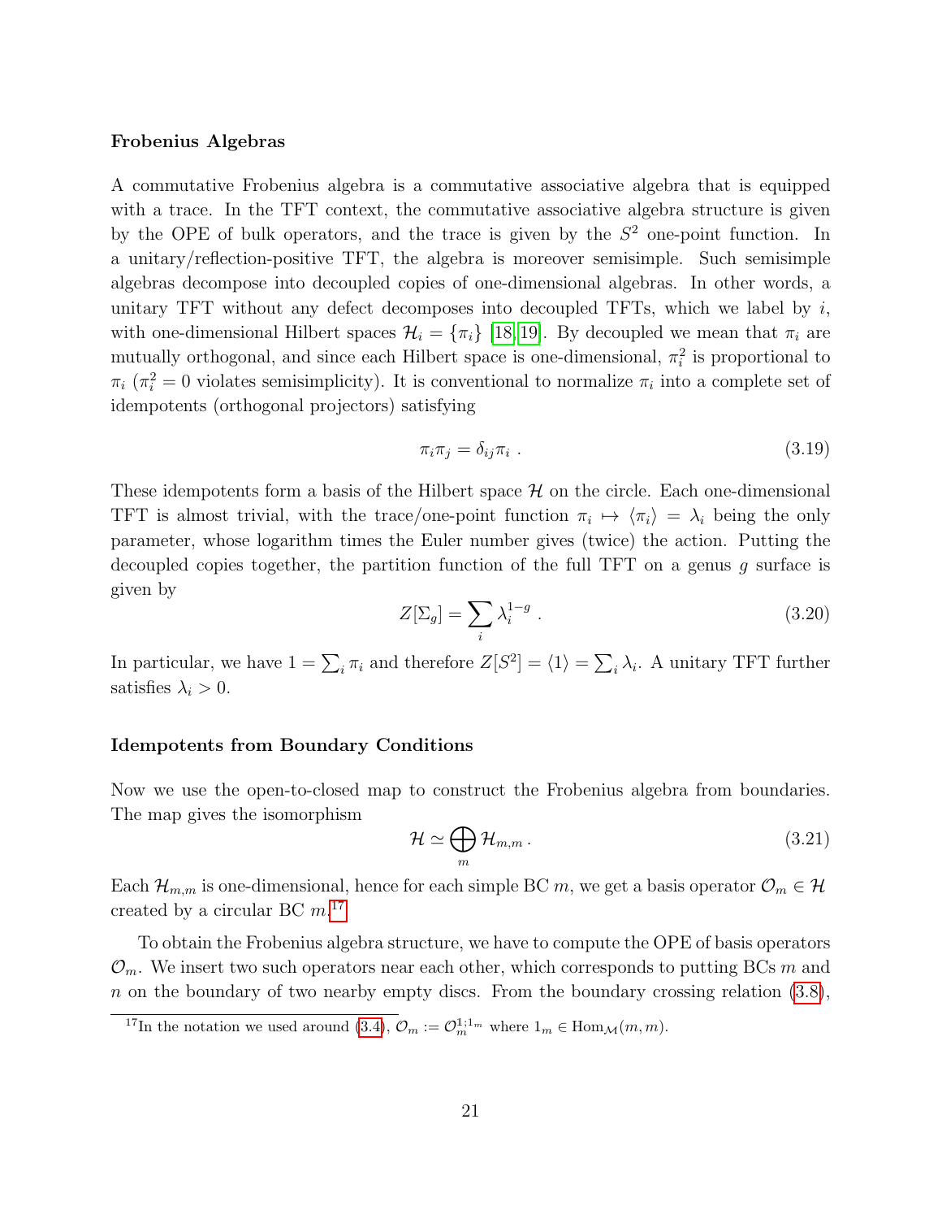**Frobenius Algebras**

A commutative Frobenius algebra is a commutative associative algebra that is equipped with a trace. In the TFT context, the commutative associative algebra structure is given by the OPE of bulk operators, and the trace is given by the $S^2$ one-point function. In a unitary/reflection-positive TFT, the algebra is moreover semisimple. Such semisimple algebras decompose into decoupled copies of one-dimensional algebras. In other words, a unitary TFT without any defect decomposes into decoupled TFTs, which we label by $i$, with one-dimensional Hilbert spaces $\mathcal{H}_i = \{\pi_i\}$ [18, 19]. By decoupled we mean that $\pi_i$ are mutually orthogonal, and since each Hilbert space is one-dimensional, $\pi_i^2$ is proportional to $\pi_i$ ($\pi_i^2 = 0$ violates semisimplicity). It is conventional to normalize $\pi_i$ into a complete set of idempotents (orthogonal projectors) satisfying

$$\pi_i \pi_j = \delta_{ij} \pi_i \ . \tag{3.19}$$

These idempotents form a basis of the Hilbert space $\mathcal{H}$ on the circle. Each one-dimensional TFT is almost trivial, with the trace/one-point function $\pi_i \mapsto \langle \pi_i \rangle = \lambda_i$ being the only parameter, whose logarithm times the Euler number gives (twice) the action. Putting the decoupled copies together, the partition function of the full TFT on a genus $g$ surface is given by

$$Z[\Sigma_g] = \sum_i \lambda_i^{1-g} \ . \tag{3.20}$$

In particular, we have $1 = \sum_i \pi_i$ and therefore $Z[S^2] = \langle 1 \rangle = \sum_i \lambda_i$. A unitary TFT further satisfies $\lambda_i > 0$.

**Idempotents from Boundary Conditions**

Now we use the open-to-closed map to construct the Frobenius algebra from boundaries. The map gives the isomorphism

$$\mathcal{H} \simeq \bigoplus_m \mathcal{H}_{m,m} \, . \tag{3.21}$$

Each $\mathcal{H}_{m,m}$ is one-dimensional, hence for each simple BC $m$, we get a basis operator $\mathcal{O}_m \in \mathcal{H}$ created by a circular BC $m$.[17]

To obtain the Frobenius algebra structure, we have to compute the OPE of basis operators $\mathcal{O}_m$. We insert two such operators near each other, which corresponds to putting BCs $m$ and $n$ on the boundary of two nearby empty discs. From the boundary crossing relation (3.8),

[17] In the notation we used around (3.4), $\mathcal{O}_m := \mathcal{O}_m^{1;1_m}$ where $1_m \in \mathrm{Hom}_{\mathcal{M}}(m, m)$.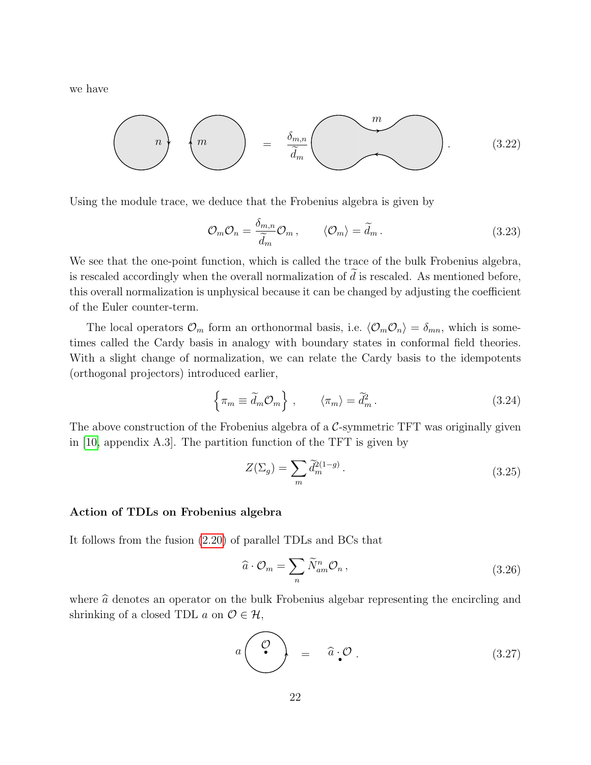we have

$$\text{(disk with boundary } n\text{)} \quad \text{(disk with boundary } m\text{)} \quad = \quad \frac{\delta_{m,n}}{\widetilde{d}_m} \quad \text{(merged disk with boundary } m\text{)} \, . \tag{3.22}$$

Using the module trace, we deduce that the Frobenius algebra is given by

$$\mathcal{O}_m \mathcal{O}_n = \frac{\delta_{m,n}}{\widetilde{d}_m} \mathcal{O}_m \, , \qquad \langle \mathcal{O}_m \rangle = \widetilde{d}_m \, . \tag{3.23}$$

We see that the one-point function, which is called the trace of the bulk Frobenius algebra, is rescaled accordingly when the overall normalization of $\widetilde{d}$ is rescaled. As mentioned before, this overall normalization is unphysical because it can be changed by adjusting the coefficient of the Euler counter-term.

The local operators $\mathcal{O}_m$ form an orthonormal basis, i.e. $\langle \mathcal{O}_m \mathcal{O}_n \rangle = \delta_{mn}$, which is sometimes called the Cardy basis in analogy with boundary states in conformal field theories. With a slight change of normalization, we can relate the Cardy basis to the idempotents (orthogonal projectors) introduced earlier,

$$\left\{ \pi_m \equiv \widetilde{d}_m \mathcal{O}_m \right\} \, , \qquad \langle \pi_m \rangle = \widetilde{d}_m^2 \, . \tag{3.24}$$

The above construction of the Frobenius algebra of a $\mathcal{C}$-symmetric TFT was originally given in [10, appendix A.3]. The partition function of the TFT is given by

$$Z(\Sigma_g) = \sum_m \widetilde{d}_m^{2(1-g)} \, . \tag{3.25}$$

**Action of TDLs on Frobenius algebra**

It follows from the fusion (2.20) of parallel TDLs and BCs that

$$\widehat{a} \cdot \mathcal{O}_m = \sum_n \widetilde{N}_{am}^n \mathcal{O}_n \, , \tag{3.26}$$

where $\widehat{a}$ denotes an operator on the bulk Frobenius algebar representing the encircling and shrinking of a closed TDL $a$ on $\mathcal{O} \in \mathcal{H}$,

$$a \, \text{(loop encircling } \mathcal{O}\text{)} \quad = \quad \widehat{a} \cdot \mathcal{O} \, . \tag{3.27}$$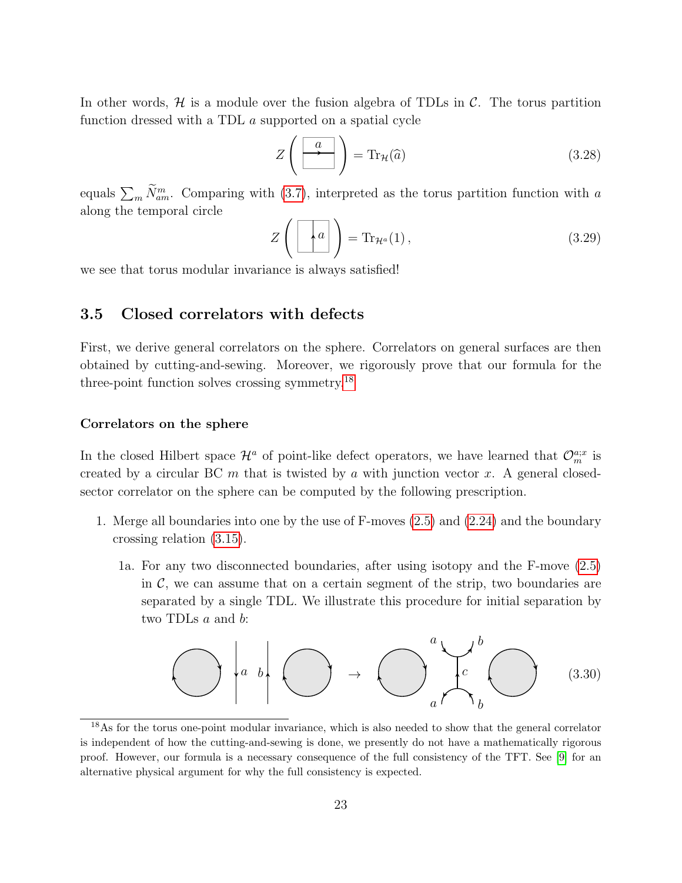In other words, $\mathcal{H}$ is a module over the fusion algebra of TDLs in $\mathcal{C}$. The torus partition function dressed with a TDL $a$ supported on a spatial cycle

$$Z\left(\boxed{\xrightarrow{a}}\right) = \mathrm{Tr}_{\mathcal{H}}(\widehat{a}) \tag{3.28}$$

equals $\sum_m \widetilde{N}_{am}^m$. Comparing with (3.7), interpreted as the torus partition function with $a$ along the temporal circle

$$Z\left(\boxed{\uparrow a}\right) = \mathrm{Tr}_{\mathcal{H}^a}(1)\,, \tag{3.29}$$

we see that torus modular invariance is always satisfied!

## 3.5 Closed correlators with defects

First, we derive general correlators on the sphere. Correlators on general surfaces are then obtained by cutting-and-sewing. Moreover, we rigorously prove that our formula for the three-point function solves crossing symmetry.[18]

#### Correlators on the sphere

In the closed Hilbert space $\mathcal{H}^a$ of point-like defect operators, we have learned that $\mathcal{O}_m^{a;x}$ is created by a circular BC $m$ that is twisted by $a$ with junction vector $x$. A general closed-sector correlator on the sphere can be computed by the following prescription.

1. Merge all boundaries into one by the use of F-moves (2.5) and (2.24) and the boundary crossing relation (3.15).

   1a. For any two disconnected boundaries, after using isotopy and the F-move (2.5) in $\mathcal{C}$, we can assume that on a certain segment of the strip, two boundaries are separated by a single TDL. We illustrate this procedure for initial separation by two TDLs $a$ and $b$:

$$\text{(diagram: two boundary circles separated by lines } a \downarrow,\ b \uparrow\text{)} \rightarrow \text{(diagram: two boundary circles separated by a single line } c \text{ with junctions to } a, b\text{)} \tag{3.30}$$

[18] As for the torus one-point modular invariance, which is also needed to show that the general correlator is independent of how the cutting-and-sewing is done, we presently do not have a mathematically rigorous proof. However, our formula is a necessary consequence of the full consistency of the TFT. See [9] for an alternative physical argument for why the full consistency is expected.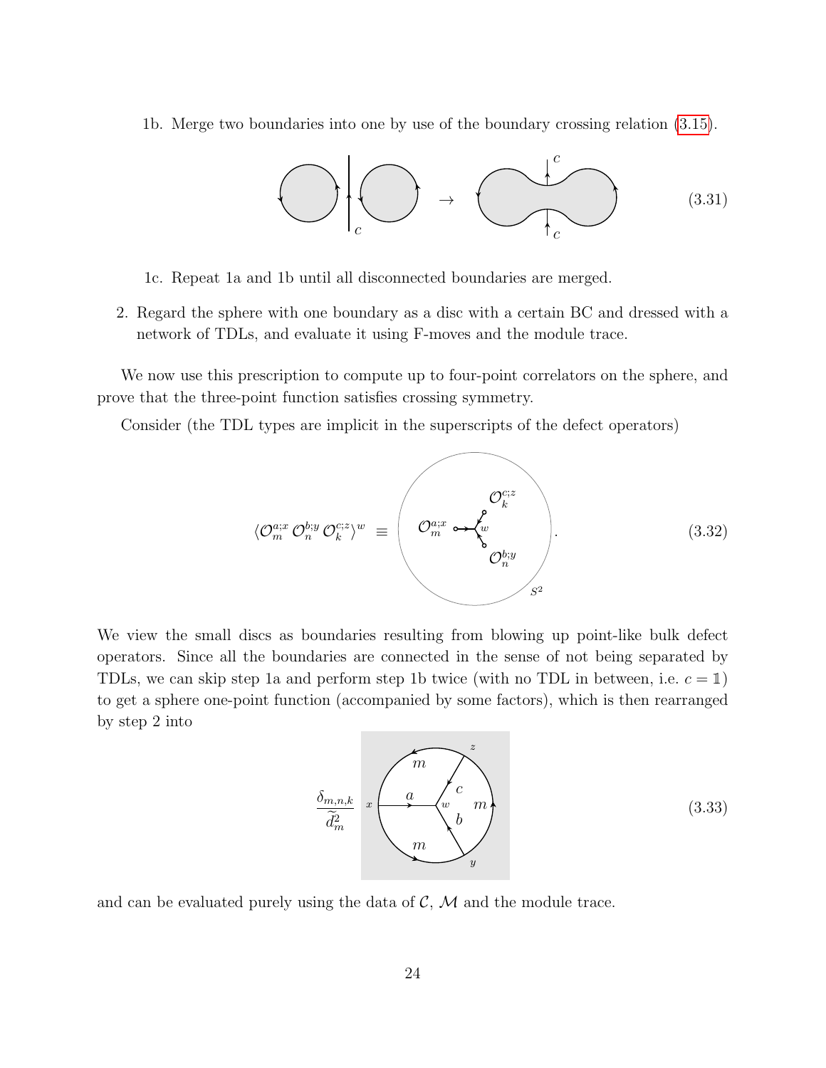1b. Merge two boundaries into one by use of the boundary crossing relation (3.15).

$$\tag{3.31}$$

1c. Repeat 1a and 1b until all disconnected boundaries are merged.

2. Regard the sphere with one boundary as a disc with a certain BC and dressed with a network of TDLs, and evaluate it using F-moves and the module trace.

We now use this prescription to compute up to four-point correlators on the sphere, and prove that the three-point function satisfies crossing symmetry.

Consider (the TDL types are implicit in the superscripts of the defect operators)

$$\langle \mathcal{O}_m^{a;x}\, \mathcal{O}_n^{b;y}\, \mathcal{O}_k^{c;z} \rangle^w \equiv \quad . \tag{3.32}$$

We view the small discs as boundaries resulting from blowing up point-like bulk defect operators. Since all the boundaries are connected in the sense of not being separated by TDLs, we can skip step 1a and perform step 1b twice (with no TDL in between, i.e. $c = \mathbb{1}$) to get a sphere one-point function (accompanied by some factors), which is then rearranged by step 2 into

$$\frac{\delta_{m,n,k}}{\widetilde{d}_m^2} \tag{3.33}$$

and can be evaluated purely using the data of $\mathcal{C}$, $\mathcal{M}$ and the module trace.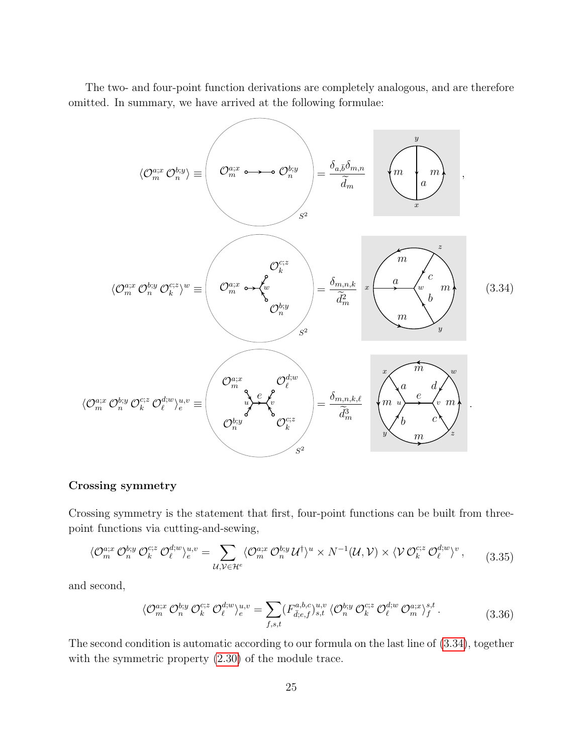The two- and four-point function derivations are completely analogous, and are therefore omitted. In summary, we have arrived at the following formulae:

$$\langle \mathcal{O}_m^{a;x}\, \mathcal{O}_n^{b;y} \rangle \equiv \quad = \frac{\delta_{a,\bar{b}}\delta_{m,n}}{\widetilde{d}_m} \quad ,$$

$$\langle \mathcal{O}_m^{a;x}\, \mathcal{O}_n^{b;y}\, \mathcal{O}_k^{c;z} \rangle^w \equiv \quad = \frac{\delta_{m,n,k}}{\widetilde{d}_m^2} \tag{3.34}$$

$$\langle \mathcal{O}_m^{a;x}\, \mathcal{O}_n^{b;y}\, \mathcal{O}_k^{c;z}\, \mathcal{O}_\ell^{d;w} \rangle_e^{u,v} \equiv \quad = \frac{\delta_{m,n,k,\ell}}{\widetilde{d}_m^3} \quad .$$

### Crossing symmetry

Crossing symmetry is the statement that first, four-point functions can be built from three-point functions via cutting-and-sewing,

$$\langle \mathcal{O}_m^{a;x}\, \mathcal{O}_n^{b;y}\, \mathcal{O}_k^{c;z}\, \mathcal{O}_\ell^{d;w} \rangle_e^{u,v} = \sum_{\mathcal{U},\mathcal{V}\in\mathcal{H}^e} \langle \mathcal{O}_m^{a;x}\, \mathcal{O}_n^{b;y}\, \mathcal{U}^\dagger \rangle^u \times N^{-1}(\mathcal{U},\mathcal{V}) \times \langle \mathcal{V}\, \mathcal{O}_k^{c;z}\, \mathcal{O}_\ell^{d;w} \rangle^v \,, \tag{3.35}$$

and second,

$$\langle \mathcal{O}_m^{a;x}\, \mathcal{O}_n^{b;y}\, \mathcal{O}_k^{c;z}\, \mathcal{O}_\ell^{d;w} \rangle_e^{u,v} = \sum_{f,s,t} (F^{a,b,c}_{\bar{d};e,f})^{u,v}_{s,t} \, \langle \mathcal{O}_n^{b;y}\, \mathcal{O}_k^{c;z}\, \mathcal{O}_\ell^{d;w}\, \mathcal{O}_m^{a;x} \rangle_f^{s,t} \,. \tag{3.36}$$

The second condition is automatic according to our formula on the last line of (3.34), together with the symmetric property (2.30) of the module trace.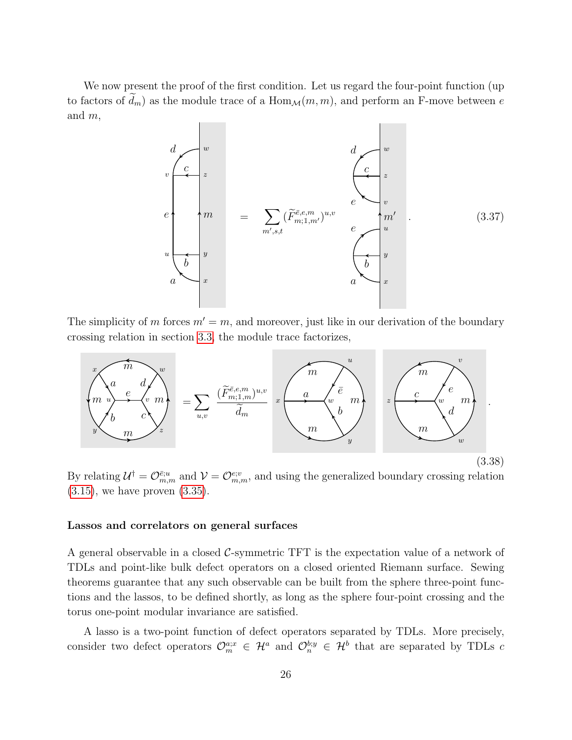We now present the proof of the first condition. Let us regard the four-point function (up to factors of $\widetilde{d}_m$) as the module trace of a $\mathrm{Hom}_{\mathcal{M}}(m,m)$, and perform an F-move between $e$ and $m$,

$$
[\text{diagram}] = \sum_{m',s,t} (\widetilde{F}^{\bar{e},e,m}_{m;\mathbb{1},m'})^{u,v} \; [\text{diagram}] \, . \tag{3.37}
$$

The simplicity of $m$ forces $m' = m$, and moreover, just like in our derivation of the boundary crossing relation in section 3.3, the module trace factorizes,

$$
[\text{diagram}] = \sum_{u,v} \frac{(\widetilde{F}^{\bar{e},e,m}_{m;\mathbb{1},m})^{u,v}}{\widetilde{d}_m} \; [\text{diagram}] \; [\text{diagram}] \, . \tag{3.38}
$$

By relating $\mathcal{U}^\dagger = \mathcal{O}^{\bar{e};u}_{m,m}$ and $\mathcal{V} = \mathcal{O}^{e;v}_{m,m}$, and using the generalized boundary crossing relation (3.15), we have proven (3.35).

**Lassos and correlators on general surfaces**

A general observable in a closed $\mathcal{C}$-symmetric TFT is the expectation value of a network of TDLs and point-like bulk defect operators on a closed oriented Riemann surface. Sewing theorems guarantee that any such observable can be built from the sphere three-point functions and the lassos, to be defined shortly, as long as the sphere four-point crossing and the torus one-point modular invariance are satisfied.

A lasso is a two-point function of defect operators separated by TDLs. More precisely, consider two defect operators $\mathcal{O}^{a;x}_m \in \mathcal{H}^a$ and $\mathcal{O}^{b;y}_n \in \mathcal{H}^b$ that are separated by TDLs $c$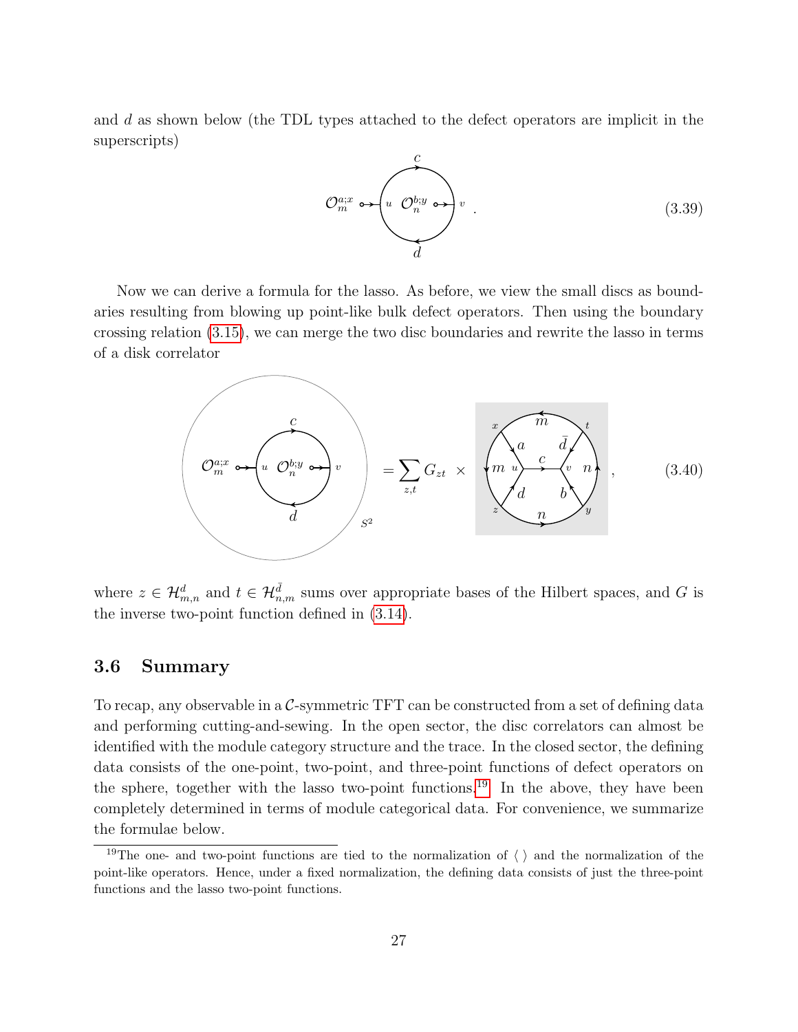and $d$ as shown below (the TDL types attached to the defect operators are implicit in the superscripts)

$$\mathcal{O}_m^{a;x} \quad \mathcal{O}_n^{b;y} \quad (c,\ d,\ u,\ v) \quad . \tag{3.39}$$

Now we can derive a formula for the lasso. As before, we view the small discs as boundaries resulting from blowing up point-like bulk defect operators. Then using the boundary crossing relation (3.15), we can merge the two disc boundaries and rewrite the lasso in terms of a disk correlator

$$\left\langle \mathcal{O}_m^{a;x} \quad \mathcal{O}_n^{b;y} \right\rangle_{S^2} = \sum_{z,t} G_{zt} \times \left[\text{disk correlator with } m, n, a, \bar{d}, c, d, b;\ x, t, z, y;\ u, v\right] , \tag{3.40}$$

where $z \in \mathcal{H}^d_{m,n}$ and $t \in \mathcal{H}^{\bar{d}}_{n,m}$ sums over appropriate bases of the Hilbert spaces, and $G$ is the inverse two-point function defined in (3.14).

### 3.6 Summary

To recap, any observable in a $\mathcal{C}$-symmetric TFT can be constructed from a set of defining data and performing cutting-and-sewing. In the open sector, the disc correlators can almost be identified with the module category structure and the trace. In the closed sector, the defining data consists of the one-point, two-point, and three-point functions of defect operators on the sphere, together with the lasso two-point functions.[19] In the above, they have been completely determined in terms of module categorical data. For convenience, we summarize the formulae below.

[19] The one- and two-point functions are tied to the normalization of $\langle\ \rangle$ and the normalization of the point-like operators. Hence, under a fixed normalization, the defining data consists of just the three-point functions and the lasso two-point functions.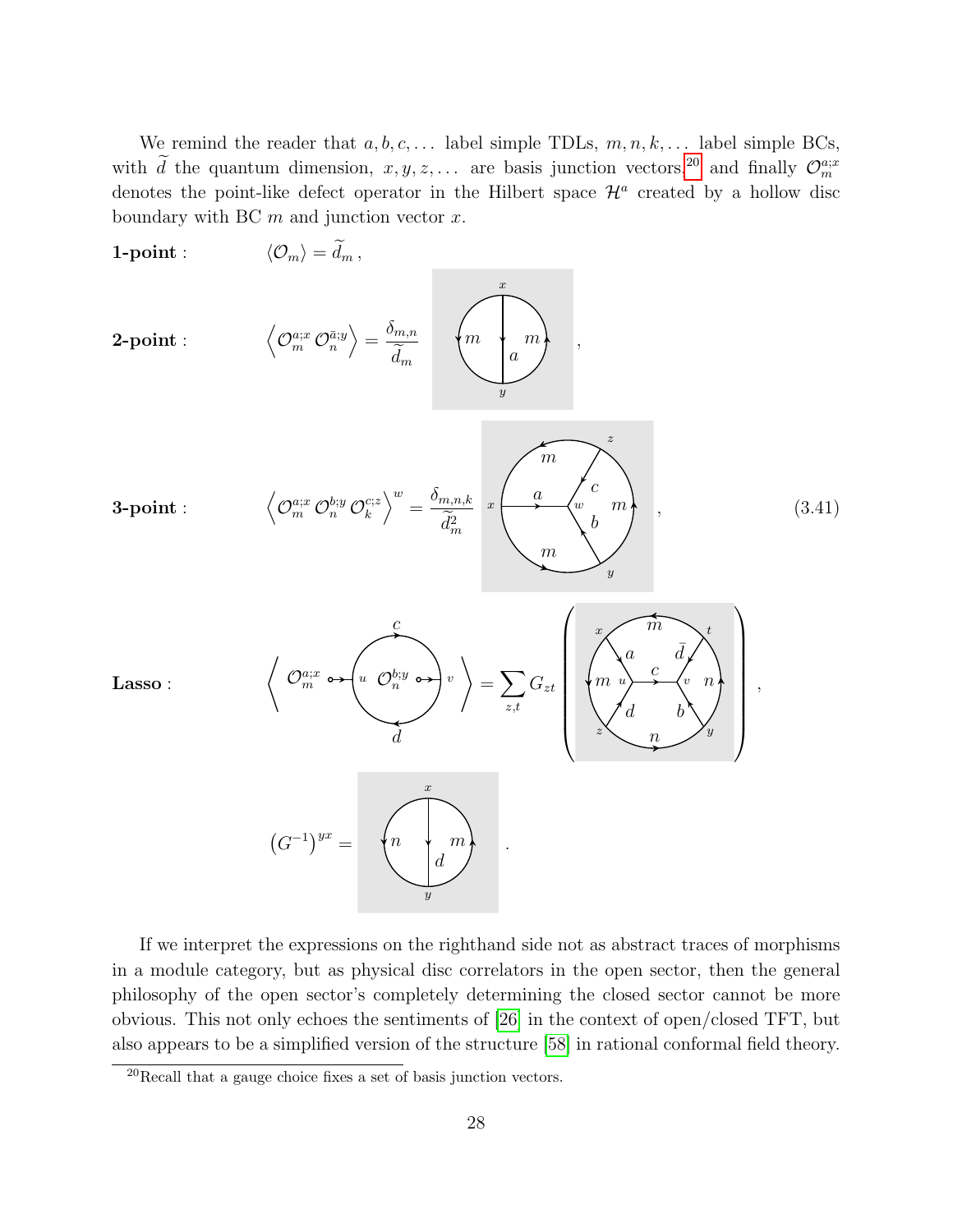We remind the reader that $a, b, c, \ldots$ label simple TDLs, $m, n, k, \ldots$ label simple BCs, with $\widetilde{d}$ the quantum dimension, $x, y, z, \ldots$ are basis junction vectors,[20] and finally $\mathcal{O}_m^{a;x}$ denotes the point-like defect operator in the Hilbert space $\mathcal{H}^a$ created by a hollow disc boundary with BC $m$ and junction vector $x$.

**1-point** : $\langle \mathcal{O}_m \rangle = \widetilde{d}_m \,,$

**2-point** : $\left\langle \mathcal{O}_m^{a;x} \, \mathcal{O}_n^{\bar{a};y} \right\rangle = \dfrac{\delta_{m,n}}{\widetilde{d}_m}$ [diagram] ,

**3-point** : $\left\langle \mathcal{O}_m^{a;x} \, \mathcal{O}_n^{b;y} \, \mathcal{O}_k^{c;z} \right\rangle^w = \dfrac{\delta_{m,n,k}}{\widetilde{d}_m^2}$ [diagram] , (3.41)

**Lasso** : $\left\langle \mathcal{O}_m^{a;x} \ \mathcal{O}_n^{b;y} \right\rangle$ [lasso diagram with loop $c$, $d$ and junctions $u$, $v$] $= \sum_{z,t} G_{zt}$ ( [diagram] ) ,

$\left(G^{-1}\right)^{yx} =$ [diagram] .

If we interpret the expressions on the righthand side not as abstract traces of morphisms in a module category, but as physical disc correlators in the open sector, then the general philosophy of the open sector's completely determining the closed sector cannot be more obvious. This not only echoes the sentiments of [26] in the context of open/closed TFT, but also appears to be a simplified version of the structure [58] in rational conformal field theory.

[20] Recall that a gauge choice fixes a set of basis junction vectors.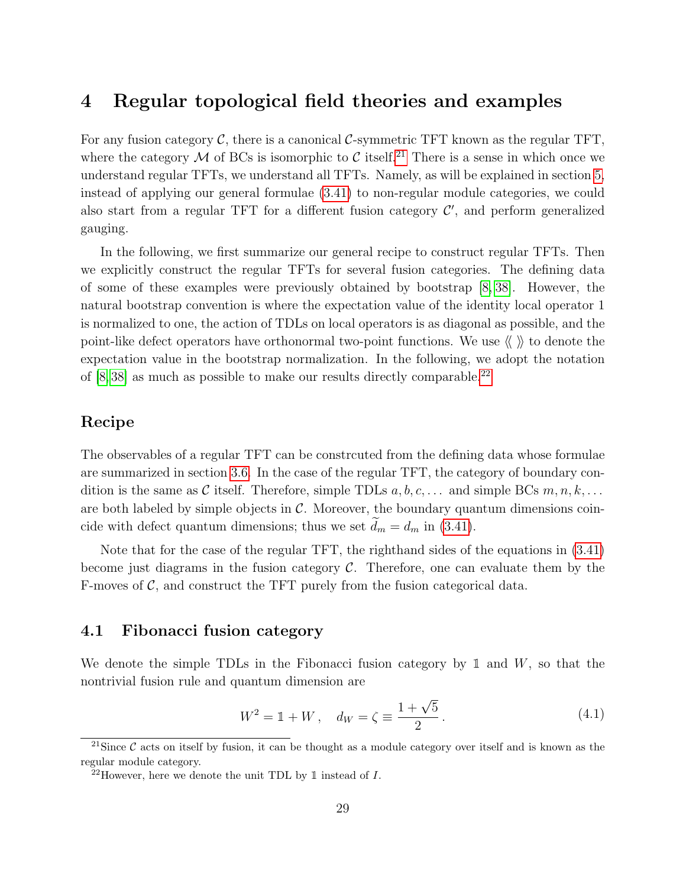# 4 Regular topological field theories and examples

For any fusion category $\mathcal{C}$, there is a canonical $\mathcal{C}$-symmetric TFT known as the regular TFT, where the category $\mathcal{M}$ of BCs is isomorphic to $\mathcal{C}$ itself.[21] There is a sense in which once we understand regular TFTs, we understand all TFTs. Namely, as will be explained in section 5, instead of applying our general formulae (3.41) to non-regular module categories, we could also start from a regular TFT for a different fusion category $\mathcal{C}'$, and perform generalized gauging.

In the following, we first summarize our general recipe to construct regular TFTs. Then we explicitly construct the regular TFTs for several fusion categories. The defining data of some of these examples were previously obtained by bootstrap [8, 38]. However, the natural bootstrap convention is where the expectation value of the identity local operator 1 is normalized to one, the action of TDLs on local operators is as diagonal as possible, and the point-like defect operators have orthonormal two-point functions. We use $\langle\!\langle\ \rangle\!\rangle$ to denote the expectation value in the bootstrap normalization. In the following, we adopt the notation of [8, 38] as much as possible to make our results directly comparable.[22]

### Recipe

The observables of a regular TFT can be constrcuted from the defining data whose formulae are summarized in section 3.6. In the case of the regular TFT, the category of boundary condition is the same as $\mathcal{C}$ itself. Therefore, simple TDLs $a, b, c, \ldots$ and simple BCs $m, n, k, \ldots$ are both labeled by simple objects in $\mathcal{C}$. Moreover, the boundary quantum dimensions coincide with defect quantum dimensions; thus we set $\widetilde{d}_m = d_m$ in (3.41).

Note that for the case of the regular TFT, the righthand sides of the equations in (3.41) become just diagrams in the fusion category $\mathcal{C}$. Therefore, one can evaluate them by the F-moves of $\mathcal{C}$, and construct the TFT purely from the fusion categorical data.

## 4.1 Fibonacci fusion category

We denote the simple TDLs in the Fibonacci fusion category by $\mathbb{1}$ and $W$, so that the nontrivial fusion rule and quantum dimension are

$$W^2 = \mathbb{1} + W\,, \quad d_W = \zeta \equiv \frac{1+\sqrt{5}}{2}\,. \tag{4.1}$$

[21] Since $\mathcal{C}$ acts on itself by fusion, it can be thought as a module category over itself and is known as the regular module category.

[22] However, here we denote the unit TDL by $\mathbb{1}$ instead of $I$.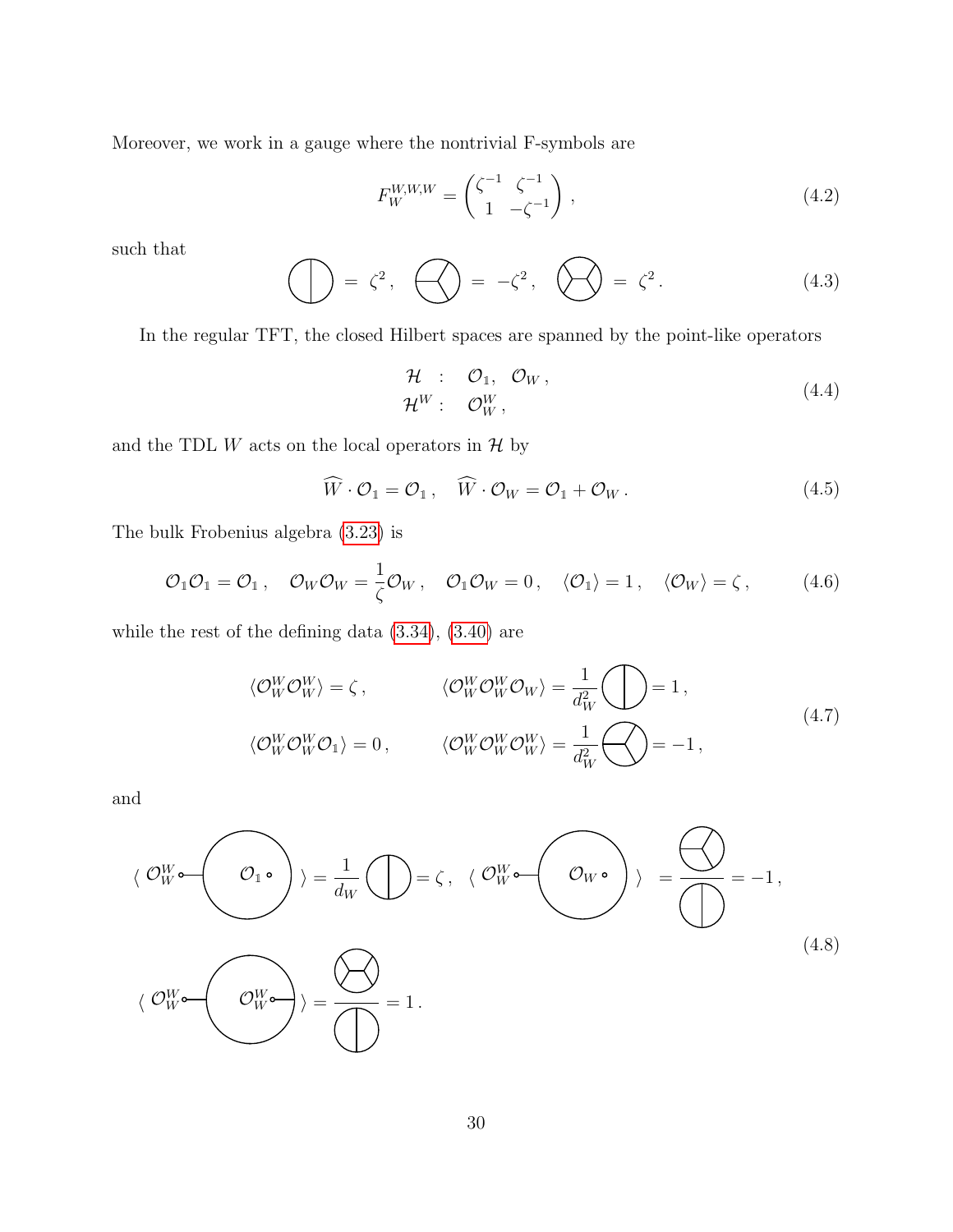Moreover, we work in a gauge where the nontrivial F-symbols are

$$F_W^{W,W,W} = \begin{pmatrix} \zeta^{-1} & \zeta^{-1} \\ 1 & -\zeta^{-1} \end{pmatrix}, \tag{4.2}$$

such that

$$\text{(diagram)} = \zeta^2, \quad \text{(diagram)} = -\zeta^2, \quad \text{(diagram)} = \zeta^2. \tag{4.3}$$

In the regular TFT, the closed Hilbert spaces are spanned by the point-like operators

$$\begin{aligned} \mathcal{H} \;&:\; \mathcal{O}_{\mathbb{1}},\ \mathcal{O}_W, \\ \mathcal{H}^W :&\; \mathcal{O}_W^W, \end{aligned} \tag{4.4}$$

and the TDL $W$ acts on the local operators in $\mathcal{H}$ by

$$\widehat{W} \cdot \mathcal{O}_{\mathbb{1}} = \mathcal{O}_{\mathbb{1}}, \quad \widehat{W} \cdot \mathcal{O}_W = \mathcal{O}_{\mathbb{1}} + \mathcal{O}_W. \tag{4.5}$$

The bulk Frobenius algebra (3.23) is

$$\mathcal{O}_{\mathbb{1}}\mathcal{O}_{\mathbb{1}} = \mathcal{O}_{\mathbb{1}}, \quad \mathcal{O}_W\mathcal{O}_W = \frac{1}{\zeta}\mathcal{O}_W, \quad \mathcal{O}_{\mathbb{1}}\mathcal{O}_W = 0, \quad \langle \mathcal{O}_{\mathbb{1}} \rangle = 1, \quad \langle \mathcal{O}_W \rangle = \zeta, \tag{4.6}$$

while the rest of the defining data (3.34), (3.40) are

$$\begin{aligned} &\langle \mathcal{O}_W^W \mathcal{O}_W^W \rangle = \zeta, && \langle \mathcal{O}_W^W \mathcal{O}_W^W \mathcal{O}_W \rangle = \frac{1}{d_W^2}\,\text{(diagram)} = 1, \\ &\langle \mathcal{O}_W^W \mathcal{O}_W^W \mathcal{O}_{\mathbb{1}} \rangle = 0, && \langle \mathcal{O}_W^W \mathcal{O}_W^W \mathcal{O}_W^W \rangle = \frac{1}{d_W^2}\,\text{(diagram)} = -1, \end{aligned} \tag{4.7}$$

and

$$\begin{aligned} &\langle\, \mathcal{O}_W^W \text{—(circle containing } \mathcal{O}_{\mathbb{1}}) \,\rangle = \frac{1}{d_W}\,\text{(diagram)} = \zeta, \quad \langle\, \mathcal{O}_W^W \text{—(circle containing } \mathcal{O}_W) \,\rangle = \frac{\text{(diagram)}}{\text{(diagram)}} = -1, \\ &\langle\, \mathcal{O}_W^W \text{—(circle containing } \mathcal{O}_W^W\text{—)} \,\rangle = \frac{\text{(diagram)}}{\text{(diagram)}} = 1. \end{aligned} \tag{4.8}$$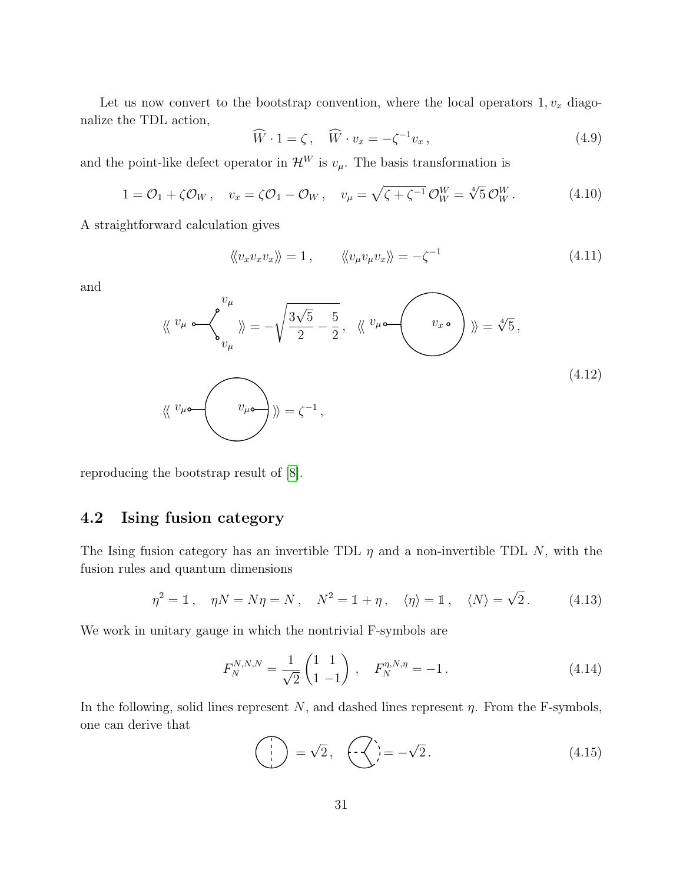Let us now convert to the bootstrap convention, where the local operators $1, v_x$ diagonalize the TDL action,

$$\widehat{W} \cdot 1 = \zeta\,, \quad \widehat{W} \cdot v_x = -\zeta^{-1} v_x\,, \tag{4.9}$$

and the point-like defect operator in $\mathcal{H}^W$ is $v_\mu$. The basis transformation is

$$1 = \mathcal{O}_{\mathbb{1}} + \zeta \mathcal{O}_W\,, \quad v_x = \zeta \mathcal{O}_{\mathbb{1}} - \mathcal{O}_W\,, \quad v_\mu = \sqrt{\zeta + \zeta^{-1}}\, \mathcal{O}_W^W = \sqrt[4]{5}\, \mathcal{O}_W^W\,. \tag{4.10}$$

A straightforward calculation gives

$$\langle\!\langle v_x v_x v_x \rangle\!\rangle = 1\,, \qquad \langle\!\langle v_\mu v_\mu v_x \rangle\!\rangle = -\zeta^{-1} \tag{4.11}$$

and

$$\langle\!\langle\, v_\mu \text{ (trivalent junction with } v_\mu, v_\mu) \,\rangle\!\rangle = -\sqrt{\frac{3\sqrt{5}}{2} - \frac{5}{2}}\,, \quad \langle\!\langle\, v_\mu \text{ (circle containing } v_x) \,\rangle\!\rangle = \sqrt[4]{5}\,,$$

$$\langle\!\langle\, v_\mu \text{ (circle containing } v_\mu) \,\rangle\!\rangle = \zeta^{-1}\,, \tag{4.12}$$

reproducing the bootstrap result of [8].

## 4.2 Ising fusion category

The Ising fusion category has an invertible TDL $\eta$ and a non-invertible TDL $N$, with the fusion rules and quantum dimensions

$$\eta^2 = \mathbb{1}\,, \quad \eta N = N\eta = N\,, \quad N^2 = \mathbb{1} + \eta\,, \quad \langle \eta \rangle = \mathbb{1}\,, \quad \langle N \rangle = \sqrt{2}\,. \tag{4.13}$$

We work in unitary gauge in which the nontrivial F-symbols are

$$F_N^{N,N,N} = \frac{1}{\sqrt{2}} \begin{pmatrix} 1 & 1 \\ 1 & -1 \end{pmatrix}\,, \quad F_N^{\eta,N,\eta} = -1\,. \tag{4.14}$$

In the following, solid lines represent $N$, and dashed lines represent $\eta$. From the F-symbols, one can derive that

$$\text{(solid circle with dashed chord)} = \sqrt{2}\,, \quad \text{(circle with dashed line and junction)} = -\sqrt{2}\,. \tag{4.15}$$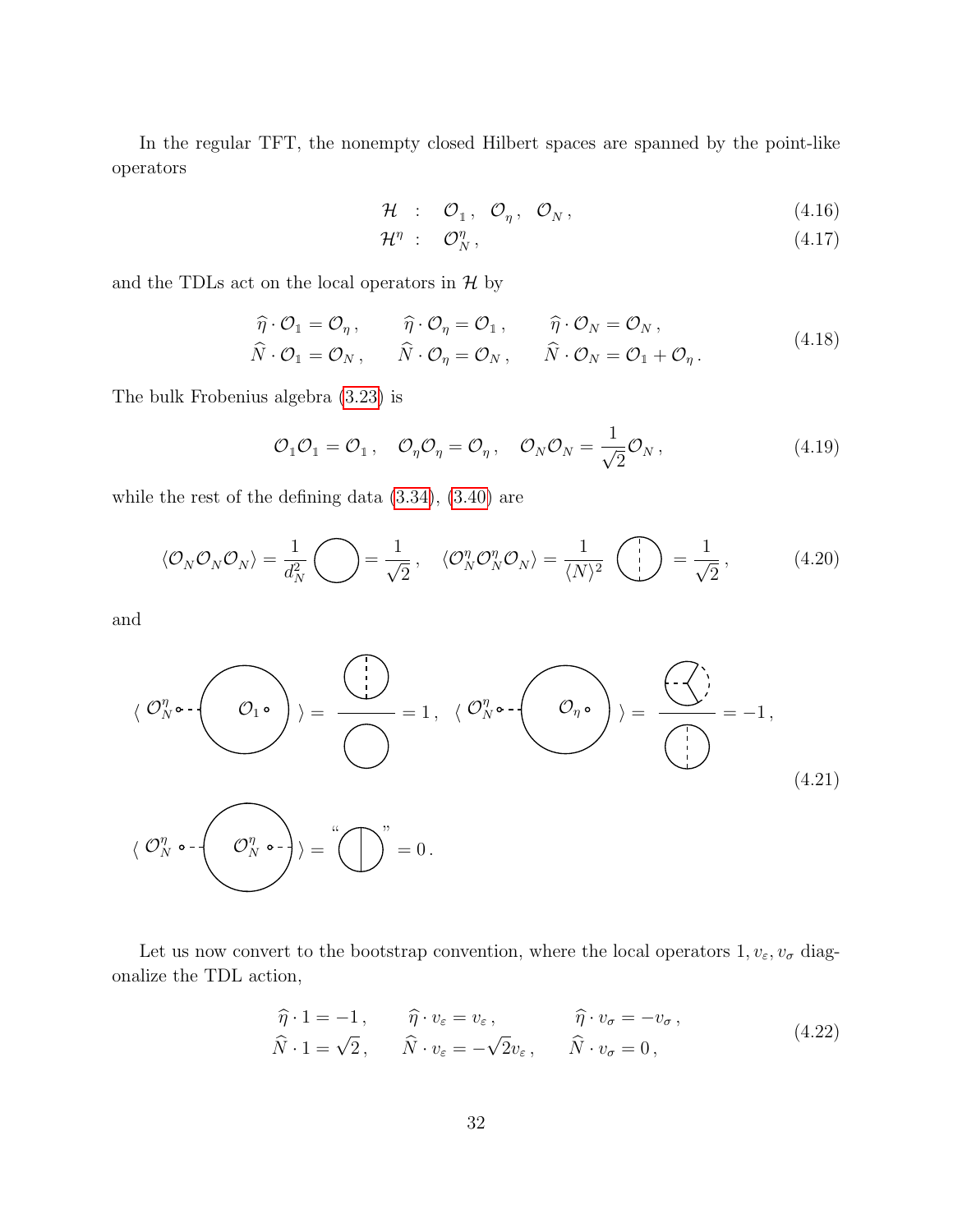In the regular TFT, the nonempty closed Hilbert spaces are spanned by the point-like operators

$$\mathcal{H} \;\; : \;\; \mathcal{O}_{\mathbb{1}}\,, \;\; \mathcal{O}_{\eta}\,, \;\; \mathcal{O}_{N}\,, \tag{4.16}$$

$$\mathcal{H}^{\eta} \;\; : \;\; \mathcal{O}^{\eta}_{N}\,, \tag{4.17}$$

and the TDLs act on the local operators in $\mathcal{H}$ by

$$\begin{aligned}
&\widehat{\eta}\cdot\mathcal{O}_{\mathbb{1}} = \mathcal{O}_{\eta}\,, \qquad \widehat{\eta}\cdot\mathcal{O}_{\eta} = \mathcal{O}_{\mathbb{1}}\,, \qquad \widehat{\eta}\cdot\mathcal{O}_{N} = \mathcal{O}_{N}\,, \\
&\widehat{N}\cdot\mathcal{O}_{\mathbb{1}} = \mathcal{O}_{N}\,, \qquad \widehat{N}\cdot\mathcal{O}_{\eta} = \mathcal{O}_{N}\,, \qquad \widehat{N}\cdot\mathcal{O}_{N} = \mathcal{O}_{\mathbb{1}} + \mathcal{O}_{\eta}\,.
\end{aligned} \tag{4.18}$$

The bulk Frobenius algebra (3.23) is

$$\mathcal{O}_{\mathbb{1}}\mathcal{O}_{\mathbb{1}} = \mathcal{O}_{\mathbb{1}}\,, \quad \mathcal{O}_{\eta}\mathcal{O}_{\eta} = \mathcal{O}_{\eta}\,, \quad \mathcal{O}_{N}\mathcal{O}_{N} = \frac{1}{\sqrt{2}}\mathcal{O}_{N}\,, \tag{4.19}$$

while the rest of the defining data (3.34), (3.40) are

$$\langle \mathcal{O}_{N}\mathcal{O}_{N}\mathcal{O}_{N}\rangle = \frac{1}{d_N^2}\bigcirc = \frac{1}{\sqrt{2}}\,, \quad \langle \mathcal{O}^{\eta}_{N}\mathcal{O}^{\eta}_{N}\mathcal{O}_{N}\rangle = \frac{1}{\langle N\rangle^2}\;\bigcirc\!\!\!\!\!\;\vdots\;\; = \frac{1}{\sqrt{2}}\,, \tag{4.20}$$

and

$$\langle\, \mathcal{O}^{\eta}_{N} \circ\text{-}\text{-} \bigcirc\!\left(\mathcal{O}_{1}\circ\right) \rangle = \frac{[\text{diagram}]}{[\text{diagram}]} = 1\,, \quad \langle\, \mathcal{O}^{\eta}_{N} \circ\text{-}\text{-} \bigcirc\!\left(\mathcal{O}_{\eta}\circ\right) \rangle = \frac{[\text{diagram}]}{[\text{diagram}]} = -1\,,$$

$$\langle\, \mathcal{O}^{\eta}_{N} \circ\text{-}\text{-} \bigcirc\!\left(\mathcal{O}^{\eta}_{N}\circ\text{-}\text{-}\right) \rangle = \text{“}[\text{diagram}]\text{”} = 0\,. \tag{4.21}$$

Let us now convert to the bootstrap convention, where the local operators $1, v_\varepsilon, v_\sigma$ diagonalize the TDL action,

$$\begin{aligned}
&\widehat{\eta}\cdot 1 = -1\,, \qquad \widehat{\eta}\cdot v_\varepsilon = v_\varepsilon\,, \qquad \widehat{\eta}\cdot v_\sigma = -v_\sigma\,, \\
&\widehat{N}\cdot 1 = \sqrt{2}\,, \qquad \widehat{N}\cdot v_\varepsilon = -\sqrt{2}v_\varepsilon\,, \qquad \widehat{N}\cdot v_\sigma = 0\,,
\end{aligned} \tag{4.22}$$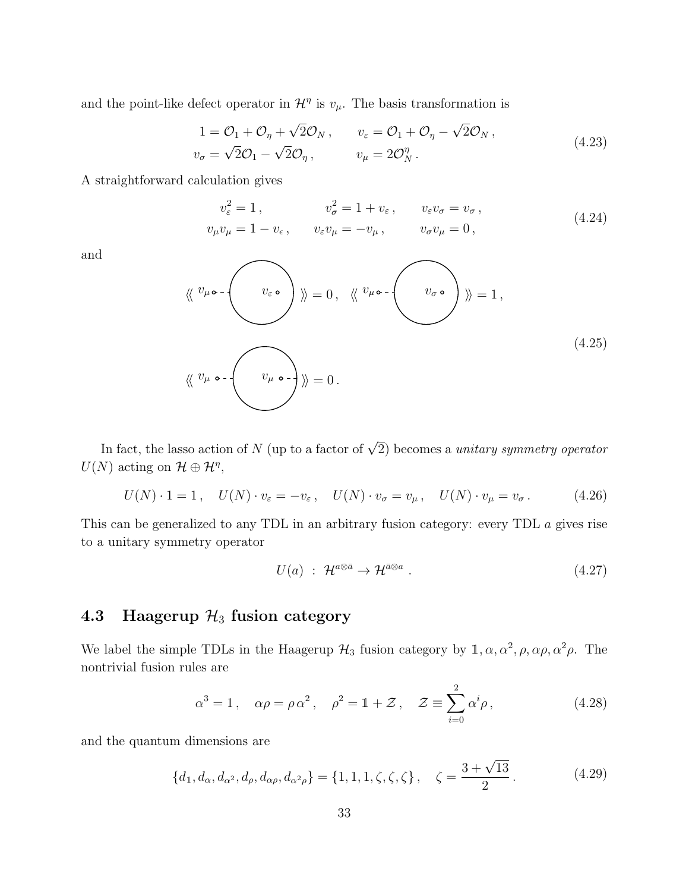and the point-like defect operator in $\mathcal{H}^\eta$ is $v_\mu$. The basis transformation is

$$
\begin{aligned}
1 &= \mathcal{O}_1 + \mathcal{O}_\eta + \sqrt{2}\mathcal{O}_N\,, \qquad & v_\varepsilon &= \mathcal{O}_1 + \mathcal{O}_\eta - \sqrt{2}\mathcal{O}_N\,, \\
v_\sigma &= \sqrt{2}\mathcal{O}_1 - \sqrt{2}\mathcal{O}_\eta\,, \qquad & v_\mu &= 2\mathcal{O}_N^\eta\,.
\end{aligned}
\tag{4.23}
$$

A straightforward calculation gives

$$
\begin{aligned}
v_\varepsilon^2 &= 1\,, \qquad & v_\sigma^2 &= 1 + v_\varepsilon\,, \qquad & v_\varepsilon v_\sigma &= v_\sigma\,, \\
v_\mu v_\mu &= 1 - v_\epsilon\,, \qquad & v_\varepsilon v_\mu &= -v_\mu\,, \qquad & v_\sigma v_\mu &= 0\,,
\end{aligned}
\tag{4.24}
$$

and

$$
\langle\!\langle\, v_\mu \circ\!-\!-\!\bigcirc_{\,v_\varepsilon \circ}\, \rangle\!\rangle = 0\,, \quad \langle\!\langle\, v_\mu \circ\!-\!-\!\bigcirc_{\,v_\sigma \circ}\, \rangle\!\rangle = 1\,,
$$
$$
\langle\!\langle\, v_\mu \circ\!-\!-\!\bigcirc_{\,v_\mu \circ - -}\, \rangle\!\rangle = 0\,.
\tag{4.25}
$$

In fact, the lasso action of $N$ (up to a factor of $\sqrt{2}$) becomes a *unitary symmetry operator* $U(N)$ acting on $\mathcal{H} \oplus \mathcal{H}^\eta$,

$$
U(N)\cdot 1 = 1\,, \quad U(N)\cdot v_\varepsilon = -v_\varepsilon\,, \quad U(N)\cdot v_\sigma = v_\mu\,, \quad U(N)\cdot v_\mu = v_\sigma\,. \tag{4.26}
$$

This can be generalized to any TDL in an arbitrary fusion category: every TDL $a$ gives rise to a unitary symmetry operator

$$
U(a)\ :\ \mathcal{H}^{a\otimes\bar{a}} \to \mathcal{H}^{\bar{a}\otimes a}\,. \tag{4.27}
$$

## 4.3 Haagerup $\mathcal{H}_3$ fusion category

We label the simple TDLs in the Haagerup $\mathcal{H}_3$ fusion category by $\mathbb{1}, \alpha, \alpha^2, \rho, \alpha\rho, \alpha^2\rho$. The nontrivial fusion rules are

$$
\alpha^3 = 1\,, \quad \alpha\rho = \rho\,\alpha^2\,, \quad \rho^2 = \mathbb{1} + \mathcal{Z}\,, \quad \mathcal{Z} \equiv \sum_{i=0}^{2} \alpha^i \rho\,, \tag{4.28}
$$

and the quantum dimensions are

$$
\{d_\mathbb{1}, d_\alpha, d_{\alpha^2}, d_\rho, d_{\alpha\rho}, d_{\alpha^2\rho}\} = \{1, 1, 1, \zeta, \zeta, \zeta\}\,, \quad \zeta = \frac{3+\sqrt{13}}{2}\,. \tag{4.29}
$$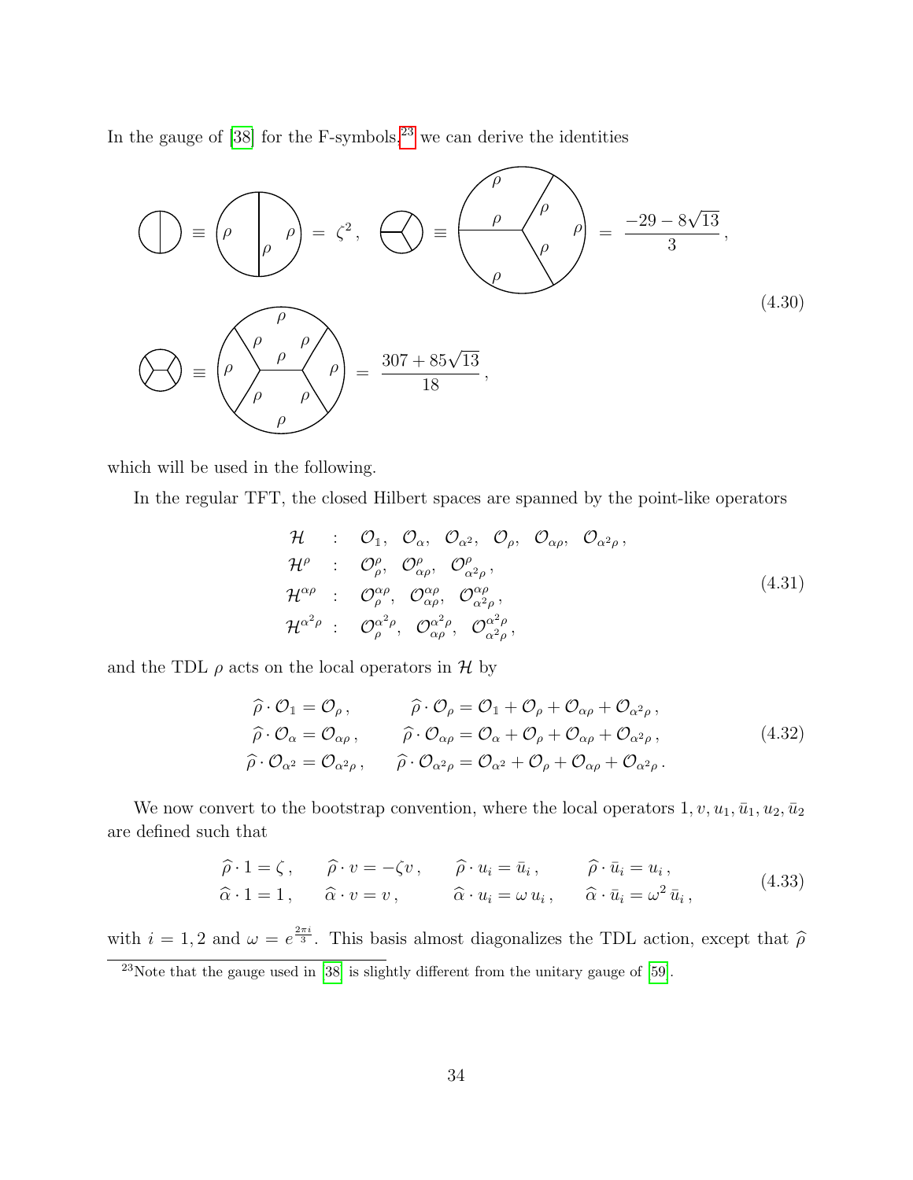In the gauge of [38] for the F-symbols,[23] we can derive the identities

$$
\text{(theta graph)} \equiv \text{(circle with vertical chord, all edges } \rho) = \zeta^2 \,, \qquad \text{(tetrahedron graph)} \equiv \text{(circle with trivalent vertex, all edges } \rho) = \frac{-29 - 8\sqrt{13}}{3} \,,
$$

$$
\text{(prism graph)} \equiv \text{(circle with H-shaped interior, all edges } \rho) = \frac{307 + 85\sqrt{13}}{18} \,, \tag{4.30}
$$

which will be used in the following.

In the regular TFT, the closed Hilbert spaces are spanned by the point-like operators

$$
\begin{aligned}
\mathcal{H} \quad &: \quad \mathcal{O}_{\mathbb{1}}, \;\; \mathcal{O}_{\alpha}, \;\; \mathcal{O}_{\alpha^2}, \;\; \mathcal{O}_{\rho}, \;\; \mathcal{O}_{\alpha\rho}, \;\; \mathcal{O}_{\alpha^2\rho} \,, \\
\mathcal{H}^{\rho} \quad &: \quad \mathcal{O}^{\rho}_{\rho}, \;\; \mathcal{O}^{\rho}_{\alpha\rho}, \;\; \mathcal{O}^{\rho}_{\alpha^2\rho} \,, \\
\mathcal{H}^{\alpha\rho} \quad &: \quad \mathcal{O}^{\alpha\rho}_{\rho}, \;\; \mathcal{O}^{\alpha\rho}_{\alpha\rho}, \;\; \mathcal{O}^{\alpha\rho}_{\alpha^2\rho} \,, \\
\mathcal{H}^{\alpha^2\rho} \; &: \quad \mathcal{O}^{\alpha^2\rho}_{\rho}, \;\; \mathcal{O}^{\alpha^2\rho}_{\alpha\rho}, \;\; \mathcal{O}^{\alpha^2\rho}_{\alpha^2\rho} \,,
\end{aligned} \tag{4.31}
$$

and the TDL $\rho$ acts on the local operators in $\mathcal{H}$ by

$$
\begin{aligned}
\widehat{\rho} \cdot \mathcal{O}_{\mathbb{1}} &= \mathcal{O}_{\rho} \,, & \widehat{\rho} \cdot \mathcal{O}_{\rho} &= \mathcal{O}_{\mathbb{1}} + \mathcal{O}_{\rho} + \mathcal{O}_{\alpha\rho} + \mathcal{O}_{\alpha^2\rho} \,, \\
\widehat{\rho} \cdot \mathcal{O}_{\alpha} &= \mathcal{O}_{\alpha\rho} \,, & \widehat{\rho} \cdot \mathcal{O}_{\alpha\rho} &= \mathcal{O}_{\alpha} + \mathcal{O}_{\rho} + \mathcal{O}_{\alpha\rho} + \mathcal{O}_{\alpha^2\rho} \,, \\
\widehat{\rho} \cdot \mathcal{O}_{\alpha^2} &= \mathcal{O}_{\alpha^2\rho} \,, & \widehat{\rho} \cdot \mathcal{O}_{\alpha^2\rho} &= \mathcal{O}_{\alpha^2} + \mathcal{O}_{\rho} + \mathcal{O}_{\alpha\rho} + \mathcal{O}_{\alpha^2\rho} \,.
\end{aligned} \tag{4.32}
$$

We now convert to the bootstrap convention, where the local operators $1, v, u_1, \bar{u}_1, u_2, \bar{u}_2$ are defined such that

$$
\begin{aligned}
\widehat{\rho} \cdot 1 &= \zeta \,, & \widehat{\rho} \cdot v &= -\zeta v \,, & \widehat{\rho} \cdot u_i &= \bar{u}_i \,, & \widehat{\rho} \cdot \bar{u}_i &= u_i \,, \\
\widehat{\alpha} \cdot 1 &= 1 \,, & \widehat{\alpha} \cdot v &= v \,, & \widehat{\alpha} \cdot u_i &= \omega \, u_i \,, & \widehat{\alpha} \cdot \bar{u}_i &= \omega^2 \, \bar{u}_i \,,
\end{aligned} \tag{4.33}
$$

with $i = 1, 2$ and $\omega = e^{\frac{2\pi i}{3}}$. This basis almost diagonalizes the TDL action, except that $\widehat{\rho}$

---

[23] Note that the gauge used in [38] is slightly different from the unitary gauge of [59].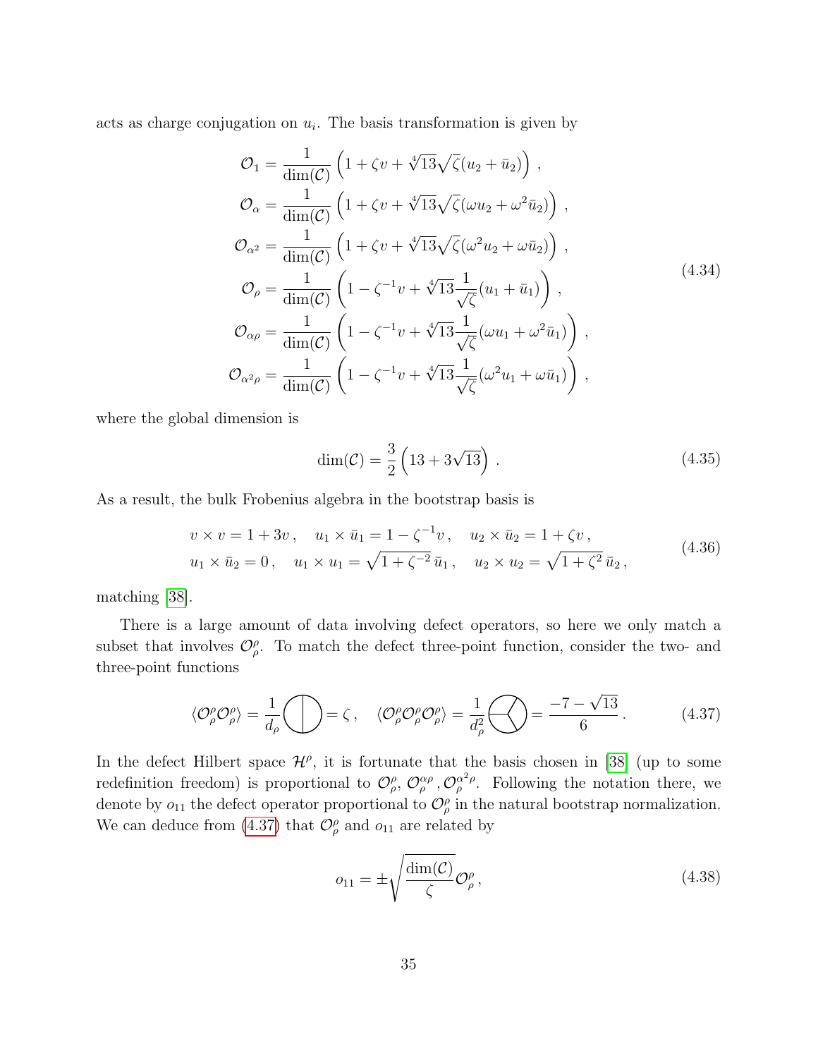acts as charge conjugation on $u_i$. The basis transformation is given by

$$
\begin{aligned}
\mathcal{O}_{\mathbb{1}} &= \frac{1}{\dim(\mathcal{C})}\left(1+\zeta v+\sqrt[4]{13}\sqrt{\zeta}(u_2+\bar{u}_2)\right)\,,\\
\mathcal{O}_{\alpha} &= \frac{1}{\dim(\mathcal{C})}\left(1+\zeta v+\sqrt[4]{13}\sqrt{\zeta}(\omega u_2+\omega^2\bar{u}_2)\right)\,,\\
\mathcal{O}_{\alpha^2} &= \frac{1}{\dim(\mathcal{C})}\left(1+\zeta v+\sqrt[4]{13}\sqrt{\zeta}(\omega^2 u_2+\omega\bar{u}_2)\right)\,,\\
\mathcal{O}_{\rho} &= \frac{1}{\dim(\mathcal{C})}\left(1-\zeta^{-1} v+\sqrt[4]{13}\frac{1}{\sqrt{\zeta}}(u_1+\bar{u}_1)\right)\,,\\
\mathcal{O}_{\alpha\rho} &= \frac{1}{\dim(\mathcal{C})}\left(1-\zeta^{-1} v+\sqrt[4]{13}\frac{1}{\sqrt{\zeta}}(\omega u_1+\omega^2\bar{u}_1)\right)\,,\\
\mathcal{O}_{\alpha^2\rho} &= \frac{1}{\dim(\mathcal{C})}\left(1-\zeta^{-1} v+\sqrt[4]{13}\frac{1}{\sqrt{\zeta}}(\omega^2 u_1+\omega\bar{u}_1)\right)\,,
\end{aligned}
\tag{4.34}
$$

where the global dimension is

$$
\dim(\mathcal{C}) = \frac{3}{2}\left(13+3\sqrt{13}\right)\,. \tag{4.35}
$$

As a result, the bulk Frobenius algebra in the bootstrap basis is

$$
\begin{aligned}
& v\times v = 1+3v\,,\quad u_1\times\bar{u}_1 = 1-\zeta^{-1}v\,,\quad u_2\times\bar{u}_2 = 1+\zeta v\,,\\
& u_1\times\bar{u}_2 = 0\,,\quad u_1\times u_1 = \sqrt{1+\zeta^{-2}}\,\bar{u}_1\,,\quad u_2\times u_2 = \sqrt{1+\zeta^{2}}\,\bar{u}_2\,,
\end{aligned}
\tag{4.36}
$$

matching [38].

There is a large amount of data involving defect operators, so here we only match a subset that involves $\mathcal{O}^{\rho}_{\rho}$. To match the defect three-point function, consider the two- and three-point functions

$$
\langle\mathcal{O}^{\rho}_{\rho}\mathcal{O}^{\rho}_{\rho}\rangle = \frac{1}{d_\rho}\bigcirc\!\!\!\!|\;\; = \zeta\,,\quad \langle\mathcal{O}^{\rho}_{\rho}\mathcal{O}^{\rho}_{\rho}\mathcal{O}^{\rho}_{\rho}\rangle = \frac{1}{d_\rho^2}\,\ominus\!\!\!\!\!<\;\; = \frac{-7-\sqrt{13}}{6}\,. \tag{4.37}
$$

In the defect Hilbert space $\mathcal{H}^{\rho}$, it is fortunate that the basis chosen in [38] (up to some redefinition freedom) is proportional to $\mathcal{O}^{\rho}_{\rho}$, $\mathcal{O}^{\alpha\rho}_{\rho}$, $\mathcal{O}^{\alpha^2\rho}_{\rho}$. Following the notation there, we denote by $o_{11}$ the defect operator proportional to $\mathcal{O}^{\rho}_{\rho}$ in the natural bootstrap normalization. We can deduce from (4.37) that $\mathcal{O}^{\rho}_{\rho}$ and $o_{11}$ are related by

$$
o_{11} = \pm\sqrt{\frac{\dim(\mathcal{C})}{\zeta}}\mathcal{O}^{\rho}_{\rho}\,, \tag{4.38}
$$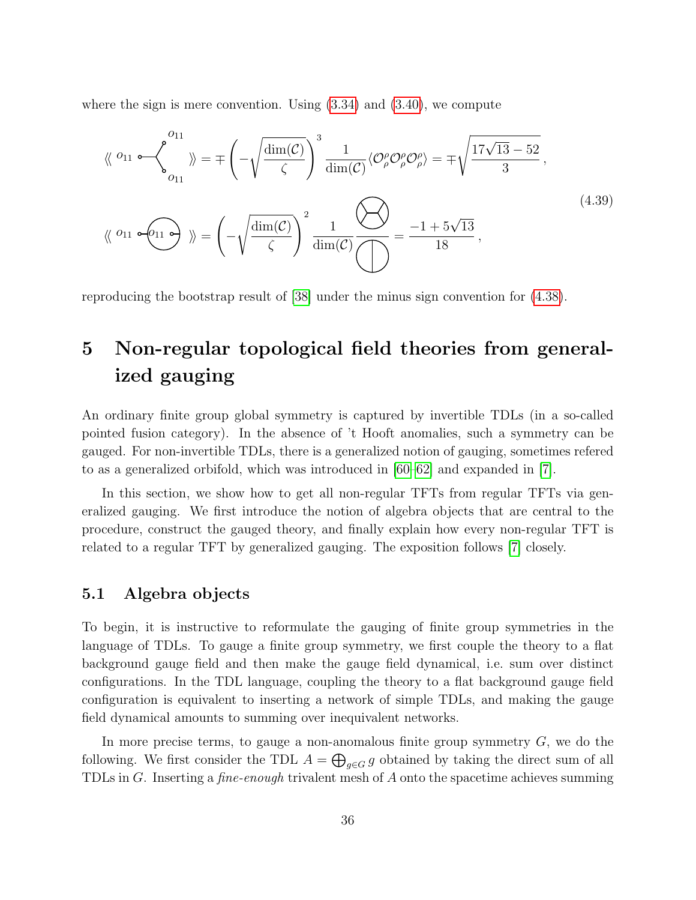where the sign is mere convention. Using (3.34) and (3.40), we compute

$$
\begin{aligned}
&\langle\!\langle\, o_{11} \multimap\!\!\!\!\!<^{o_{11}}_{o_{11}} \,\rangle\!\rangle = \mp \left( -\sqrt{\frac{\dim(\mathcal{C})}{\zeta}} \right)^3 \frac{1}{\dim(\mathcal{C})} \langle \mathcal{O}^\rho_\rho \mathcal{O}^\rho_\rho \mathcal{O}^\rho_\rho \rangle = \mp \sqrt{\frac{17\sqrt{13}-52}{3}} \,, \\
&\langle\!\langle\, o_{11} \multimap\!\!\bigcirc_{o_{11}}\!\!\circ \,\rangle\!\rangle = \left( -\sqrt{\frac{\dim(\mathcal{C})}{\zeta}} \right)^2 \frac{1}{\dim(\mathcal{C})} \frac{\bigotimes}{\bigoplus} = \frac{-1+5\sqrt{13}}{18} \,,
\end{aligned}
\tag{4.39}
$$

reproducing the bootstrap result of [38] under the minus sign convention for (4.38).

# 5 Non-regular topological field theories from generalized gauging

An ordinary finite group global symmetry is captured by invertible TDLs (in a so-called pointed fusion category). In the absence of 't Hooft anomalies, such a symmetry can be gauged. For non-invertible TDLs, there is a generalized notion of gauging, sometimes refered to as a generalized orbifold, which was introduced in [60–62] and expanded in [7].

In this section, we show how to get all non-regular TFTs from regular TFTs via generalized gauging. We first introduce the notion of algebra objects that are central to the procedure, construct the gauged theory, and finally explain how every non-regular TFT is related to a regular TFT by generalized gauging. The exposition follows [7] closely.

## 5.1 Algebra objects

To begin, it is instructive to reformulate the gauging of finite group symmetries in the language of TDLs. To gauge a finite group symmetry, we first couple the theory to a flat background gauge field and then make the gauge field dynamical, i.e. sum over distinct configurations. In the TDL language, coupling the theory to a flat background gauge field configuration is equivalent to inserting a network of simple TDLs, and making the gauge field dynamical amounts to summing over inequivalent networks.

In more precise terms, to gauge a non-anomalous finite group symmetry $G$, we do the following. We first consider the TDL $A = \bigoplus_{g \in G} g$ obtained by taking the direct sum of all TDLs in $G$. Inserting a *fine-enough* trivalent mesh of $A$ onto the spacetime achieves summing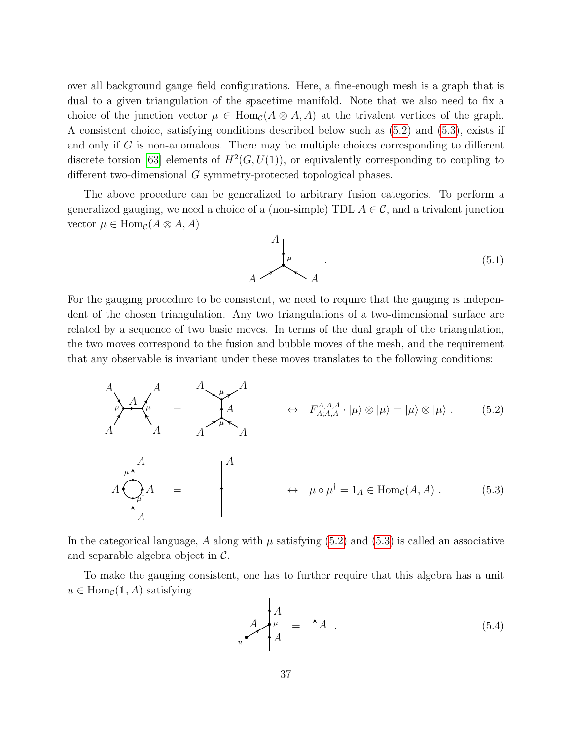over all background gauge field configurations. Here, a fine-enough mesh is a graph that is dual to a given triangulation of the spacetime manifold. Note that we also need to fix a choice of the junction vector $\mu \in \mathrm{Hom}_{\mathcal{C}}(A \otimes A, A)$ at the trivalent vertices of the graph. A consistent choice, satisfying conditions described below such as (5.2) and (5.3), exists if and only if $G$ is non-anomalous. There may be multiple choices corresponding to different discrete torsion [63] elements of $H^2(G, U(1))$, or equivalently corresponding to coupling to different two-dimensional $G$ symmetry-protected topological phases.

The above procedure can be generalized to arbitrary fusion categories. To perform a generalized gauging, we need a choice of a (non-simple) TDL $A \in \mathcal{C}$, and a trivalent junction vector $\mu \in \mathrm{Hom}_{\mathcal{C}}(A \otimes A, A)$

$$\text{[trivalent junction: two incoming } A \text{ lines fusing at vertex } \mu \text{ into outgoing } A] \quad . \tag{5.1}$$

For the gauging procedure to be consistent, we need to require that the gauging is independent of the chosen triangulation. Any two triangulations of a two-dimensional surface are related by a sequence of two basic moves. In terms of the dual graph of the triangulation, the two moves correspond to the fusion and bubble moves of the mesh, and the requirement that any observable is invariant under these moves translates to the following conditions:

$$\text{[horizontal } A \text{ channel with two } \mu \text{ vertices]} = \text{[vertical } A \text{ channel with two } \mu \text{ vertices]} \quad \leftrightarrow \quad F^{A,A,A}_{A;A,A} \cdot |\mu\rangle \otimes |\mu\rangle = |\mu\rangle \otimes |\mu\rangle \ . \tag{5.2}$$

$$\text{[} A \text{ bubble with vertices } \mu^\dagger \text{ (bottom) and } \mu \text{ (top)]} = \text{[straight } A \text{ line]} \quad \leftrightarrow \quad \mu \circ \mu^\dagger = 1_A \in \mathrm{Hom}_{\mathcal{C}}(A, A) \ . \tag{5.3}$$

In the categorical language, $A$ along with $\mu$ satisfying (5.2) and (5.3) is called an associative and separable algebra object in $\mathcal{C}$.

To make the gauging consistent, one has to further require that this algebra has a unit $u \in \mathrm{Hom}_{\mathcal{C}}(\mathbb{1}, A)$ satisfying

$$\text{[} A \text{ line with an } A \text{ branch from } u \text{ joining at vertex } \mu] = \text{[straight } A \text{ line]} \ . \tag{5.4}$$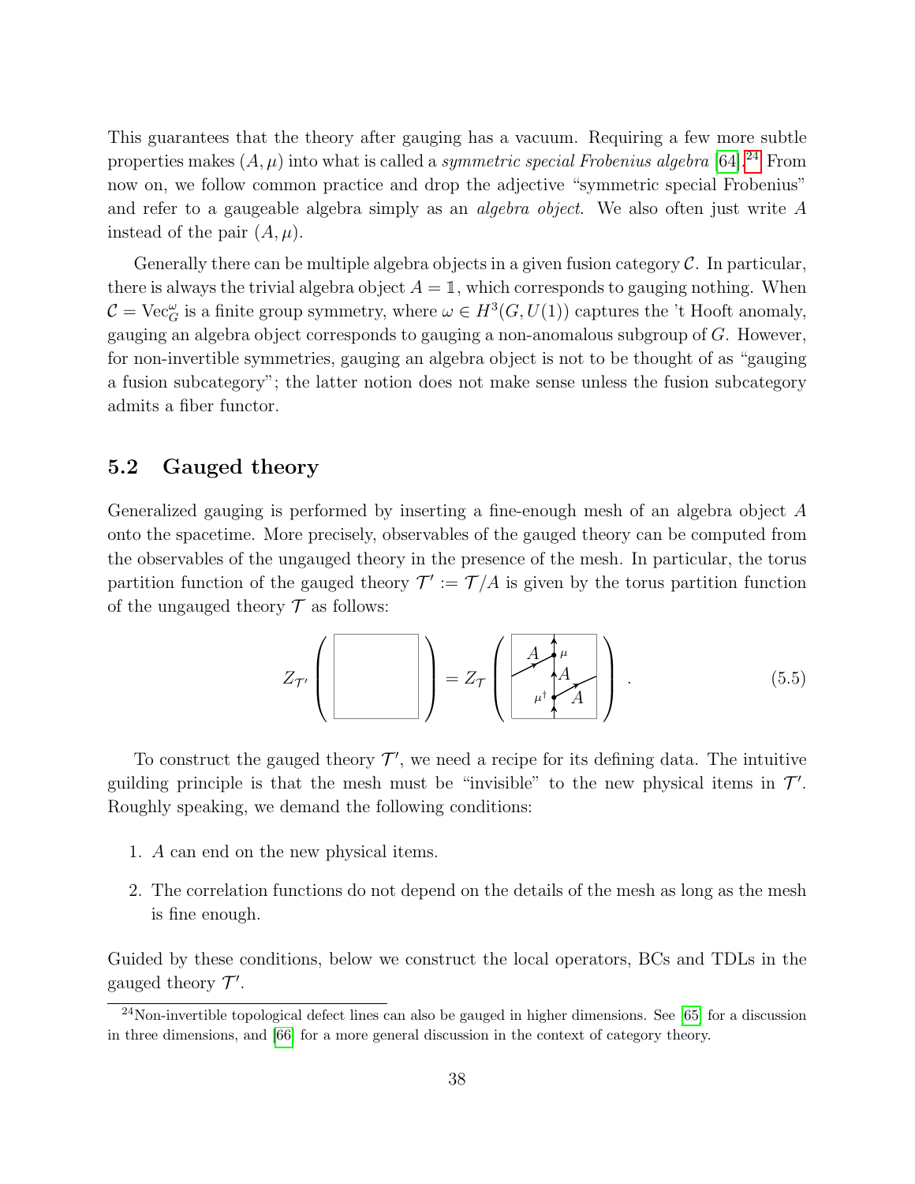This guarantees that the theory after gauging has a vacuum. Requiring a few more subtle properties makes $(A, \mu)$ into what is called a *symmetric special Frobenius algebra* [64].[24] From now on, we follow common practice and drop the adjective "symmetric special Frobenius" and refer to a gaugeable algebra simply as an *algebra object*. We also often just write $A$ instead of the pair $(A, \mu)$.

Generally there can be multiple algebra objects in a given fusion category $\mathcal{C}$. In particular, there is always the trivial algebra object $A = \mathbb{1}$, which corresponds to gauging nothing. When $\mathcal{C} = \mathrm{Vec}_G^\omega$ is a finite group symmetry, where $\omega \in H^3(G, U(1))$ captures the 't Hooft anomaly, gauging an algebra object corresponds to gauging a non-anomalous subgroup of $G$. However, for non-invertible symmetries, gauging an algebra object is not to be thought of as "gauging a fusion subcategory"; the latter notion does not make sense unless the fusion subcategory admits a fiber functor.

## 5.2 Gauged theory

Generalized gauging is performed by inserting a fine-enough mesh of an algebra object $A$ onto the spacetime. More precisely, observables of the gauged theory can be computed from the observables of the ungauged theory in the presence of the mesh. In particular, the torus partition function of the gauged theory $\mathcal{T}' := \mathcal{T}/A$ is given by the torus partition function of the ungauged theory $\mathcal{T}$ as follows:

$$Z_{\mathcal{T}'}\left( \boxed{\phantom{XX}} \right) = Z_{\mathcal{T}}\left( \boxed{A,\ \mu,\ A,\ \mu^\dagger,\ A} \right) . \tag{5.5}$$

To construct the gauged theory $\mathcal{T}'$, we need a recipe for its defining data. The intuitive guilding principle is that the mesh must be "invisible" to the new physical items in $\mathcal{T}'$. Roughly speaking, we demand the following conditions:

1. $A$ can end on the new physical items.
2. The correlation functions do not depend on the details of the mesh as long as the mesh is fine enough.

Guided by these conditions, below we construct the local operators, BCs and TDLs in the gauged theory $\mathcal{T}'$.

---

[24] Non-invertible topological defect lines can also be gauged in higher dimensions. See [65] for a discussion in three dimensions, and [66] for a more general discussion in the context of category theory.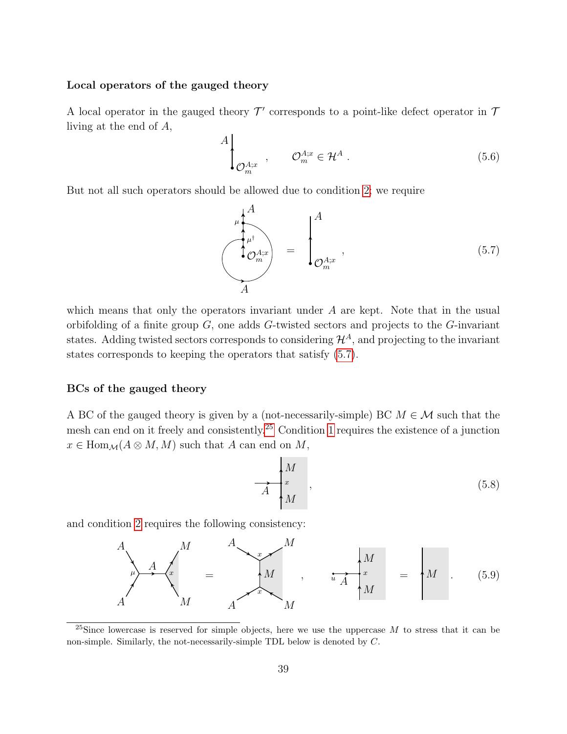**Local operators of the gauged theory**

A local operator in the gauged theory $\mathcal{T}'$ corresponds to a point-like defect operator in $\mathcal{T}$ living at the end of $A$,

$$\mathcal{O}_m^{A;x} \in \mathcal{H}^A \ . \tag{5.6}$$

But not all such operators should be allowed due to condition 2; we require

$$(5.7)$$

which means that only the operators invariant under $A$ are kept. Note that in the usual orbifolding of a finite group $G$, one adds $G$-twisted sectors and projects to the $G$-invariant states. Adding twisted sectors corresponds to considering $\mathcal{H}^A$, and projecting to the invariant states corresponds to keeping the operators that satisfy (5.7).

**BCs of the gauged theory**

A BC of the gauged theory is given by a (not-necessarily-simple) BC $M \in \mathcal{M}$ such that the mesh can end on it freely and consistently.[25] Condition 1 requires the existence of a junction $x \in \mathrm{Hom}_{\mathcal{M}}(A \otimes M, M)$ such that $A$ can end on $M$,

$$(5.8)$$

and condition 2 requires the following consistency:

$$(5.9)$$

[25] Since lowercase is reserved for simple objects, here we use the uppercase $M$ to stress that it can be non-simple. Similarly, the not-necessarily-simple TDL below is denoted by $C$.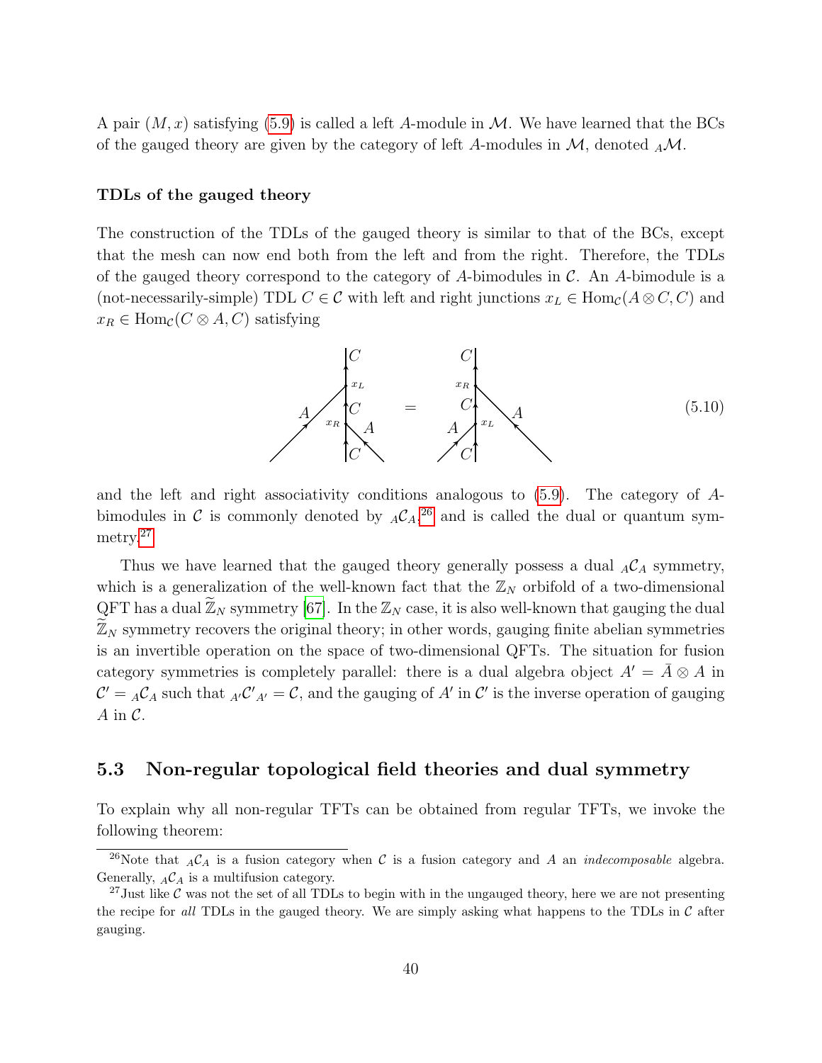A pair $(M, x)$ satisfying (5.9) is called a left $A$-module in $\mathcal{M}$. We have learned that the BCs of the gauged theory are given by the category of left $A$-modules in $\mathcal{M}$, denoted ${}_A\mathcal{M}$.

#### TDLs of the gauged theory

The construction of the TDLs of the gauged theory is similar to that of the BCs, except that the mesh can now end both from the left and from the right. Therefore, the TDLs of the gauged theory correspond to the category of $A$-bimodules in $\mathcal{C}$. An $A$-bimodule is a (not-necessarily-simple) TDL $C \in \mathcal{C}$ with left and right junctions $x_L \in \mathrm{Hom}_{\mathcal{C}}(A \otimes C, C)$ and $x_R \in \mathrm{Hom}_{\mathcal{C}}(C \otimes A, C)$ satisfying

$$\text{(diagram: } C \xrightarrow{x_R \text{ with } A} C \xrightarrow{x_L \text{ with } A} C \text{)} \quad = \quad \text{(diagram: } C \xrightarrow{x_L \text{ with } A} C \xrightarrow{x_R \text{ with } A} C \text{)} \tag{5.10}$$

and the left and right associativity conditions analogous to (5.9). The category of $A$-bimodules in $\mathcal{C}$ is commonly denoted by ${}_A\mathcal{C}_A$,[26] and is called the dual or quantum symmetry.[27]

Thus we have learned that the gauged theory generally possess a dual ${}_A\mathcal{C}_A$ symmetry, which is a generalization of the well-known fact that the $\mathbb{Z}_N$ orbifold of a two-dimensional QFT has a dual $\widetilde{\mathbb{Z}}_N$ symmetry [67]. In the $\mathbb{Z}_N$ case, it is also well-known that gauging the dual $\widetilde{\mathbb{Z}}_N$ symmetry recovers the original theory; in other words, gauging finite abelian symmetries is an invertible operation on the space of two-dimensional QFTs. The situation for fusion category symmetries is completely parallel: there is a dual algebra object $A' = \bar{A} \otimes A$ in $\mathcal{C}' = {}_A\mathcal{C}_A$ such that ${}_{A'}\mathcal{C}'_{A'} = \mathcal{C}$, and the gauging of $A'$ in $\mathcal{C}'$ is the inverse operation of gauging $A$ in $\mathcal{C}$.

## 5.3 Non-regular topological field theories and dual symmetry

To explain why all non-regular TFTs can be obtained from regular TFTs, we invoke the following theorem:

---

[26] Note that ${}_A\mathcal{C}_A$ is a fusion category when $\mathcal{C}$ is a fusion category and $A$ an *indecomposable* algebra. Generally, ${}_A\mathcal{C}_A$ is a multifusion category.

[27] Just like $\mathcal{C}$ was not the set of all TDLs to begin with in the ungauged theory, here we are not presenting the recipe for *all* TDLs in the gauged theory. We are simply asking what happens to the TDLs in $\mathcal{C}$ after gauging.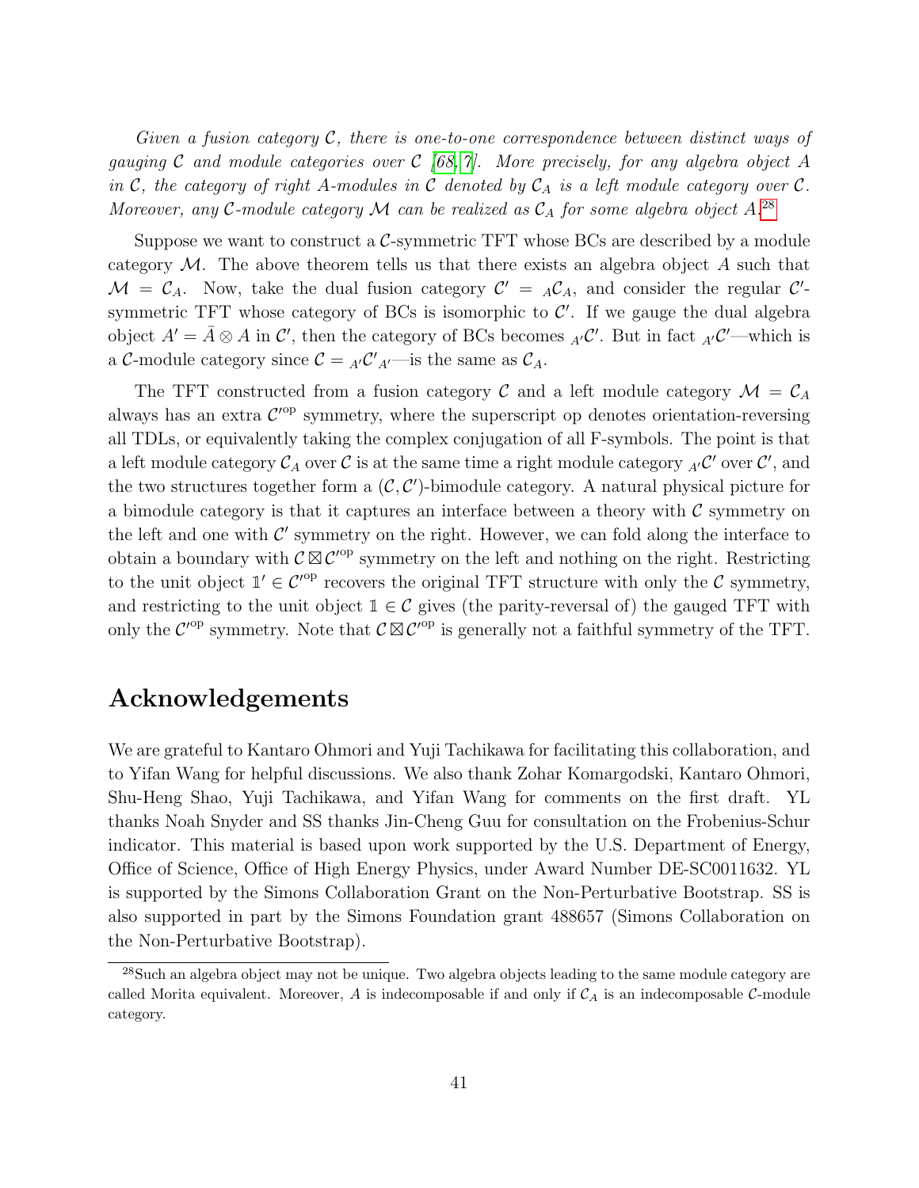*Given a fusion category $\mathcal{C}$, there is one-to-one correspondence between distinct ways of gauging $\mathcal{C}$ and module categories over $\mathcal{C}$ [68, 7]. More precisely, for any algebra object $A$ in $\mathcal{C}$, the category of right $A$-modules in $\mathcal{C}$ denoted by $\mathcal{C}_A$ is a left module category over $\mathcal{C}$. Moreover, any $\mathcal{C}$-module category $\mathcal{M}$ can be realized as $\mathcal{C}_A$ for some algebra object $A$.*[28]

Suppose we want to construct a $\mathcal{C}$-symmetric TFT whose BCs are described by a module category $\mathcal{M}$. The above theorem tells us that there exists an algebra object $A$ such that $\mathcal{M} = \mathcal{C}_A$. Now, take the dual fusion category $\mathcal{C}' = {}_A\mathcal{C}_A$, and consider the regular $\mathcal{C}'$-symmetric TFT whose category of BCs is isomorphic to $\mathcal{C}'$. If we gauge the dual algebra object $A' = \bar{A} \otimes A$ in $\mathcal{C}'$, then the category of BCs becomes ${}_{A'}\mathcal{C}'$. But in fact ${}_{A'}\mathcal{C}'$—which is a $\mathcal{C}$-module category since $\mathcal{C} = {}_{A'}\mathcal{C}'_{A'}$—is the same as $\mathcal{C}_A$.

The TFT constructed from a fusion category $\mathcal{C}$ and a left module category $\mathcal{M} = \mathcal{C}_A$ always has an extra $\mathcal{C}'^{\text{op}}$ symmetry, where the superscript op denotes orientation-reversing all TDLs, or equivalently taking the complex conjugation of all F-symbols. The point is that a left module category $\mathcal{C}_A$ over $\mathcal{C}$ is at the same time a right module category ${}_{A'}\mathcal{C}'$ over $\mathcal{C}'$, and the two structures together form a $(\mathcal{C}, \mathcal{C}')$-bimodule category. A natural physical picture for a bimodule category is that it captures an interface between a theory with $\mathcal{C}$ symmetry on the left and one with $\mathcal{C}'$ symmetry on the right. However, we can fold along the interface to obtain a boundary with $\mathcal{C} \boxtimes \mathcal{C}'^{\text{op}}$ symmetry on the left and nothing on the right. Restricting to the unit object $\mathbb{1}' \in \mathcal{C}'^{\text{op}}$ recovers the original TFT structure with only the $\mathcal{C}$ symmetry, and restricting to the unit object $\mathbb{1} \in \mathcal{C}$ gives (the parity-reversal of) the gauged TFT with only the $\mathcal{C}'^{\text{op}}$ symmetry. Note that $\mathcal{C} \boxtimes \mathcal{C}'^{\text{op}}$ is generally not a faithful symmetry of the TFT.

## Acknowledgements

We are grateful to Kantaro Ohmori and Yuji Tachikawa for facilitating this collaboration, and to Yifan Wang for helpful discussions. We also thank Zohar Komargodski, Kantaro Ohmori, Shu-Heng Shao, Yuji Tachikawa, and Yifan Wang for comments on the first draft. YL thanks Noah Snyder and SS thanks Jin-Cheng Guu for consultation on the Frobenius-Schur indicator. This material is based upon work supported by the U.S. Department of Energy, Office of Science, Office of High Energy Physics, under Award Number DE-SC0011632. YL is supported by the Simons Collaboration Grant on the Non-Perturbative Bootstrap. SS is also supported in part by the Simons Foundation grant 488657 (Simons Collaboration on the Non-Perturbative Bootstrap).

[28] Such an algebra object may not be unique. Two algebra objects leading to the same module category are called Morita equivalent. Moreover, $A$ is indecomposable if and only if $\mathcal{C}_A$ is an indecomposable $\mathcal{C}$-module category.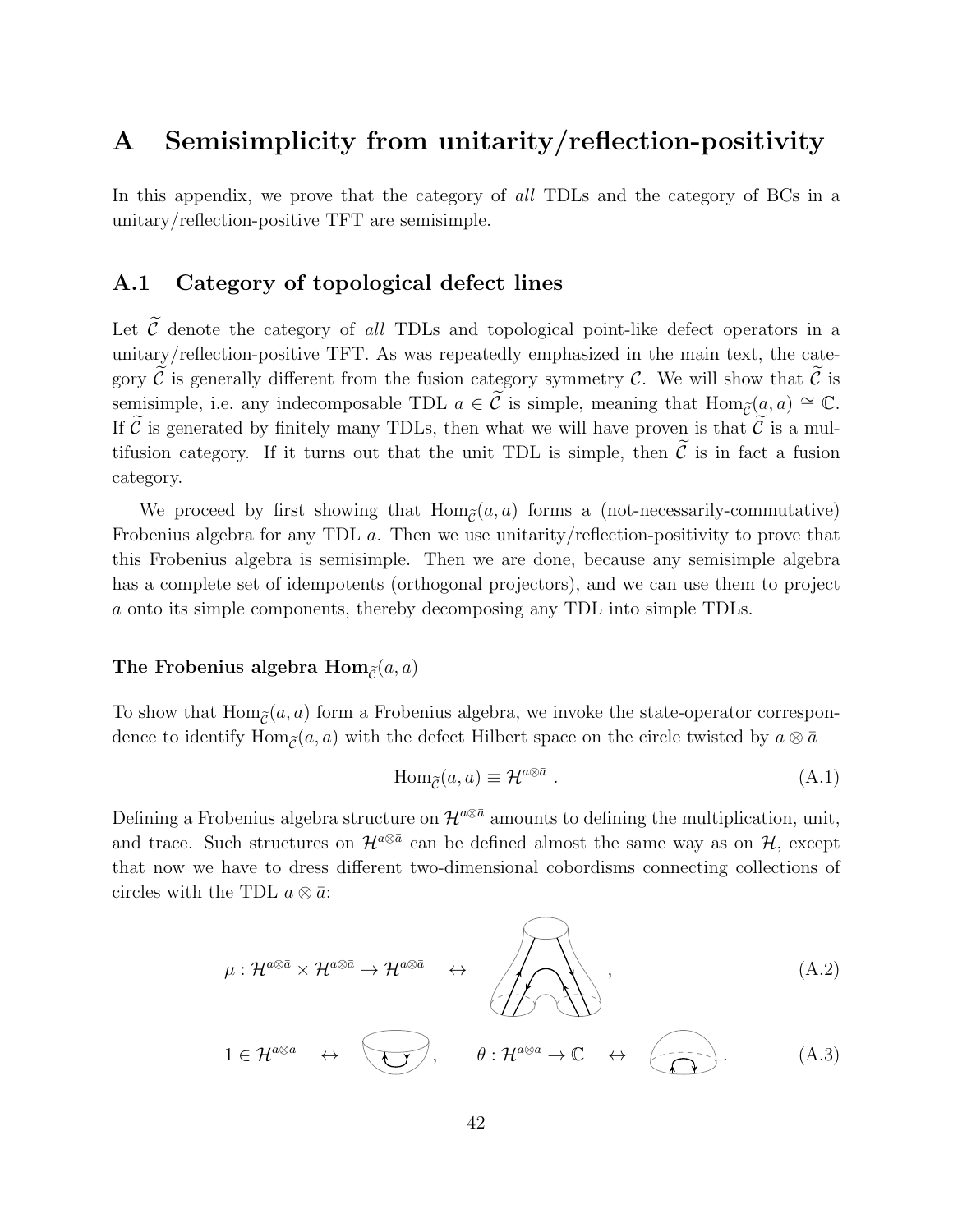# A Semisimplicity from unitarity/reflection-positivity

In this appendix, we prove that the category of *all* TDLs and the category of BCs in a unitary/reflection-positive TFT are semisimple.

## A.1 Category of topological defect lines

Let $\widetilde{\mathcal{C}}$ denote the category of *all* TDLs and topological point-like defect operators in a unitary/reflection-positive TFT. As was repeatedly emphasized in the main text, the category $\widetilde{\mathcal{C}}$ is generally different from the fusion category symmetry $\mathcal{C}$. We will show that $\widetilde{\mathcal{C}}$ is semisimple, i.e. any indecomposable TDL $a \in \widetilde{\mathcal{C}}$ is simple, meaning that $\mathrm{Hom}_{\widetilde{\mathcal{C}}}(a,a) \cong \mathbb{C}$. If $\widetilde{\mathcal{C}}$ is generated by finitely many TDLs, then what we will have proven is that $\widetilde{\mathcal{C}}$ is a multifusion category. If it turns out that the unit TDL is simple, then $\widetilde{\mathcal{C}}$ is in fact a fusion category.

We proceed by first showing that $\mathrm{Hom}_{\widetilde{\mathcal{C}}}(a,a)$ forms a (not-necessarily-commutative) Frobenius algebra for any TDL $a$. Then we use unitarity/reflection-positivity to prove that this Frobenius algebra is semisimple. Then we are done, because any semisimple algebra has a complete set of idempotents (orthogonal projectors), and we can use them to project $a$ onto its simple components, thereby decomposing any TDL into simple TDLs.

#### The Frobenius algebra $\mathrm{Hom}_{\widetilde{\mathcal{C}}}(a,a)$

To show that $\mathrm{Hom}_{\widetilde{\mathcal{C}}}(a,a)$ form a Frobenius algebra, we invoke the state-operator correspondence to identify $\mathrm{Hom}_{\widetilde{\mathcal{C}}}(a,a)$ with the defect Hilbert space on the circle twisted by $a \otimes \bar{a}$

$$\mathrm{Hom}_{\widetilde{\mathcal{C}}}(a,a) \equiv \mathcal{H}^{a\otimes\bar{a}} \ . \tag{A.1}$$

Defining a Frobenius algebra structure on $\mathcal{H}^{a\otimes\bar{a}}$ amounts to defining the multiplication, unit, and trace. Such structures on $\mathcal{H}^{a\otimes\bar{a}}$ can be defined almost the same way as on $\mathcal{H}$, except that now we have to dress different two-dimensional cobordisms connecting collections of circles with the TDL $a \otimes \bar{a}$:

$$\mu : \mathcal{H}^{a\otimes\bar{a}} \times \mathcal{H}^{a\otimes\bar{a}} \to \mathcal{H}^{a\otimes\bar{a}} \quad \leftrightarrow \quad , \tag{A.2}$$

$$1 \in \mathcal{H}^{a\otimes\bar{a}} \quad \leftrightarrow \quad , \qquad \theta : \mathcal{H}^{a\otimes\bar{a}} \to \mathbb{C} \quad \leftrightarrow \quad . \tag{A.3}$$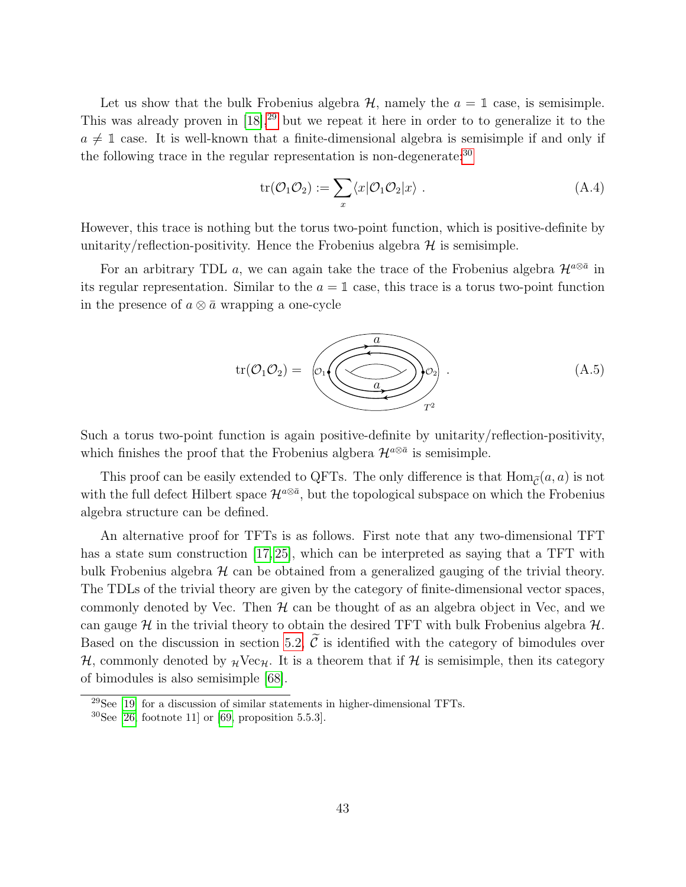Let us show that the bulk Frobenius algebra $\mathcal{H}$, namely the $a = \mathbb{1}$ case, is semisimple. This was already proven in [18],[29] but we repeat it here in order to to generalize it to the $a \neq \mathbb{1}$ case. It is well-known that a finite-dimensional algebra is semisimple if and only if the following trace in the regular representation is non-degenerate:[30]

$$\mathrm{tr}(\mathcal{O}_1\mathcal{O}_2) := \sum_x \langle x|\mathcal{O}_1\mathcal{O}_2|x\rangle \ . \tag{A.4}$$

However, this trace is nothing but the torus two-point function, which is positive-definite by unitarity/reflection-positivity. Hence the Frobenius algebra $\mathcal{H}$ is semisimple.

For an arbitrary TDL $a$, we can again take the trace of the Frobenius algebra $\mathcal{H}^{a\otimes\bar{a}}$ in its regular representation. Similar to the $a = \mathbb{1}$ case, this trace is a torus two-point function in the presence of $a \otimes \bar{a}$ wrapping a one-cycle

$$\mathrm{tr}(\mathcal{O}_1\mathcal{O}_2) = \quad [\text{torus } T^2 \text{ with } \mathcal{O}_1, \mathcal{O}_2 \text{ and lines } a, \bar{a}] \ . \tag{A.5}$$

Such a torus two-point function is again positive-definite by unitarity/reflection-positivity, which finishes the proof that the Frobenius algbera $\mathcal{H}^{a\otimes\bar{a}}$ is semisimple.

This proof can be easily extended to QFTs. The only difference is that $\mathrm{Hom}_{\widetilde{\mathcal{C}}}(a, a)$ is not with the full defect Hilbert space $\mathcal{H}^{a\otimes\bar{a}}$, but the topological subspace on which the Frobenius algebra structure can be defined.

An alternative proof for TFTs is as follows. First note that any two-dimensional TFT has a state sum construction [17, 25], which can be interpreted as saying that a TFT with bulk Frobenius algebra $\mathcal{H}$ can be obtained from a generalized gauging of the trivial theory. The TDLs of the trivial theory are given by the category of finite-dimensional vector spaces, commonly denoted by Vec. Then $\mathcal{H}$ can be thought of as an algebra object in Vec, and we can gauge $\mathcal{H}$ in the trivial theory to obtain the desired TFT with bulk Frobenius algebra $\mathcal{H}$. Based on the discussion in section 5.2, $\widetilde{\mathcal{C}}$ is identified with the category of bimodules over $\mathcal{H}$, commonly denoted by ${}_{\mathcal{H}}\mathrm{Vec}_{\mathcal{H}}$. It is a theorem that if $\mathcal{H}$ is semisimple, then its category of bimodules is also semisimple [68].

[29] See [19] for a discussion of similar statements in higher-dimensional TFTs.

[30] See [26, footnote 11] or [69, proposition 5.5.3].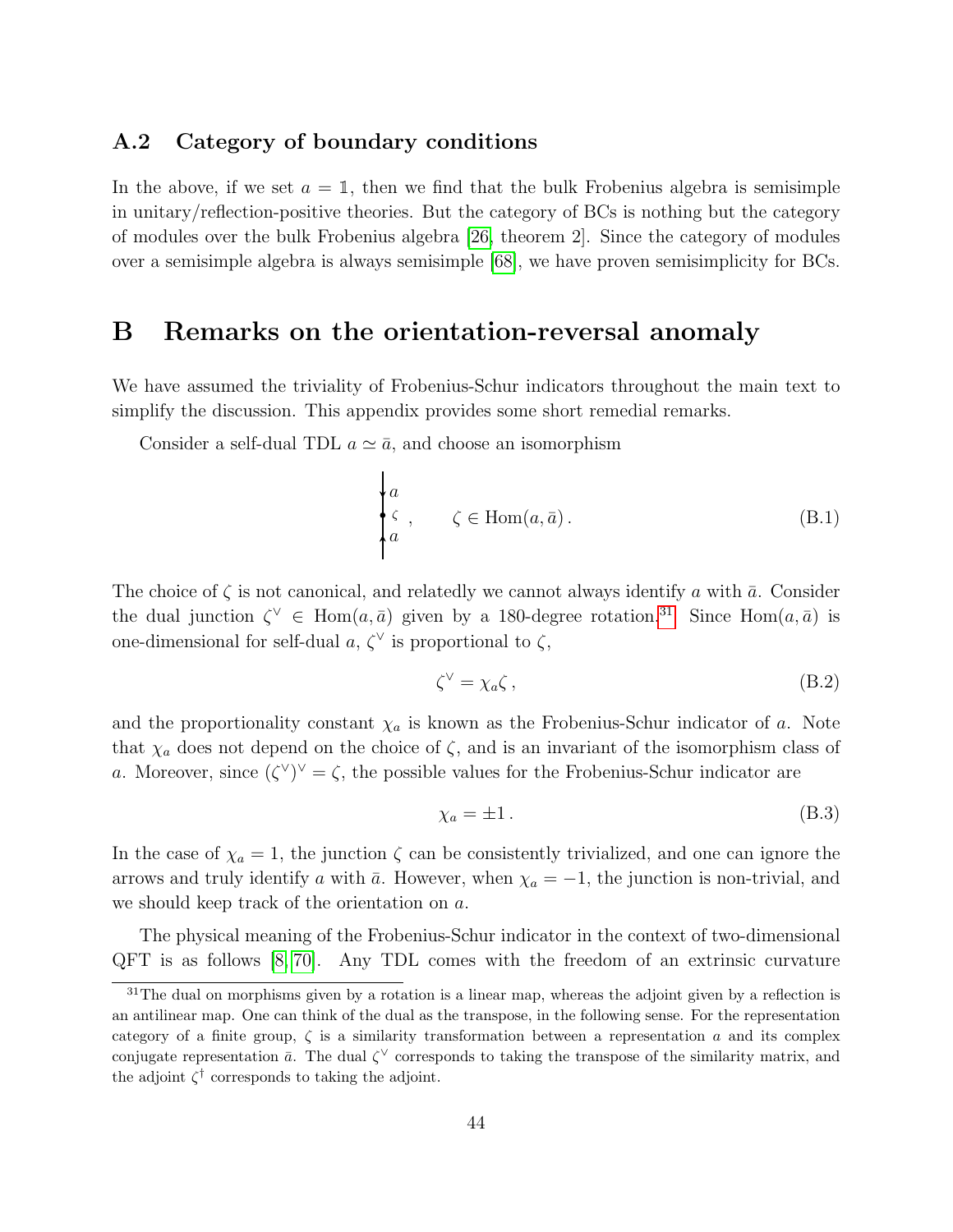### A.2 Category of boundary conditions

In the above, if we set $a = \mathbb{1}$, then we find that the bulk Frobenius algebra is semisimple in unitary/reflection-positive theories. But the category of BCs is nothing but the category of modules over the bulk Frobenius algebra [26, theorem 2]. Since the category of modules over a semisimple algebra is always semisimple [68], we have proven semisimplicity for BCs.

## B Remarks on the orientation-reversal anomaly

We have assumed the triviality of Frobenius-Schur indicators throughout the main text to simplify the discussion. This appendix provides some short remedial remarks.

Consider a self-dual TDL $a \simeq \bar{a}$, and choose an isomorphism

$$\zeta \in \mathrm{Hom}(a, \bar{a})\,. \tag{B.1}$$

The choice of $\zeta$ is not canonical, and relatedly we cannot always identify $a$ with $\bar{a}$. Consider the dual junction $\zeta^\vee \in \mathrm{Hom}(a, \bar{a})$ given by a 180-degree rotation.[31] Since $\mathrm{Hom}(a, \bar{a})$ is one-dimensional for self-dual $a$, $\zeta^\vee$ is proportional to $\zeta$,

$$\zeta^\vee = \chi_a \zeta\,, \tag{B.2}$$

and the proportionality constant $\chi_a$ is known as the Frobenius-Schur indicator of $a$. Note that $\chi_a$ does not depend on the choice of $\zeta$, and is an invariant of the isomorphism class of $a$. Moreover, since $(\zeta^\vee)^\vee = \zeta$, the possible values for the Frobenius-Schur indicator are

$$\chi_a = \pm 1\,. \tag{B.3}$$

In the case of $\chi_a = 1$, the junction $\zeta$ can be consistently trivialized, and one can ignore the arrows and truly identify $a$ with $\bar{a}$. However, when $\chi_a = -1$, the junction is non-trivial, and we should keep track of the orientation on $a$.

The physical meaning of the Frobenius-Schur indicator in the context of two-dimensional QFT is as follows [8, 70]. Any TDL comes with the freedom of an extrinsic curvature

[31] The dual on morphisms given by a rotation is a linear map, whereas the adjoint given by a reflection is an antilinear map. One can think of the dual as the transpose, in the following sense. For the representation category of a finite group, $\zeta$ is a similarity transformation between a representation $a$ and its complex conjugate representation $\bar{a}$. The dual $\zeta^\vee$ corresponds to taking the transpose of the similarity matrix, and the adjoint $\zeta^\dagger$ corresponds to taking the adjoint.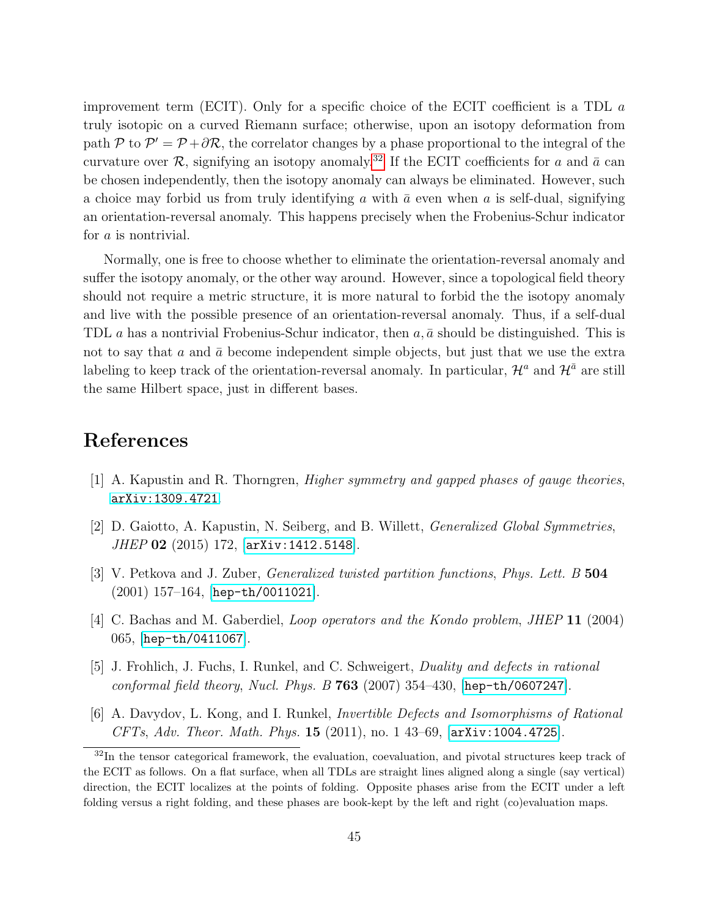improvement term (ECIT). Only for a specific choice of the ECIT coefficient is a TDL $a$ truly isotopic on a curved Riemann surface; otherwise, upon an isotopy deformation from path $\mathcal{P}$ to $\mathcal{P}' = \mathcal{P} + \partial\mathcal{R}$, the correlator changes by a phase proportional to the integral of the curvature over $\mathcal{R}$, signifying an isotopy anomaly.[32] If the ECIT coefficients for $a$ and $\bar{a}$ can be chosen independently, then the isotopy anomaly can always be eliminated. However, such a choice may forbid us from truly identifying $a$ with $\bar{a}$ even when $a$ is self-dual, signifying an orientation-reversal anomaly. This happens precisely when the Frobenius-Schur indicator for $a$ is nontrivial.

Normally, one is free to choose whether to eliminate the orientation-reversal anomaly and suffer the isotopy anomaly, or the other way around. However, since a topological field theory should not require a metric structure, it is more natural to forbid the the isotopy anomaly and live with the possible presence of an orientation-reversal anomaly. Thus, if a self-dual TDL $a$ has a nontrivial Frobenius-Schur indicator, then $a, \bar{a}$ should be distinguished. This is not to say that $a$ and $\bar{a}$ become independent simple objects, but just that we use the extra labeling to keep track of the orientation-reversal anomaly. In particular, $\mathcal{H}^a$ and $\mathcal{H}^{\bar{a}}$ are still the same Hilbert space, just in different bases.

# References

[1] A. Kapustin and R. Thorngren, *Higher symmetry and gapped phases of gauge theories*, arXiv:1309.4721.

[2] D. Gaiotto, A. Kapustin, N. Seiberg, and B. Willett, *Generalized Global Symmetries*, *JHEP* **02** (2015) 172, [arXiv:1412.5148].

[3] V. Petkova and J. Zuber, *Generalized twisted partition functions*, *Phys. Lett. B* **504** (2001) 157–164, [hep-th/0011021].

[4] C. Bachas and M. Gaberdiel, *Loop operators and the Kondo problem*, *JHEP* **11** (2004) 065, [hep-th/0411067].

[5] J. Frohlich, J. Fuchs, I. Runkel, and C. Schweigert, *Duality and defects in rational conformal field theory*, *Nucl. Phys. B* **763** (2007) 354–430, [hep-th/0607247].

[6] A. Davydov, L. Kong, and I. Runkel, *Invertible Defects and Isomorphisms of Rational CFTs*, *Adv. Theor. Math. Phys.* **15** (2011), no. 1 43–69, [arXiv:1004.4725].

[32] In the tensor categorical framework, the evaluation, coevaluation, and pivotal structures keep track of the ECIT as follows. On a flat surface, when all TDLs are straight lines aligned along a single (say vertical) direction, the ECIT localizes at the points of folding. Opposite phases arise from the ECIT under a left folding versus a right folding, and these phases are book-kept by the left and right (co)evaluation maps.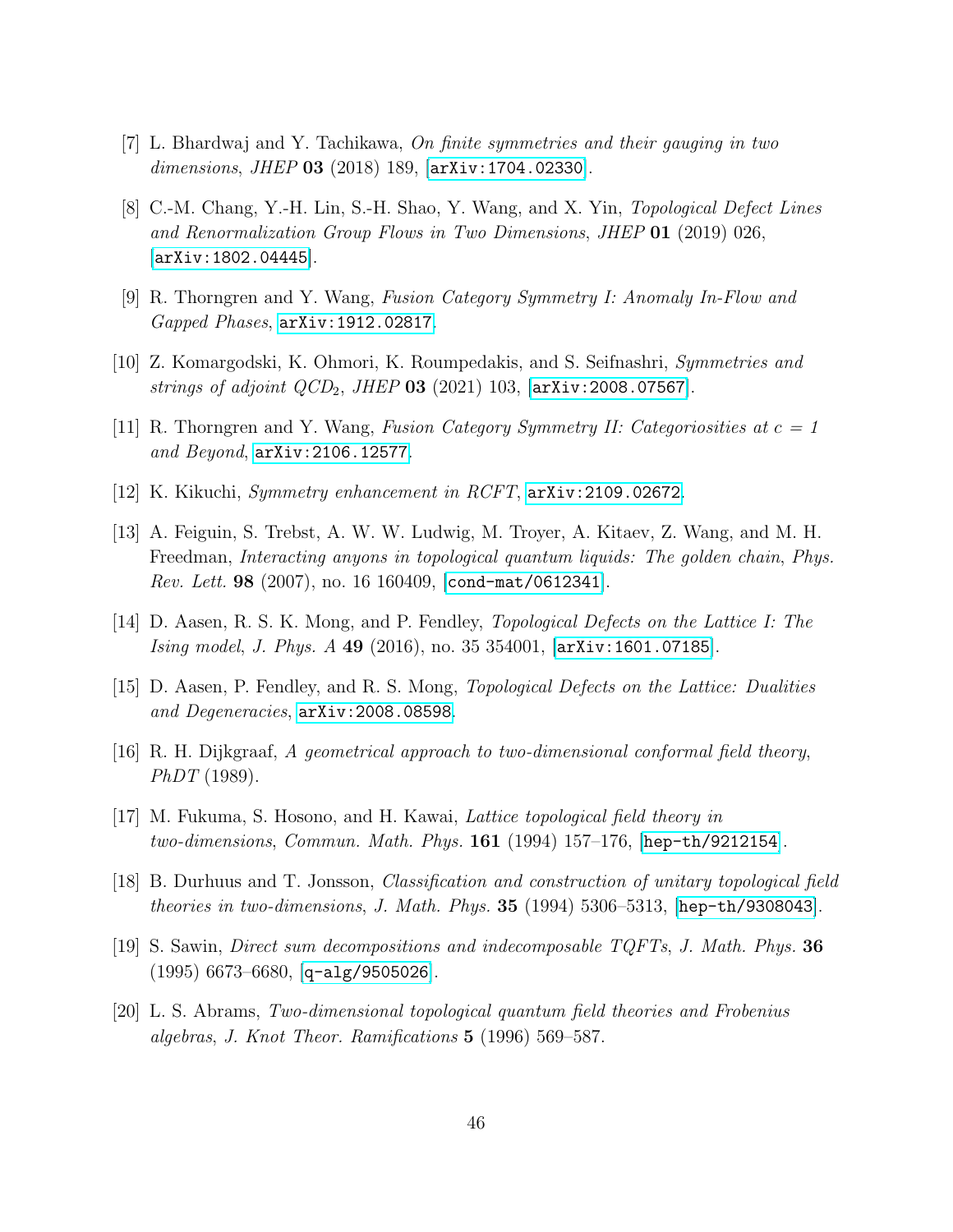[7] L. Bhardwaj and Y. Tachikawa, *On finite symmetries and their gauging in two dimensions*, *JHEP* **03** (2018) 189, [arXiv:1704.02330].

[8] C.-M. Chang, Y.-H. Lin, S.-H. Shao, Y. Wang, and X. Yin, *Topological Defect Lines and Renormalization Group Flows in Two Dimensions*, *JHEP* **01** (2019) 026, [arXiv:1802.04445].

[9] R. Thorngren and Y. Wang, *Fusion Category Symmetry I: Anomaly In-Flow and Gapped Phases*, arXiv:1912.02817.

[10] Z. Komargodski, K. Ohmori, K. Roumpedakis, and S. Seifnashri, *Symmetries and strings of adjoint $QCD_2$*, *JHEP* **03** (2021) 103, [arXiv:2008.07567].

[11] R. Thorngren and Y. Wang, *Fusion Category Symmetry II: Categoriosities at $c = 1$ and Beyond*, arXiv:2106.12577.

[12] K. Kikuchi, *Symmetry enhancement in RCFT*, arXiv:2109.02672.

[13] A. Feiguin, S. Trebst, A. W. W. Ludwig, M. Troyer, A. Kitaev, Z. Wang, and M. H. Freedman, *Interacting anyons in topological quantum liquids: The golden chain*, *Phys. Rev. Lett.* **98** (2007), no. 16 160409, [cond-mat/0612341].

[14] D. Aasen, R. S. K. Mong, and P. Fendley, *Topological Defects on the Lattice I: The Ising model*, *J. Phys. A* **49** (2016), no. 35 354001, [arXiv:1601.07185].

[15] D. Aasen, P. Fendley, and R. S. Mong, *Topological Defects on the Lattice: Dualities and Degeneracies*, arXiv:2008.08598.

[16] R. H. Dijkgraaf, *A geometrical approach to two-dimensional conformal field theory*, *PhDT* (1989).

[17] M. Fukuma, S. Hosono, and H. Kawai, *Lattice topological field theory in two-dimensions*, *Commun. Math. Phys.* **161** (1994) 157–176, [hep-th/9212154].

[18] B. Durhuus and T. Jonsson, *Classification and construction of unitary topological field theories in two-dimensions*, *J. Math. Phys.* **35** (1994) 5306–5313, [hep-th/9308043].

[19] S. Sawin, *Direct sum decompositions and indecomposable TQFTs*, *J. Math. Phys.* **36** (1995) 6673–6680, [q-alg/9505026].

[20] L. S. Abrams, *Two-dimensional topological quantum field theories and Frobenius algebras*, *J. Knot Theor. Ramifications* **5** (1996) 569–587.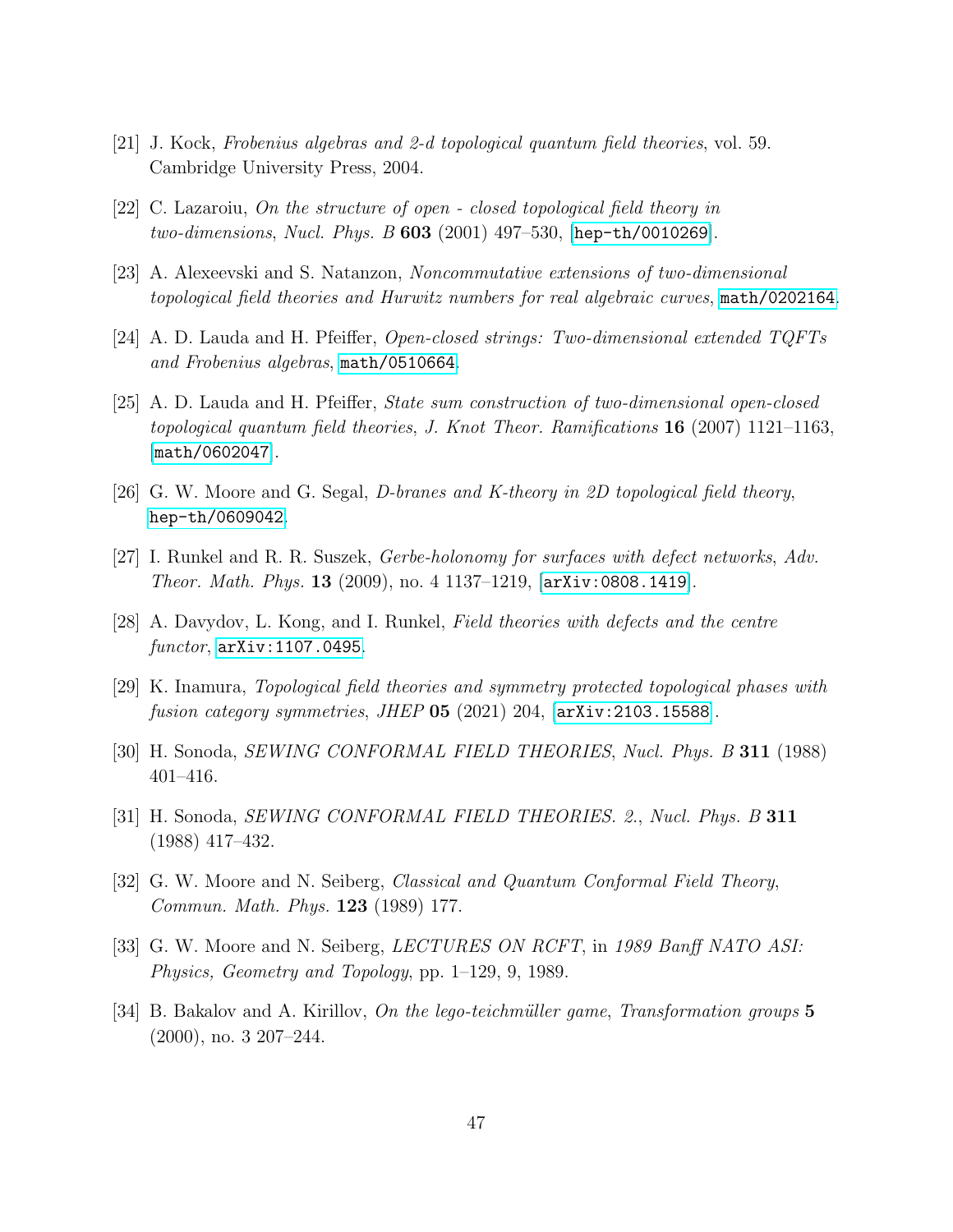[21] J. Kock, *Frobenius algebras and 2-d topological quantum field theories*, vol. 59. Cambridge University Press, 2004.

[22] C. Lazaroiu, *On the structure of open - closed topological field theory in two-dimensions*, *Nucl. Phys. B* **603** (2001) 497–530, [hep-th/0010269].

[23] A. Alexeevski and S. Natanzon, *Noncommutative extensions of two-dimensional topological field theories and Hurwitz numbers for real algebraic curves*, math/0202164.

[24] A. D. Lauda and H. Pfeiffer, *Open-closed strings: Two-dimensional extended TQFTs and Frobenius algebras*, math/0510664.

[25] A. D. Lauda and H. Pfeiffer, *State sum construction of two-dimensional open-closed topological quantum field theories*, *J. Knot Theor. Ramifications* **16** (2007) 1121–1163, [math/0602047].

[26] G. W. Moore and G. Segal, *D-branes and K-theory in 2D topological field theory*, hep-th/0609042.

[27] I. Runkel and R. R. Suszek, *Gerbe-holonomy for surfaces with defect networks*, *Adv. Theor. Math. Phys.* **13** (2009), no. 4 1137–1219, [arXiv:0808.1419].

[28] A. Davydov, L. Kong, and I. Runkel, *Field theories with defects and the centre functor*, arXiv:1107.0495.

[29] K. Inamura, *Topological field theories and symmetry protected topological phases with fusion category symmetries*, *JHEP* **05** (2021) 204, [arXiv:2103.15588].

[30] H. Sonoda, *SEWING CONFORMAL FIELD THEORIES*, *Nucl. Phys. B* **311** (1988) 401–416.

[31] H. Sonoda, *SEWING CONFORMAL FIELD THEORIES. 2.*, *Nucl. Phys. B* **311** (1988) 417–432.

[32] G. W. Moore and N. Seiberg, *Classical and Quantum Conformal Field Theory*, *Commun. Math. Phys.* **123** (1989) 177.

[33] G. W. Moore and N. Seiberg, *LECTURES ON RCFT*, in *1989 Banff NATO ASI: Physics, Geometry and Topology*, pp. 1–129, 9, 1989.

[34] B. Bakalov and A. Kirillov, *On the lego-teichmüller game*, *Transformation groups* **5** (2000), no. 3 207–244.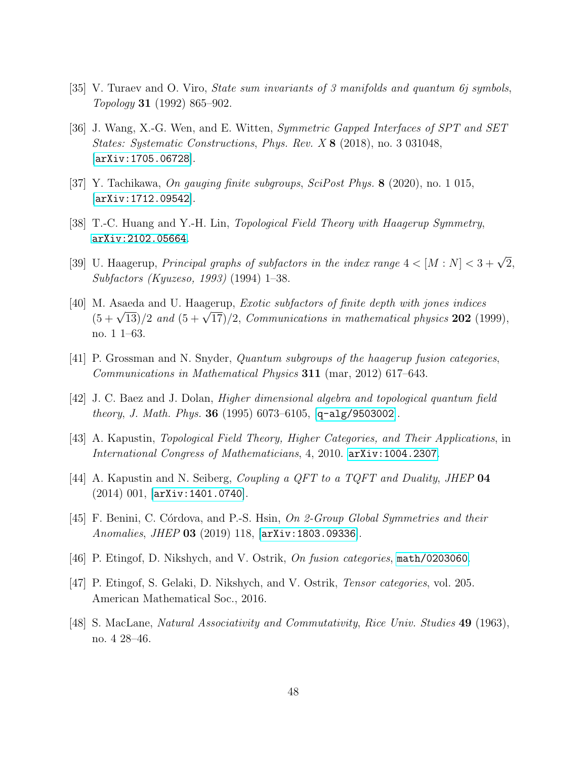[35] V. Turaev and O. Viro, *State sum invariants of 3 manifolds and quantum 6j symbols*, *Topology* **31** (1992) 865–902.

[36] J. Wang, X.-G. Wen, and E. Witten, *Symmetric Gapped Interfaces of SPT and SET States: Systematic Constructions*, *Phys. Rev. X* **8** (2018), no. 3 031048, [arXiv:1705.06728].

[37] Y. Tachikawa, *On gauging finite subgroups*, *SciPost Phys.* **8** (2020), no. 1 015, [arXiv:1712.09542].

[38] T.-C. Huang and Y.-H. Lin, *Topological Field Theory with Haagerup Symmetry*, arXiv:2102.05664.

[39] U. Haagerup, *Principal graphs of subfactors in the index range $4 < [M : N] < 3 + \sqrt{2}$*, *Subfactors (Kyuzeso, 1993)* (1994) 1–38.

[40] M. Asaeda and U. Haagerup, *Exotic subfactors of finite depth with jones indices $(5 + \sqrt{13})/2$ and $(5 + \sqrt{17})/2$*, *Communications in mathematical physics* **202** (1999), no. 1 1–63.

[41] P. Grossman and N. Snyder, *Quantum subgroups of the haagerup fusion categories*, *Communications in Mathematical Physics* **311** (mar, 2012) 617–643.

[42] J. C. Baez and J. Dolan, *Higher dimensional algebra and topological quantum field theory*, *J. Math. Phys.* **36** (1995) 6073–6105, [q-alg/9503002].

[43] A. Kapustin, *Topological Field Theory, Higher Categories, and Their Applications*, in *International Congress of Mathematicians*, 4, 2010. arXiv:1004.2307.

[44] A. Kapustin and N. Seiberg, *Coupling a QFT to a TQFT and Duality*, *JHEP* **04** (2014) 001, [arXiv:1401.0740].

[45] F. Benini, C. Córdova, and P.-S. Hsin, *On 2-Group Global Symmetries and their Anomalies*, *JHEP* **03** (2019) 118, [arXiv:1803.09336].

[46] P. Etingof, D. Nikshych, and V. Ostrik, *On fusion categories*, math/0203060.

[47] P. Etingof, S. Gelaki, D. Nikshych, and V. Ostrik, *Tensor categories*, vol. 205. American Mathematical Soc., 2016.

[48] S. MacLane, *Natural Associativity and Commutativity*, *Rice Univ. Studies* **49** (1963), no. 4 28–46.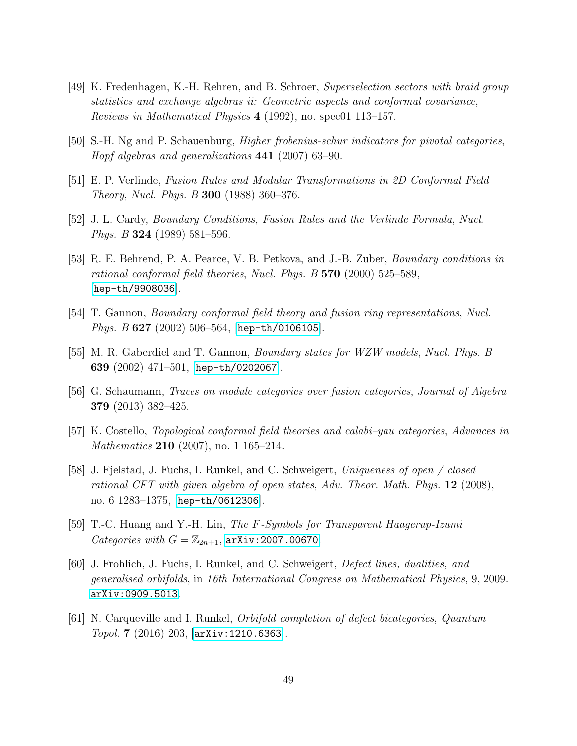[49] K. Fredenhagen, K.-H. Rehren, and B. Schroer, *Superselection sectors with braid group statistics and exchange algebras ii: Geometric aspects and conformal covariance*, *Reviews in Mathematical Physics* **4** (1992), no. spec01 113–157.

[50] S.-H. Ng and P. Schauenburg, *Higher frobenius-schur indicators for pivotal categories*, *Hopf algebras and generalizations* **441** (2007) 63–90.

[51] E. P. Verlinde, *Fusion Rules and Modular Transformations in 2D Conformal Field Theory*, *Nucl. Phys. B* **300** (1988) 360–376.

[52] J. L. Cardy, *Boundary Conditions, Fusion Rules and the Verlinde Formula*, *Nucl. Phys. B* **324** (1989) 581–596.

[53] R. E. Behrend, P. A. Pearce, V. B. Petkova, and J.-B. Zuber, *Boundary conditions in rational conformal field theories*, *Nucl. Phys. B* **570** (2000) 525–589, [hep-th/9908036].

[54] T. Gannon, *Boundary conformal field theory and fusion ring representations*, *Nucl. Phys. B* **627** (2002) 506–564, [hep-th/0106105].

[55] M. R. Gaberdiel and T. Gannon, *Boundary states for WZW models*, *Nucl. Phys. B* **639** (2002) 471–501, [hep-th/0202067].

[56] G. Schaumann, *Traces on module categories over fusion categories*, *Journal of Algebra* **379** (2013) 382–425.

[57] K. Costello, *Topological conformal field theories and calabi–yau categories*, *Advances in Mathematics* **210** (2007), no. 1 165–214.

[58] J. Fjelstad, J. Fuchs, I. Runkel, and C. Schweigert, *Uniqueness of open / closed rational CFT with given algebra of open states*, *Adv. Theor. Math. Phys.* **12** (2008), no. 6 1283–1375, [hep-th/0612306].

[59] T.-C. Huang and Y.-H. Lin, *The F-Symbols for Transparent Haagerup-Izumi Categories with $G = \mathbb{Z}_{2n+1}$*, arXiv:2007.00670.

[60] J. Frohlich, J. Fuchs, I. Runkel, and C. Schweigert, *Defect lines, dualities, and generalised orbifolds*, in *16th International Congress on Mathematical Physics*, 9, 2009. arXiv:0909.5013.

[61] N. Carqueville and I. Runkel, *Orbifold completion of defect bicategories*, *Quantum Topol.* **7** (2016) 203, [arXiv:1210.6363].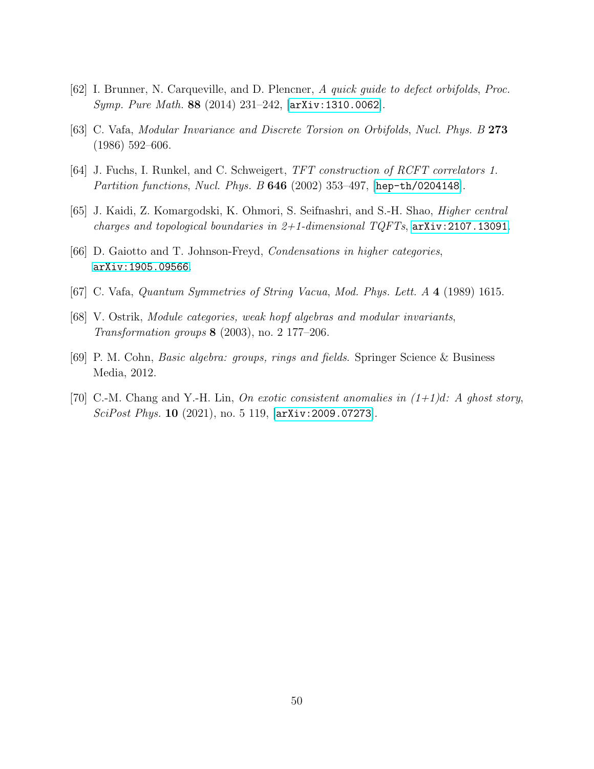[62] I. Brunner, N. Carqueville, and D. Plencner, *A quick guide to defect orbifolds*, *Proc. Symp. Pure Math.* **88** (2014) 231–242, [arXiv:1310.0062].

[63] C. Vafa, *Modular Invariance and Discrete Torsion on Orbifolds*, *Nucl. Phys. B* **273** (1986) 592–606.

[64] J. Fuchs, I. Runkel, and C. Schweigert, *TFT construction of RCFT correlators 1. Partition functions*, *Nucl. Phys. B* **646** (2002) 353–497, [hep-th/0204148].

[65] J. Kaidi, Z. Komargodski, K. Ohmori, S. Seifnashri, and S.-H. Shao, *Higher central charges and topological boundaries in 2+1-dimensional TQFTs*, arXiv:2107.13091.

[66] D. Gaiotto and T. Johnson-Freyd, *Condensations in higher categories*, arXiv:1905.09566.

[67] C. Vafa, *Quantum Symmetries of String Vacua*, *Mod. Phys. Lett. A* **4** (1989) 1615.

[68] V. Ostrik, *Module categories, weak hopf algebras and modular invariants*, *Transformation groups* **8** (2003), no. 2 177–206.

[69] P. M. Cohn, *Basic algebra: groups, rings and fields*. Springer Science & Business Media, 2012.

[70] C.-M. Chang and Y.-H. Lin, *On exotic consistent anomalies in (1+1)d: A ghost story*, *SciPost Phys.* **10** (2021), no. 5 119, [arXiv:2009.07273].